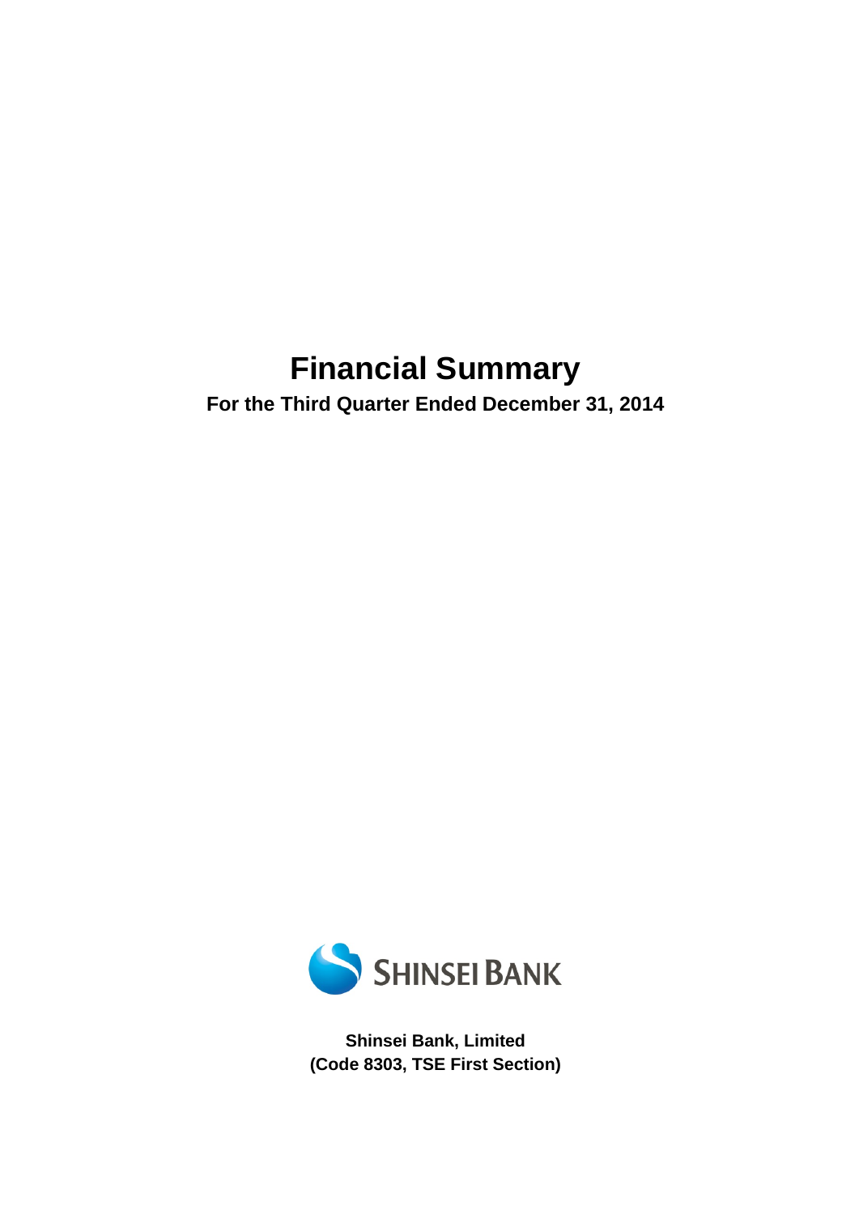# Financial Summary

**For the Third Quarter Ended December 31, 2014**

SHINSEI BANK

**Shinsei Bank, Limited**
**(Code 8303, TSE First Section)**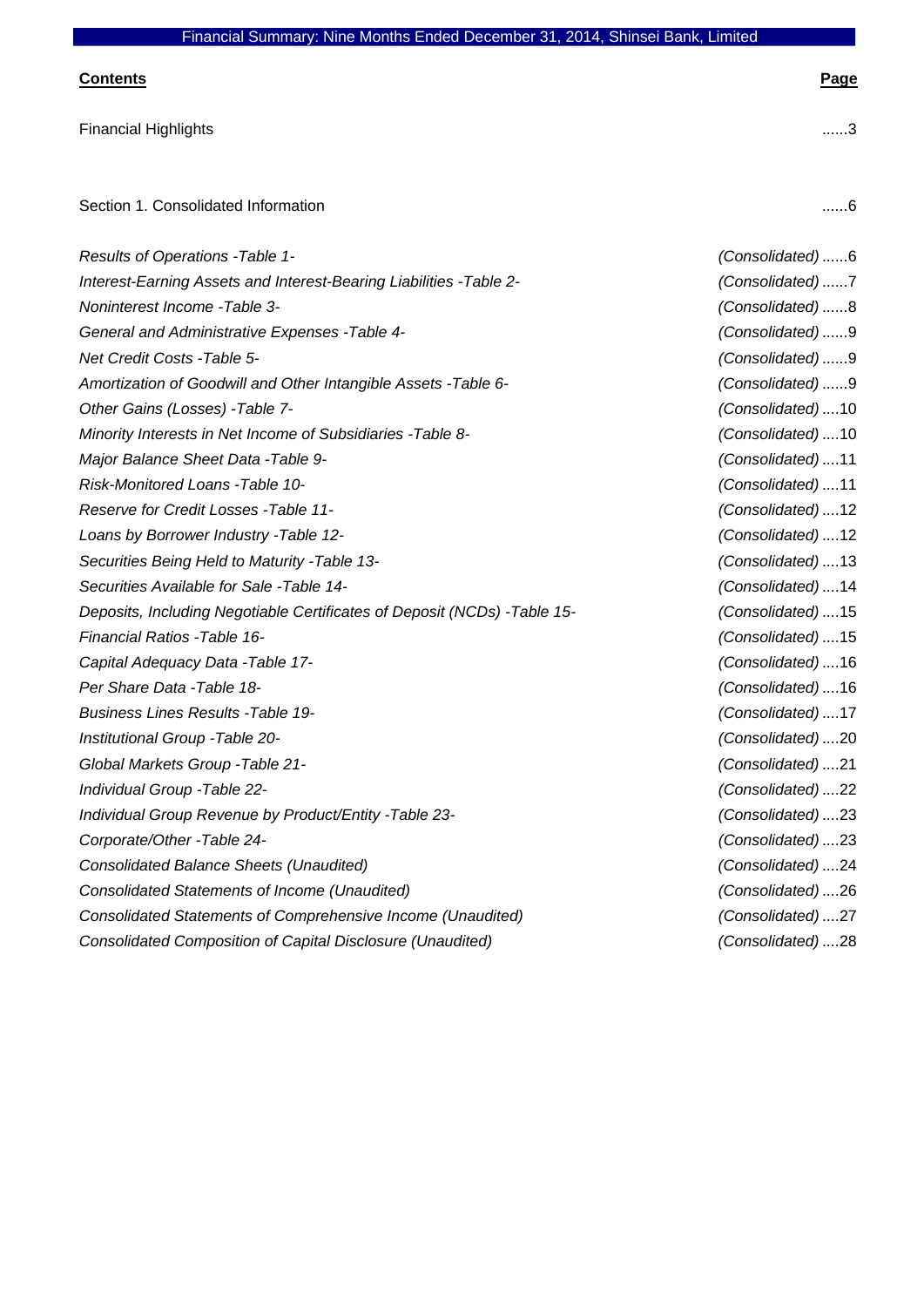**Contents** | **Page**

| **Contents** | **Page** |
|---|---|
| Financial Highlights | ......3 |
| Section 1. Consolidated Information | ......6 |
| *Results of Operations -Table 1-* | *(Consolidated)* ......6 |
| *Interest-Earning Assets and Interest-Bearing Liabilities -Table 2-* | *(Consolidated)* ......7 |
| *Noninterest Income -Table 3-* | *(Consolidated)* ......8 |
| *General and Administrative Expenses -Table 4-* | *(Consolidated)* ......9 |
| *Net Credit Costs -Table 5-* | *(Consolidated)* ......9 |
| *Amortization of Goodwill and Other Intangible Assets -Table 6-* | *(Consolidated)* ......9 |
| *Other Gains (Losses) -Table 7-* | *(Consolidated)* ....10 |
| *Minority Interests in Net Income of Subsidiaries -Table 8-* | *(Consolidated)* ....10 |
| *Major Balance Sheet Data -Table 9-* | *(Consolidated)* ....11 |
| *Risk-Monitored Loans -Table 10-* | *(Consolidated)* ....11 |
| *Reserve for Credit Losses -Table 11-* | *(Consolidated)* ....12 |
| *Loans by Borrower Industry -Table 12-* | *(Consolidated)* ....12 |
| *Securities Being Held to Maturity -Table 13-* | *(Consolidated)* ....13 |
| *Securities Available for Sale -Table 14-* | *(Consolidated)* ....14 |
| *Deposits, Including Negotiable Certificates of Deposit (NCDs) -Table 15-* | *(Consolidated)* ....15 |
| *Financial Ratios -Table 16-* | *(Consolidated)* ....15 |
| *Capital Adequacy Data -Table 17-* | *(Consolidated)* ....16 |
| *Per Share Data -Table 18-* | *(Consolidated)* ....16 |
| *Business Lines Results -Table 19-* | *(Consolidated)* ....17 |
| *Institutional Group -Table 20-* | *(Consolidated)* ....20 |
| *Global Markets Group -Table 21-* | *(Consolidated)* ....21 |
| *Individual Group -Table 22-* | *(Consolidated)* ....22 |
| *Individual Group Revenue by Product/Entity -Table 23-* | *(Consolidated)* ....23 |
| *Corporate/Other -Table 24-* | *(Consolidated)* ....23 |
| *Consolidated Balance Sheets (Unaudited)* | *(Consolidated)* ....24 |
| *Consolidated Statements of Income (Unaudited)* | *(Consolidated)* ....26 |
| *Consolidated Statements of Comprehensive Income (Unaudited)* | *(Consolidated)* ....27 |
| *Consolidated Composition of Capital Disclosure (Unaudited)* | *(Consolidated)* ....28 |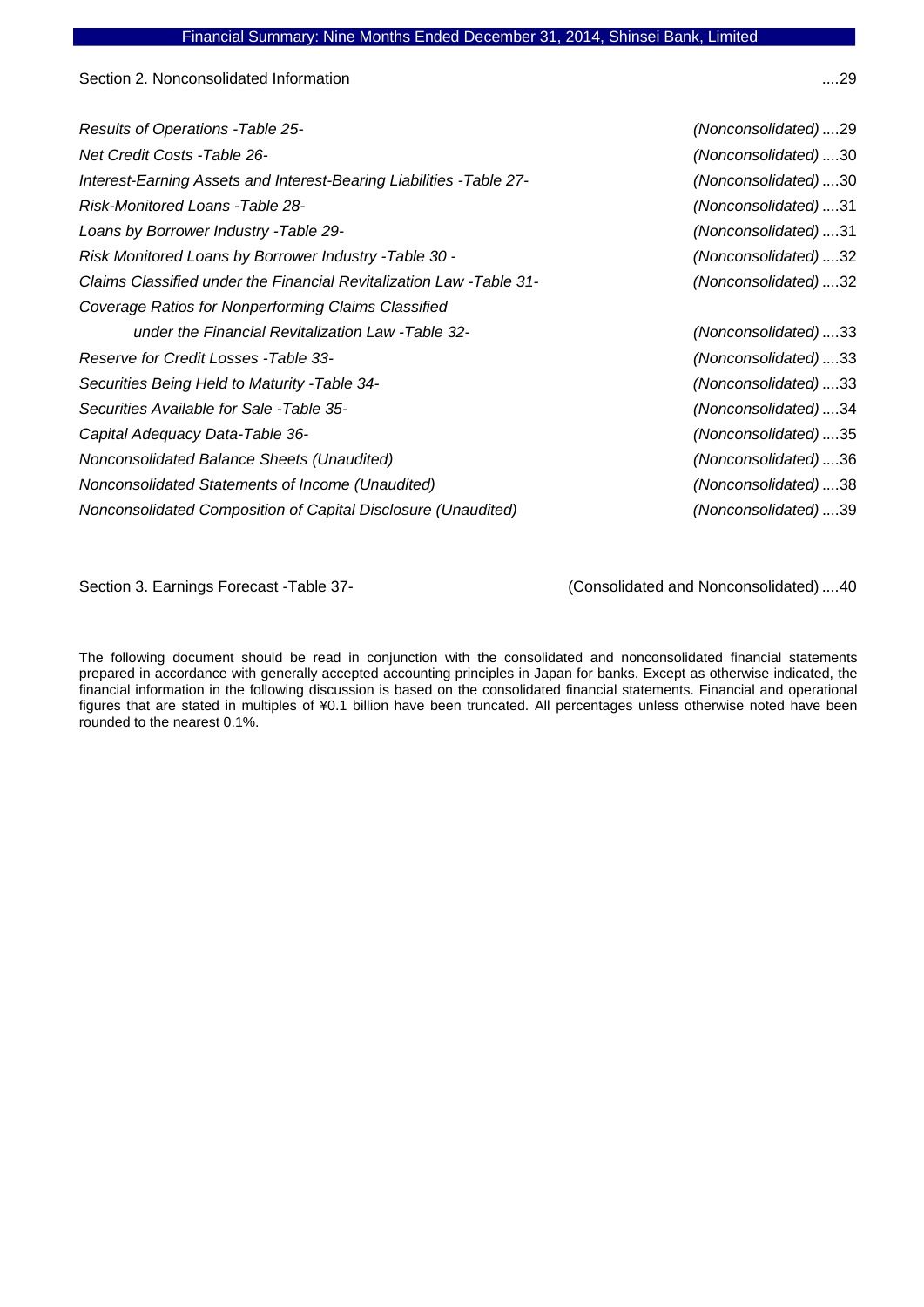Section 2. Nonconsolidated Information ....29

*Results of Operations -Table 25-* *(Nonconsolidated)* ....29
*Net Credit Costs -Table 26-* *(Nonconsolidated)* ....30
*Interest-Earning Assets and Interest-Bearing Liabilities -Table 27-* *(Nonconsolidated)* ....30
*Risk-Monitored Loans -Table 28-* *(Nonconsolidated)* ....31
*Loans by Borrower Industry -Table 29-* *(Nonconsolidated)* ....31
*Risk Monitored Loans by Borrower Industry -Table 30 -* *(Nonconsolidated)* ....32
*Claims Classified under the Financial Revitalization Law -Table 31-* *(Nonconsolidated)* ....32
*Coverage Ratios for Nonperforming Claims Classified*
*under the Financial Revitalization Law -Table 32-* *(Nonconsolidated)* ....33
*Reserve for Credit Losses -Table 33-* *(Nonconsolidated)* ....33
*Securities Being Held to Maturity -Table 34-* *(Nonconsolidated)* ....33
*Securities Available for Sale -Table 35-* *(Nonconsolidated)* ....34
*Capital Adequacy Data-Table 36-* *(Nonconsolidated)* ....35
*Nonconsolidated Balance Sheets (Unaudited)* *(Nonconsolidated)* ....36
*Nonconsolidated Statements of Income (Unaudited)* *(Nonconsolidated)* ....38
*Nonconsolidated Composition of Capital Disclosure (Unaudited)* *(Nonconsolidated)* ....39

Section 3. Earnings Forecast -Table 37- (Consolidated and Nonconsolidated) ....40

The following document should be read in conjunction with the consolidated and nonconsolidated financial statements prepared in accordance with generally accepted accounting principles in Japan for banks. Except as otherwise indicated, the financial information in the following discussion is based on the consolidated financial statements. Financial and operational figures that are stated in multiples of ¥0.1 billion have been truncated. All percentages unless otherwise noted have been rounded to the nearest 0.1%.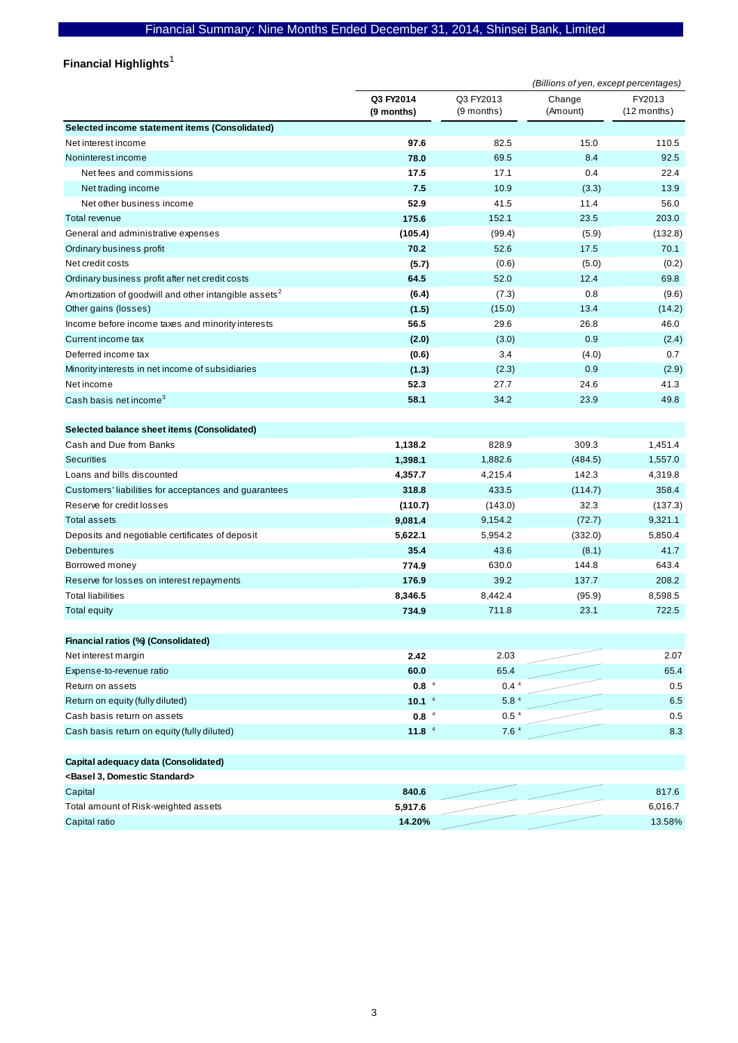## Financial Summary: Nine Months Ended December 31, 2014, Shinsei Bank, Limited

### Financial Highlights[1]

*(Billions of yen, except percentages)*

| | **Q3 FY2014 (9 months)** | Q3 FY2013 (9 months) | Change (Amount) | FY2013 (12 months) |
|---|---|---|---|---|
| **Selected income statement items (Consolidated)** | | | | |
| Net interest income | **97.6** | 82.5 | 15.0 | 110.5 |
| Noninterest income | **78.0** | 69.5 | 8.4 | 92.5 |
| Net fees and commissions | **17.5** | 17.1 | 0.4 | 22.4 |
| Net trading income | **7.5** | 10.9 | (3.3) | 13.9 |
| Net other business income | **52.9** | 41.5 | 11.4 | 56.0 |
| Total revenue | **175.6** | 152.1 | 23.5 | 203.0 |
| General and administrative expenses | **(105.4)** | (99.4) | (5.9) | (132.8) |
| Ordinary business profit | **70.2** | 52.6 | 17.5 | 70.1 |
| Net credit costs | **(5.7)** | (0.6) | (5.0) | (0.2) |
| Ordinary business profit after net credit costs | **64.5** | 52.0 | 12.4 | 69.8 |
| Amortization of goodwill and other intangible assets[2] | **(6.4)** | (7.3) | 0.8 | (9.6) |
| Other gains (losses) | **(1.5)** | (15.0) | 13.4 | (14.2) |
| Income before income taxes and minority interests | **56.5** | 29.6 | 26.8 | 46.0 |
| Current income tax | **(2.0)** | (3.0) | 0.9 | (2.4) |
| Deferred income tax | **(0.6)** | 3.4 | (4.0) | 0.7 |
| Minority interests in net income of subsidiaries | **(1.3)** | (2.3) | 0.9 | (2.9) |
| Net income | **52.3** | 27.7 | 24.6 | 41.3 |
| Cash basis net income[3] | **58.1** | 34.2 | 23.9 | 49.8 |
| **Selected balance sheet items (Consolidated)** | | | | |
| Cash and Due from Banks | **1,138.2** | 828.9 | 309.3 | 1,451.4 |
| Securities | **1,398.1** | 1,882.6 | (484.5) | 1,557.0 |
| Loans and bills discounted | **4,357.7** | 4,215.4 | 142.3 | 4,319.8 |
| Customers' liabilities for acceptances and guarantees | **318.8** | 433.5 | (114.7) | 358.4 |
| Reserve for credit losses | **(110.7)** | (143.0) | 32.3 | (137.3) |
| Total assets | **9,081.4** | 9,154.2 | (72.7) | 9,321.1 |
| Deposits and negotiable certificates of deposit | **5,622.1** | 5,954.2 | (332.0) | 5,850.4 |
| Debentures | **35.4** | 43.6 | (8.1) | 41.7 |
| Borrowed money | **774.9** | 630.0 | 144.8 | 643.4 |
| Reserve for losses on interest repayments | **176.9** | 39.2 | 137.7 | 208.2 |
| Total liabilities | **8,346.5** | 8,442.4 | (95.9) | 8,598.5 |
| Total equity | **734.9** | 711.8 | 23.1 | 722.5 |
| **Financial ratios (%) (Consolidated)** | | | | |
| Net interest margin | **2.42** | 2.03 | | 2.07 |
| Expense-to-revenue ratio | **60.0** | 65.4 | | 65.4 |
| Return on assets | **0.8** [4] | 0.4 [4] | | 0.5 |
| Return on equity (fully diluted) | **10.1** [4] | 5.8 [4] | | 6.5 |
| Cash basis return on assets | **0.8** [4] | 0.5 [4] | | 0.5 |
| Cash basis return on equity (fully diluted) | **11.8** [4] | 7.6 [4] | | 8.3 |
| **Capital adequacy data (Consolidated)** | | | | |
| **<Basel 3, Domestic Standard>** | | | | |
| Capital | **840.6** | | | 817.6 |
| Total amount of Risk-weighted assets | **5,917.6** | | | 6,016.7 |
| Capital ratio | **14.20%** | | | 13.58% |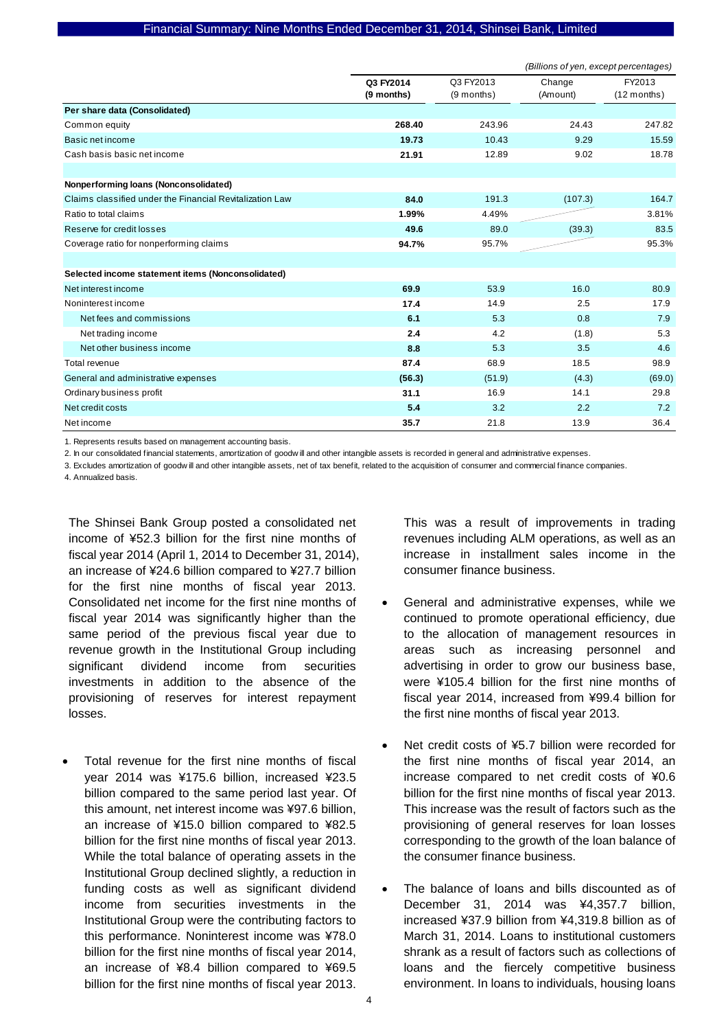*(Billions of yen, except percentages)*

| | Q3 FY2014 (9 months) | Q3 FY2013 (9 months) | Change (Amount) | FY2013 (12 months) |
|---|---|---|---|---|
| **Per share data (Consolidated)** | | | | |
| Common equity | **268.40** | 243.96 | 24.43 | 247.82 |
| Basic net income | **19.73** | 10.43 | 9.29 | 15.59 |
| Cash basis basic net income | **21.91** | 12.89 | 9.02 | 18.78 |
| | | | | |
| **Nonperforming loans (Nonconsolidated)** | | | | |
| Claims classified under the Financial Revitalization Law | **84.0** | 191.3 | (107.3) | 164.7 |
| Ratio to total claims | **1.99%** | 4.49% | | 3.81% |
| Reserve for credit losses | **49.6** | 89.0 | (39.3) | 83.5 |
| Coverage ratio for nonperforming claims | **94.7%** | 95.7% | | 95.3% |
| | | | | |
| **Selected income statement items (Nonconsolidated)** | | | | |
| Net interest income | **69.9** | 53.9 | 16.0 | 80.9 |
| Noninterest income | **17.4** | 14.9 | 2.5 | 17.9 |
| Net fees and commissions | **6.1** | 5.3 | 0.8 | 7.9 |
| Net trading income | **2.4** | 4.2 | (1.8) | 5.3 |
| Net other business income | **8.8** | 5.3 | 3.5 | 4.6 |
| Total revenue | **87.4** | 68.9 | 18.5 | 98.9 |
| General and administrative expenses | **(56.3)** | (51.9) | (4.3) | (69.0) |
| Ordinary business profit | **31.1** | 16.9 | 14.1 | 29.8 |
| Net credit costs | **5.4** | 3.2 | 2.2 | 7.2 |
| Net income | **35.7** | 21.8 | 13.9 | 36.4 |

1. Represents results based on management accounting basis.
2. In our consolidated financial statements, amortization of goodwill and other intangible assets is recorded in general and administrative expenses.
3. Excludes amortization of goodwill and other intangible assets, net of tax benefit, related to the acquisition of consumer and commercial finance companies.
4. Annualized basis.

The Shinsei Bank Group posted a consolidated net income of ¥52.3 billion for the first nine months of fiscal year 2014 (April 1, 2014 to December 31, 2014), an increase of ¥24.6 billion compared to ¥27.7 billion for the first nine months of fiscal year 2013. Consolidated net income for the first nine months of fiscal year 2014 was significantly higher than the same period of the previous fiscal year due to revenue growth in the Institutional Group including significant dividend income from securities investments in addition to the absence of the provisioning of reserves for interest repayment losses.

- Total revenue for the first nine months of fiscal year 2014 was ¥175.6 billion, increased ¥23.5 billion compared to the same period last year. Of this amount, net interest income was ¥97.6 billion, an increase of ¥15.0 billion compared to ¥82.5 billion for the first nine months of fiscal year 2013. While the total balance of operating assets in the Institutional Group declined slightly, a reduction in funding costs as well as significant dividend income from securities investments in the Institutional Group were the contributing factors to this performance. Noninterest income was ¥78.0 billion for the first nine months of fiscal year 2014, an increase of ¥8.4 billion compared to ¥69.5 billion for the first nine months of fiscal year 2013. This was a result of improvements in trading revenues including ALM operations, as well as an increase in installment sales income in the consumer finance business.

- General and administrative expenses, while we continued to promote operational efficiency, due to the allocation of management resources in areas such as increasing personnel and advertising in order to grow our business base, were ¥105.4 billion for the first nine months of fiscal year 2014, increased from ¥99.4 billion for the first nine months of fiscal year 2013.

- Net credit costs of ¥5.7 billion were recorded for the first nine months of fiscal year 2014, an increase compared to net credit costs of ¥0.6 billion for the first nine months of fiscal year 2013. This increase was the result of factors such as the provisioning of general reserves for loan losses corresponding to the growth of the loan balance of the consumer finance business.

- The balance of loans and bills discounted as of December 31, 2014 was ¥4,357.7 billion, increased ¥37.9 billion from ¥4,319.8 billion as of March 31, 2014. Loans to institutional customers shrank as a result of factors such as collections of loans and the fiercely competitive business environment. In loans to individuals, housing loans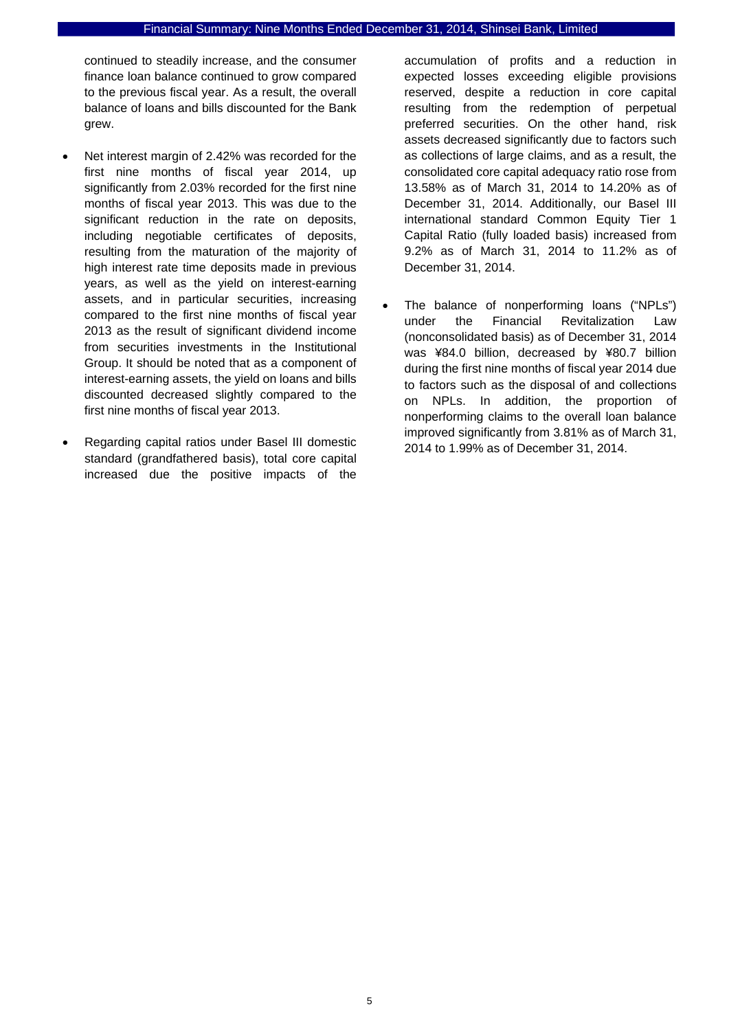continued to steadily increase, and the consumer finance loan balance continued to grow compared to the previous fiscal year. As a result, the overall balance of loans and bills discounted for the Bank grew.

- Net interest margin of 2.42% was recorded for the first nine months of fiscal year 2014, up significantly from 2.03% recorded for the first nine months of fiscal year 2013. This was due to the significant reduction in the rate on deposits, including negotiable certificates of deposits, resulting from the maturation of the majority of high interest rate time deposits made in previous years, as well as the yield on interest-earning assets, and in particular securities, increasing compared to the first nine months of fiscal year 2013 as the result of significant dividend income from securities investments in the Institutional Group. It should be noted that as a component of interest-earning assets, the yield on loans and bills discounted decreased slightly compared to the first nine months of fiscal year 2013.

- Regarding capital ratios under Basel III domestic standard (grandfathered basis), total core capital increased due the positive impacts of the accumulation of profits and a reduction in expected losses exceeding eligible provisions reserved, despite a reduction in core capital resulting from the redemption of perpetual preferred securities. On the other hand, risk assets decreased significantly due to factors such as collections of large claims, and as a result, the consolidated core capital adequacy ratio rose from 13.58% as of March 31, 2014 to 14.20% as of December 31, 2014. Additionally, our Basel III international standard Common Equity Tier 1 Capital Ratio (fully loaded basis) increased from 9.2% as of March 31, 2014 to 11.2% as of December 31, 2014.

- The balance of nonperforming loans ("NPLs") under the Financial Revitalization Law (nonconsolidated basis) as of December 31, 2014 was ¥84.0 billion, decreased by ¥80.7 billion during the first nine months of fiscal year 2014 due to factors such as the disposal of and collections on NPLs. In addition, the proportion of nonperforming claims to the overall loan balance improved significantly from 3.81% as of March 31, 2014 to 1.99% as of December 31, 2014.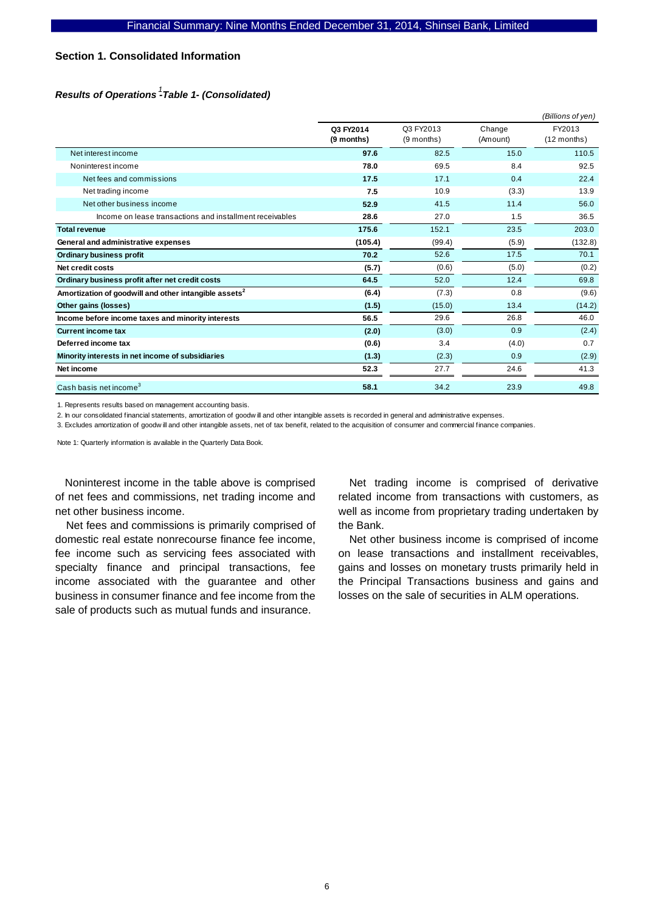## Section 1. Consolidated Information

### *Results of Operations[1] -Table 1- (Consolidated)*

*(Billions of yen)*

| | Q3 FY2014 (9 months) | Q3 FY2013 (9 months) | Change (Amount) | FY2013 (12 months) |
|---|---|---|---|---|
| Net interest income | **97.6** | 82.5 | 15.0 | 110.5 |
| Noninterest income | **78.0** | 69.5 | 8.4 | 92.5 |
| Net fees and commissions | **17.5** | 17.1 | 0.4 | 22.4 |
| Net trading income | **7.5** | 10.9 | (3.3) | 13.9 |
| Net other business income | **52.9** | 41.5 | 11.4 | 56.0 |
| Income on lease transactions and installment receivables | **28.6** | 27.0 | 1.5 | 36.5 |
| **Total revenue** | **175.6** | 152.1 | 23.5 | 203.0 |
| **General and administrative expenses** | **(105.4)** | (99.4) | (5.9) | (132.8) |
| **Ordinary business profit** | **70.2** | 52.6 | 17.5 | 70.1 |
| **Net credit costs** | **(5.7)** | (0.6) | (5.0) | (0.2) |
| **Ordinary business profit after net credit costs** | **64.5** | 52.0 | 12.4 | 69.8 |
| **Amortization of goodwill and other intangible assets[2]** | **(6.4)** | (7.3) | 0.8 | (9.6) |
| **Other gains (losses)** | **(1.5)** | (15.0) | 13.4 | (14.2) |
| **Income before income taxes and minority interests** | **56.5** | 29.6 | 26.8 | 46.0 |
| **Current income tax** | **(2.0)** | (3.0) | 0.9 | (2.4) |
| **Deferred income tax** | **(0.6)** | 3.4 | (4.0) | 0.7 |
| **Minority interests in net income of subsidiaries** | **(1.3)** | (2.3) | 0.9 | (2.9) |
| **Net income** | **52.3** | 27.7 | 24.6 | 41.3 |
| Cash basis net income[3] | **58.1** | 34.2 | 23.9 | 49.8 |

1. Represents results based on management accounting basis.
2. In our consolidated financial statements, amortization of goodwill and other intangible assets is recorded in general and administrative expenses.
3. Excludes amortization of goodwill and other intangible assets, net of tax benefit, related to the acquisition of consumer and commercial finance companies.

Note 1: Quarterly information is available in the Quarterly Data Book.

Noninterest income in the table above is comprised of net fees and commissions, net trading income and net other business income.

Net fees and commissions is primarily comprised of domestic real estate nonrecourse finance fee income, fee income such as servicing fees associated with specialty finance and principal transactions, fee income associated with the guarantee and other business in consumer finance and fee income from the sale of products such as mutual funds and insurance.

Net trading income is comprised of derivative related income from transactions with customers, as well as income from proprietary trading undertaken by the Bank.

Net other business income is comprised of income on lease transactions and installment receivables, gains and losses on monetary trusts primarily held in the Principal Transactions business and gains and losses on the sale of securities in ALM operations.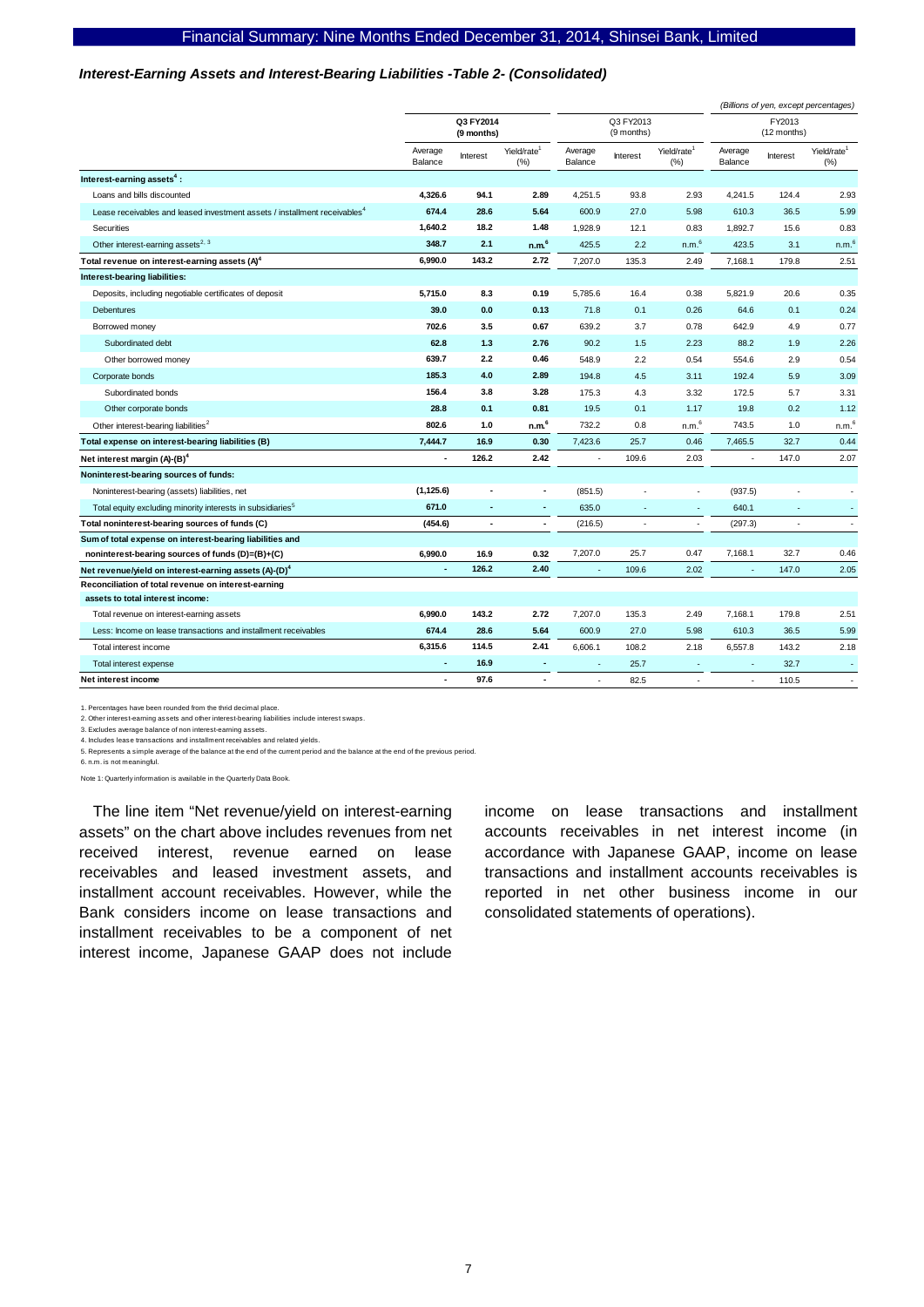### *Interest-Earning Assets and Interest-Bearing Liabilities -Table 2- (Consolidated)*

*(Billions of yen, except percentages)*

| | Q3 FY2014 (9 months) | | | Q3 FY2013 (9 months) | | | FY2013 (12 months) | | |
|---|---|---|---|---|---|---|---|---|---|
| | Average Balance | Interest | Yield/rate[1] (%) | Average Balance | Interest | Yield/rate[1] (%) | Average Balance | Interest | Yield/rate[1] (%) |
| **Interest-earning assets[4] :** | | | | | | | | | |
| Loans and bills discounted | **4,326.6** | **94.1** | **2.89** | 4,251.5 | 93.8 | 2.93 | 4,241.5 | 124.4 | 2.93 |
| Lease receivables and leased investment assets / installment receivables[4] | **674.4** | **28.6** | **5.64** | 600.9 | 27.0 | 5.98 | 610.3 | 36.5 | 5.99 |
| Securities | **1,640.2** | **18.2** | **1.48** | 1,928.9 | 12.1 | 0.83 | 1,892.7 | 15.6 | 0.83 |
| Other interest-earning assets[2, 3] | **348.7** | **2.1** | **n.m.[6]** | 425.5 | 2.2 | n.m.[6] | 423.5 | 3.1 | n.m.[6] |
| **Total revenue on interest-earning assets (A)[4]** | **6,990.0** | **143.2** | **2.72** | 7,207.0 | 135.3 | 2.49 | 7,168.1 | 179.8 | 2.51 |
| **Interest-bearing liabilities:** | | | | | | | | | |
| Deposits, including negotiable certificates of deposit | **5,715.0** | **8.3** | **0.19** | 5,785.6 | 16.4 | 0.38 | 5,821.9 | 20.6 | 0.35 |
| Debentures | **39.0** | **0.0** | **0.13** | 71.8 | 0.1 | 0.26 | 64.6 | 0.1 | 0.24 |
| Borrowed money | **702.6** | **3.5** | **0.67** | 639.2 | 3.7 | 0.78 | 642.9 | 4.9 | 0.77 |
| Subordinated debt | **62.8** | **1.3** | **2.76** | 90.2 | 1.5 | 2.23 | 88.2 | 1.9 | 2.26 |
| Other borrowed money | **639.7** | **2.2** | **0.46** | 548.9 | 2.2 | 0.54 | 554.6 | 2.9 | 0.54 |
| Corporate bonds | **185.3** | **4.0** | **2.89** | 194.8 | 4.5 | 3.11 | 192.4 | 5.9 | 3.09 |
| Subordinated bonds | **156.4** | **3.8** | **3.28** | 175.3 | 4.3 | 3.32 | 172.5 | 5.7 | 3.31 |
| Other corporate bonds | **28.8** | **0.1** | **0.81** | 19.5 | 0.1 | 1.17 | 19.8 | 0.2 | 1.12 |
| Other interest-bearing liabilities[2] | **802.6** | **1.0** | **n.m.[6]** | 732.2 | 0.8 | n.m.[6] | 743.5 | 1.0 | n.m.[6] |
| **Total expense on interest-bearing liabilities (B)** | **7,444.7** | **16.9** | **0.30** | 7,423.6 | 25.7 | 0.46 | 7,465.5 | 32.7 | 0.44 |
| **Net interest margin (A)-(B)[4]** | **-** | **126.2** | **2.42** | - | 109.6 | 2.03 | - | 147.0 | 2.07 |
| **Noninterest-bearing sources of funds:** | | | | | | | | | |
| Noninterest-bearing (assets) liabilities, net | **(1,125.6)** | **-** | **-** | (851.5) | - | - | (937.5) | - | - |
| Total equity excluding minority interests in subsidiaries[5] | **671.0** | **-** | **-** | 635.0 | - | - | 640.1 | - | - |
| **Total noninterest-bearing sources of funds (C)** | **(454.6)** | **-** | **-** | (216.5) | - | - | (297.3) | - | - |
| **Sum of total expense on interest-bearing liabilities and noninterest-bearing sources of funds (D)=(B)+(C)** | **6,990.0** | **16.9** | **0.32** | 7,207.0 | 25.7 | 0.47 | 7,168.1 | 32.7 | 0.46 |
| **Net revenue/yield on interest-earning assets (A)-(D)[4]** | **-** | **126.2** | **2.40** | - | 109.6 | 2.02 | - | 147.0 | 2.05 |
| **Reconciliation of total revenue on interest-earning assets to total interest income:** | | | | | | | | | |
| Total revenue on interest-earning assets | **6,990.0** | **143.2** | **2.72** | 7,207.0 | 135.3 | 2.49 | 7,168.1 | 179.8 | 2.51 |
| Less: Income on lease transactions and installment receivables | **674.4** | **28.6** | **5.64** | 600.9 | 27.0 | 5.98 | 610.3 | 36.5 | 5.99 |
| Total interest income | **6,315.6** | **114.5** | **2.41** | 6,606.1 | 108.2 | 2.18 | 6,557.8 | 143.2 | 2.18 |
| Total interest expense | **-** | **16.9** | **-** | - | 25.7 | - | - | 32.7 | - |
| **Net interest income** | **-** | **97.6** | **-** | - | 82.5 | - | - | 110.5 | - |

1. Percentages have been rounded from the third decimal place.
2. Other interest-earning assets and other interest-bearing liabilities include interest swaps.
3. Excludes average balance of non interest-earning assets.
4. Includes lease transactions and installment receivables and related yields.
5. Represents a simple average of the balance at the end of the current period and the balance at the end of the previous period.
6. n.m. is not meaningful.

Note 1: Quarterly information is available in the Quarterly Data Book.

The line item "Net revenue/yield on interest-earning assets" on the chart above includes revenues from net received interest, revenue earned on lease receivables and leased investment assets, and installment account receivables. However, while the Bank considers income on lease transactions and installment receivables to be a component of net interest income, Japanese GAAP does not include income on lease transactions and installment accounts receivables in net interest income (in accordance with Japanese GAAP, income on lease transactions and installment accounts receivables is reported in net other business income in our consolidated statements of operations).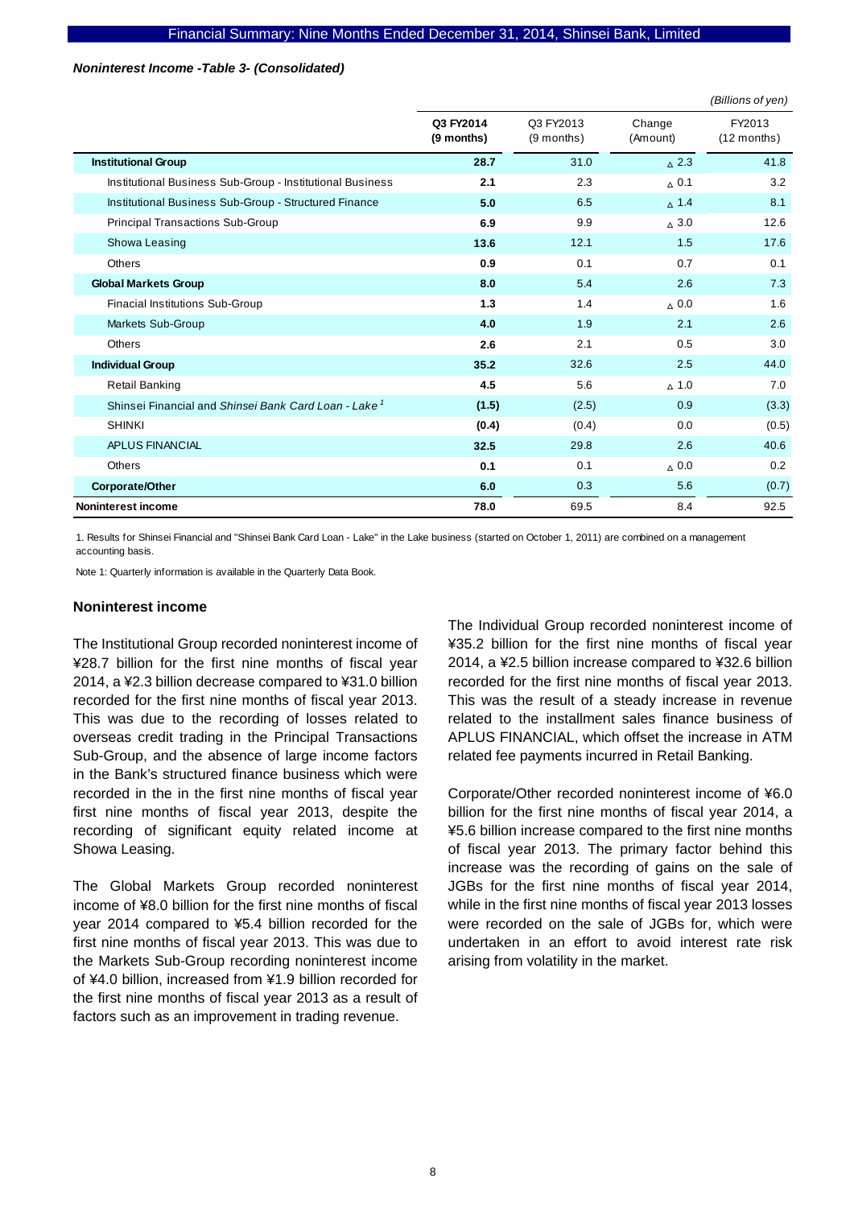***Noninterest Income -Table 3- (Consolidated)***

*(Billions of yen)*

| | Q3 FY2014 (9 months) | Q3 FY2013 (9 months) | Change (Amount) | FY2013 (12 months) |
|---|---|---|---|---|
| **Institutional Group** | **28.7** | 31.0 | △ 2.3 | 41.8 |
| Institutional Business Sub-Group - Institutional Business | **2.1** | 2.3 | △ 0.1 | 3.2 |
| Institutional Business Sub-Group - Structured Finance | **5.0** | 6.5 | △ 1.4 | 8.1 |
| Principal Transactions Sub-Group | **6.9** | 9.9 | △ 3.0 | 12.6 |
| Showa Leasing | **13.6** | 12.1 | 1.5 | 17.6 |
| Others | **0.9** | 0.1 | 0.7 | 0.1 |
| **Global Markets Group** | **8.0** | 5.4 | 2.6 | 7.3 |
| Finacial Institutions Sub-Group | **1.3** | 1.4 | △ 0.0 | 1.6 |
| Markets Sub-Group | **4.0** | 1.9 | 2.1 | 2.6 |
| Others | **2.6** | 2.1 | 0.5 | 3.0 |
| **Individual Group** | **35.2** | 32.6 | 2.5 | 44.0 |
| Retail Banking | **4.5** | 5.6 | △ 1.0 | 7.0 |
| Shinsei Financial and *Shinsei Bank Card Loan - Lake* [1] | **(1.5)** | (2.5) | 0.9 | (3.3) |
| SHINKI | **(0.4)** | (0.4) | 0.0 | (0.5) |
| APLUS FINANCIAL | **32.5** | 29.8 | 2.6 | 40.6 |
| Others | **0.1** | 0.1 | △ 0.0 | 0.2 |
| **Corporate/Other** | **6.0** | 0.3 | 5.6 | (0.7) |
| **Noninterest income** | **78.0** | 69.5 | 8.4 | 92.5 |

1. Results for Shinsei Financial and "Shinsei Bank Card Loan - Lake" in the Lake business (started on October 1, 2011) are combined on a management accounting basis.

Note 1: Quarterly information is available in the Quarterly Data Book.

### Noninterest income

The Institutional Group recorded noninterest income of ¥28.7 billion for the first nine months of fiscal year 2014, a ¥2.3 billion decrease compared to ¥31.0 billion recorded for the first nine months of fiscal year 2013. This was due to the recording of losses related to overseas credit trading in the Principal Transactions Sub-Group, and the absence of large income factors in the Bank's structured finance business which were recorded in the in the first nine months of fiscal year first nine months of fiscal year 2013, despite the recording of significant equity related income at Showa Leasing.

The Global Markets Group recorded noninterest income of ¥8.0 billion for the first nine months of fiscal year 2014 compared to ¥5.4 billion recorded for the first nine months of fiscal year 2013. This was due to the Markets Sub-Group recording noninterest income of ¥4.0 billion, increased from ¥1.9 billion recorded for the first nine months of fiscal year 2013 as a result of factors such as an improvement in trading revenue.

The Individual Group recorded noninterest income of ¥35.2 billion for the first nine months of fiscal year 2014, a ¥2.5 billion increase compared to ¥32.6 billion recorded for the first nine months of fiscal year 2013. This was the result of a steady increase in revenue related to the installment sales finance business of APLUS FINANCIAL, which offset the increase in ATM related fee payments incurred in Retail Banking.

Corporate/Other recorded noninterest income of ¥6.0 billion for the first nine months of fiscal year 2014, a ¥5.6 billion increase compared to the first nine months of fiscal year 2013. The primary factor behind this increase was the recording of gains on the sale of JGBs for the first nine months of fiscal year 2014, while in the first nine months of fiscal year 2013 losses were recorded on the sale of JGBs for, which were undertaken in an effort to avoid interest rate risk arising from volatility in the market.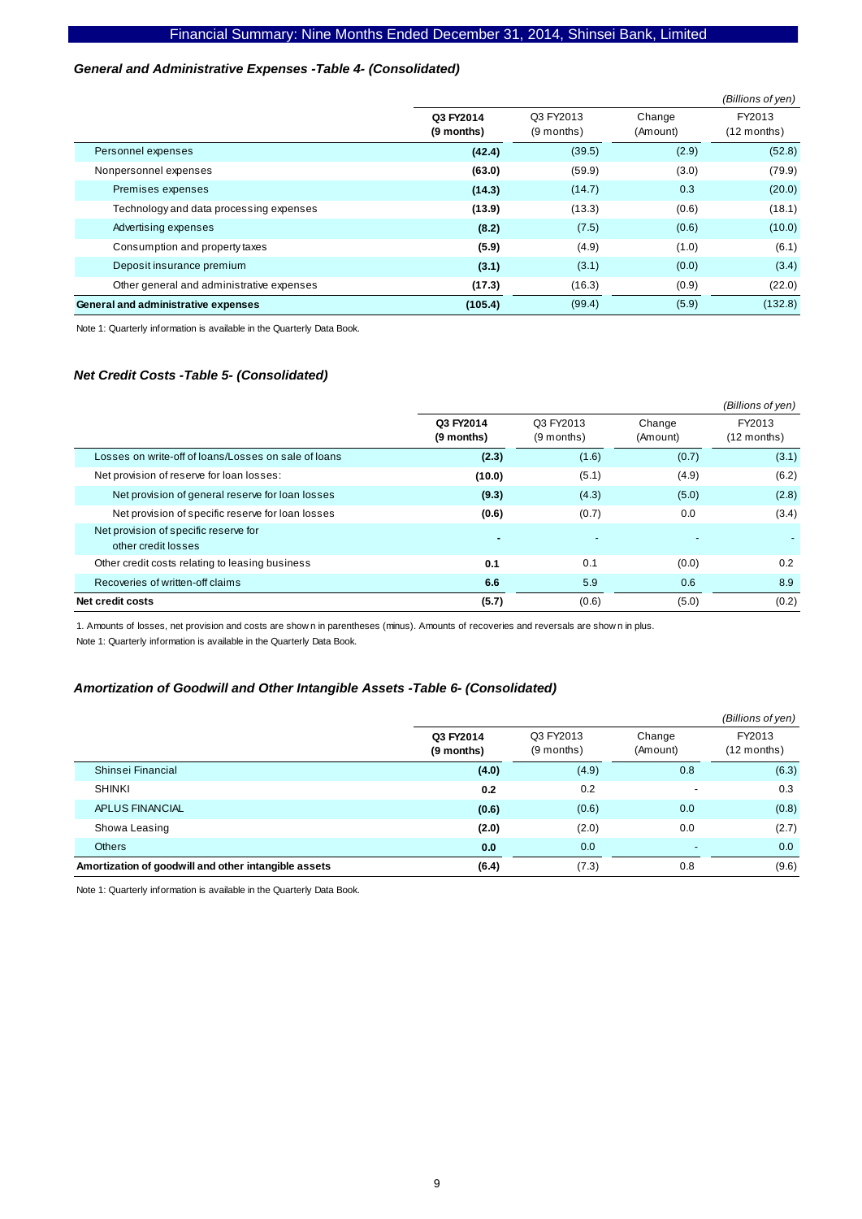### *General and Administrative Expenses -Table 4- (Consolidated)*

*(Billions of yen)*

| | **Q3 FY2014 (9 months)** | Q3 FY2013 (9 months) | Change (Amount) | FY2013 (12 months) |
|---|---|---|---|---|
| Personnel expenses | **(42.4)** | (39.5) | (2.9) | (52.8) |
| Nonpersonnel expenses | **(63.0)** | (59.9) | (3.0) | (79.9) |
| Premises expenses | **(14.3)** | (14.7) | 0.3 | (20.0) |
| Technology and data processing expenses | **(13.9)** | (13.3) | (0.6) | (18.1) |
| Advertising expenses | **(8.2)** | (7.5) | (0.6) | (10.0) |
| Consumption and property taxes | **(5.9)** | (4.9) | (1.0) | (6.1) |
| Deposit insurance premium | **(3.1)** | (3.1) | (0.0) | (3.4) |
| Other general and administrative expenses | **(17.3)** | (16.3) | (0.9) | (22.0) |
| **General and administrative expenses** | **(105.4)** | (99.4) | (5.9) | (132.8) |

Note 1: Quarterly information is available in the Quarterly Data Book.

### *Net Credit Costs -Table 5- (Consolidated)*

*(Billions of yen)*

| | **Q3 FY2014 (9 months)** | Q3 FY2013 (9 months) | Change (Amount) | FY2013 (12 months) |
|---|---|---|---|---|
| Losses on write-off of loans/Losses on sale of loans | **(2.3)** | (1.6) | (0.7) | (3.1) |
| Net provision of reserve for loan losses: | **(10.0)** | (5.1) | (4.9) | (6.2) |
| Net provision of general reserve for loan losses | **(9.3)** | (4.3) | (5.0) | (2.8) |
| Net provision of specific reserve for loan losses | **(0.6)** | (0.7) | 0.0 | (3.4) |
| Net provision of specific reserve for other credit losses | **-** | - | - | - |
| Other credit costs relating to leasing business | **0.1** | 0.1 | (0.0) | 0.2 |
| Recoveries of written-off claims | **6.6** | 5.9 | 0.6 | 8.9 |
| **Net credit costs** | **(5.7)** | (0.6) | (5.0) | (0.2) |

1. Amounts of losses, net provision and costs are shown in parentheses (minus). Amounts of recoveries and reversals are shown in plus.

Note 1: Quarterly information is available in the Quarterly Data Book.

### *Amortization of Goodwill and Other Intangible Assets -Table 6- (Consolidated)*

*(Billions of yen)*

| | **Q3 FY2014 (9 months)** | Q3 FY2013 (9 months) | Change (Amount) | FY2013 (12 months) |
|---|---|---|---|---|
| Shinsei Financial | **(4.0)** | (4.9) | 0.8 | (6.3) |
| SHINKI | **0.2** | 0.2 | - | 0.3 |
| APLUS FINANCIAL | **(0.6)** | (0.6) | 0.0 | (0.8) |
| Showa Leasing | **(2.0)** | (2.0) | 0.0 | (2.7) |
| Others | **0.0** | 0.0 | - | 0.0 |
| **Amortization of goodwill and other intangible assets** | **(6.4)** | (7.3) | 0.8 | (9.6) |

Note 1: Quarterly information is available in the Quarterly Data Book.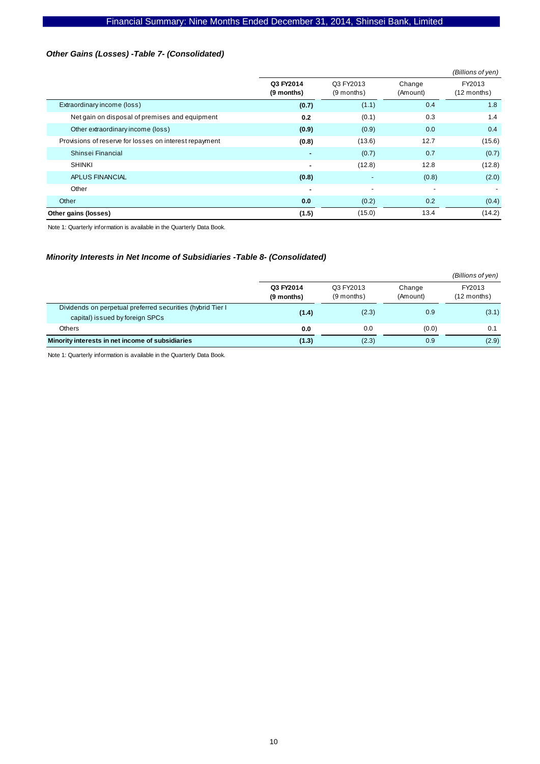### *Other Gains (Losses) -Table 7- (Consolidated)*

*(Billions of yen)*

| | **Q3 FY2014 (9 months)** | Q3 FY2013 (9 months) | Change (Amount) | FY2013 (12 months) |
|---|---|---|---|---|
| Extraordinary income (loss) | **(0.7)** | (1.1) | 0.4 | 1.8 |
| Net gain on disposal of premises and equipment | **0.2** | (0.1) | 0.3 | 1.4 |
| Other extraordinary income (loss) | **(0.9)** | (0.9) | 0.0 | 0.4 |
| Provisions of reserve for losses on interest repayment | **(0.8)** | (13.6) | 12.7 | (15.6) |
| Shinsei Financial | **-** | (0.7) | 0.7 | (0.7) |
| SHINKI | **-** | (12.8) | 12.8 | (12.8) |
| APLUS FINANCIAL | **(0.8)** | - | (0.8) | (2.0) |
| Other | **-** | - | - | - |
| Other | **0.0** | (0.2) | 0.2 | (0.4) |
| **Other gains (losses)** | **(1.5)** | (15.0) | 13.4 | (14.2) |

Note 1: Quarterly information is available in the Quarterly Data Book.

### *Minority Interests in Net Income of Subsidiaries -Table 8- (Consolidated)*

*(Billions of yen)*

| | **Q3 FY2014 (9 months)** | Q3 FY2013 (9 months) | Change (Amount) | FY2013 (12 months) |
|---|---|---|---|---|
| Dividends on perpetual preferred securities (hybrid Tier I capital) issued by foreign SPCs | **(1.4)** | (2.3) | 0.9 | (3.1) |
| Others | **0.0** | 0.0 | (0.0) | 0.1 |
| **Minority interests in net income of subsidiaries** | **(1.3)** | (2.3) | 0.9 | (2.9) |

Note 1: Quarterly information is available in the Quarterly Data Book.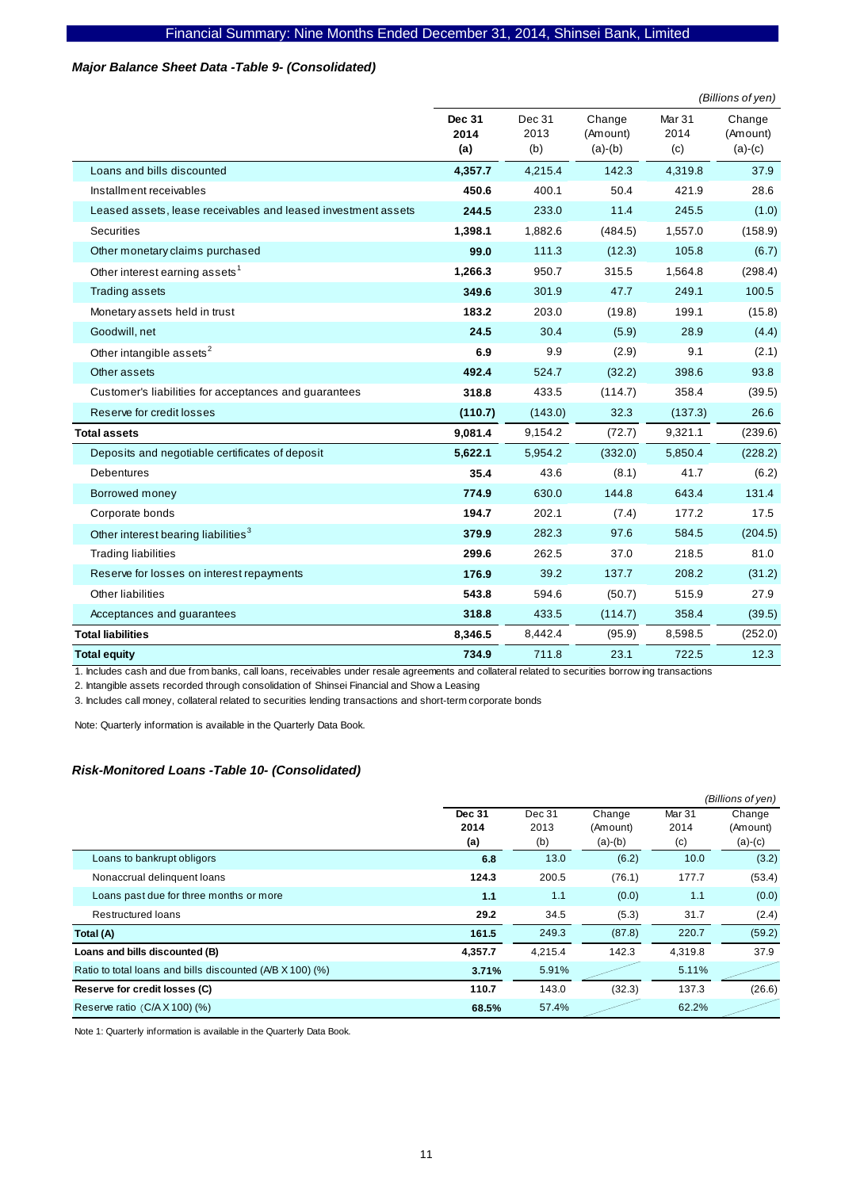### *Major Balance Sheet Data -Table 9- (Consolidated)*

*(Billions of yen)*

| | **Dec 31 2014 (a)** | Dec 31 2013 (b) | Change (Amount) (a)-(b) | Mar 31 2014 (c) | Change (Amount) (a)-(c) |
|---|---|---|---|---|---|
| Loans and bills discounted | **4,357.7** | 4,215.4 | 142.3 | 4,319.8 | 37.9 |
| Installment receivables | **450.6** | 400.1 | 50.4 | 421.9 | 28.6 |
| Leased assets, lease receivables and leased investment assets | **244.5** | 233.0 | 11.4 | 245.5 | (1.0) |
| Securities | **1,398.1** | 1,882.6 | (484.5) | 1,557.0 | (158.9) |
| Other monetary claims purchased | **99.0** | 111.3 | (12.3) | 105.8 | (6.7) |
| Other interest earning assets[1] | **1,266.3** | 950.7 | 315.5 | 1,564.8 | (298.4) |
| Trading assets | **349.6** | 301.9 | 47.7 | 249.1 | 100.5 |
| Monetary assets held in trust | **183.2** | 203.0 | (19.8) | 199.1 | (15.8) |
| Goodwill, net | **24.5** | 30.4 | (5.9) | 28.9 | (4.4) |
| Other intangible assets[2] | **6.9** | 9.9 | (2.9) | 9.1 | (2.1) |
| Other assets | **492.4** | 524.7 | (32.2) | 398.6 | 93.8 |
| Customer's liabilities for acceptances and guarantees | **318.8** | 433.5 | (114.7) | 358.4 | (39.5) |
| Reserve for credit losses | **(110.7)** | (143.0) | 32.3 | (137.3) | 26.6 |
| **Total assets** | **9,081.4** | 9,154.2 | (72.7) | 9,321.1 | (239.6) |
| Deposits and negotiable certificates of deposit | **5,622.1** | 5,954.2 | (332.0) | 5,850.4 | (228.2) |
| Debentures | **35.4** | 43.6 | (8.1) | 41.7 | (6.2) |
| Borrowed money | **774.9** | 630.0 | 144.8 | 643.4 | 131.4 |
| Corporate bonds | **194.7** | 202.1 | (7.4) | 177.2 | 17.5 |
| Other interest bearing liabilities[3] | **379.9** | 282.3 | 97.6 | 584.5 | (204.5) |
| Trading liabilities | **299.6** | 262.5 | 37.0 | 218.5 | 81.0 |
| Reserve for losses on interest repayments | **176.9** | 39.2 | 137.7 | 208.2 | (31.2) |
| Other liabilities | **543.8** | 594.6 | (50.7) | 515.9 | 27.9 |
| Acceptances and guarantees | **318.8** | 433.5 | (114.7) | 358.4 | (39.5) |
| **Total liabilities** | **8,346.5** | 8,442.4 | (95.9) | 8,598.5 | (252.0) |
| **Total equity** | **734.9** | 711.8 | 23.1 | 722.5 | 12.3 |

1. Includes cash and due from banks, call loans, receivables under resale agreements and collateral related to securities borrowing transactions
2. Intangible assets recorded through consolidation of Shinsei Financial and Showa Leasing
3. Includes call money, collateral related to securities lending transactions and short-term corporate bonds

Note: Quarterly information is available in the Quarterly Data Book.

### *Risk-Monitored Loans -Table 10- (Consolidated)*

*(Billions of yen)*

| | **Dec 31 2014 (a)** | Dec 31 2013 (b) | Change (Amount) (a)-(b) | Mar 31 2014 (c) | Change (Amount) (a)-(c) |
|---|---|---|---|---|---|
| Loans to bankrupt obligors | **6.8** | 13.0 | (6.2) | 10.0 | (3.2) |
| Nonaccrual delinquent loans | **124.3** | 200.5 | (76.1) | 177.7 | (53.4) |
| Loans past due for three months or more | **1.1** | 1.1 | (0.0) | 1.1 | (0.0) |
| Restructured loans | **29.2** | 34.5 | (5.3) | 31.7 | (2.4) |
| **Total (A)** | **161.5** | 249.3 | (87.8) | 220.7 | (59.2) |
| **Loans and bills discounted (B)** | **4,357.7** | 4,215.4 | 142.3 | 4,319.8 | 37.9 |
| Ratio to total loans and bills discounted (A/B X 100) (%) | **3.71%** | 5.91% | | 5.11% | |
| **Reserve for credit losses (C)** | **110.7** | 143.0 | (32.3) | 137.3 | (26.6) |
| Reserve ratio (C/A X 100) (%) | **68.5%** | 57.4% | | 62.2% | |

Note 1: Quarterly information is available in the Quarterly Data Book.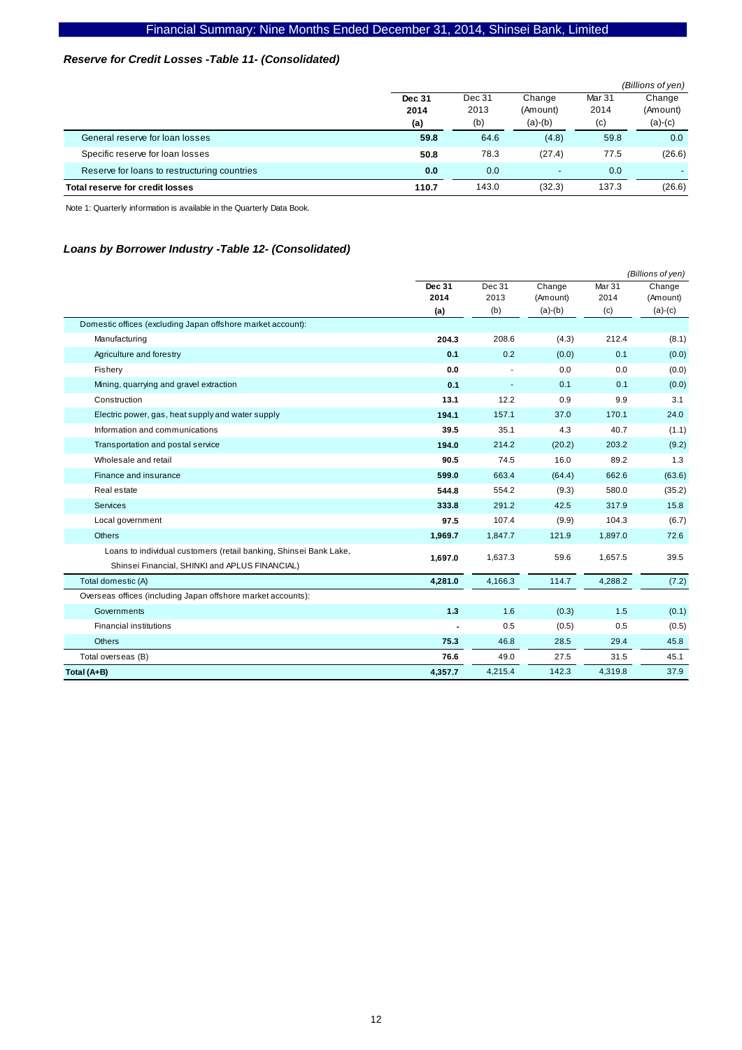### *Reserve for Credit Losses -Table 11- (Consolidated)*

*(Billions of yen)*

| | Dec 31 2014 (a) | Dec 31 2013 (b) | Change (Amount) (a)-(b) | Mar 31 2014 (c) | Change (Amount) (a)-(c) |
|---|---|---|---|---|---|
| General reserve for loan losses | **59.8** | 64.6 | (4.8) | 59.8 | 0.0 |
| Specific reserve for loan losses | **50.8** | 78.3 | (27.4) | 77.5 | (26.6) |
| Reserve for loans to restructuring countries | **0.0** | 0.0 | - | 0.0 | - |
| **Total reserve for credit losses** | **110.7** | 143.0 | (32.3) | 137.3 | (26.6) |

Note 1: Quarterly information is available in the Quarterly Data Book.

### *Loans by Borrower Industry -Table 12- (Consolidated)*

*(Billions of yen)*

| | Dec 31 2014 (a) | Dec 31 2013 (b) | Change (Amount) (a)-(b) | Mar 31 2014 (c) | Change (Amount) (a)-(c) |
|---|---|---|---|---|---|
| Domestic offices (excluding Japan offshore market account): | | | | | |
| Manufacturing | **204.3** | 208.6 | (4.3) | 212.4 | (8.1) |
| Agriculture and forestry | **0.1** | 0.2 | (0.0) | 0.1 | (0.0) |
| Fishery | **0.0** | - | 0.0 | 0.0 | (0.0) |
| Mining, quarrying and gravel extraction | **0.1** | - | 0.1 | 0.1 | (0.0) |
| Construction | **13.1** | 12.2 | 0.9 | 9.9 | 3.1 |
| Electric power, gas, heat supply and water supply | **194.1** | 157.1 | 37.0 | 170.1 | 24.0 |
| Information and communications | **39.5** | 35.1 | 4.3 | 40.7 | (1.1) |
| Transportation and postal service | **194.0** | 214.2 | (20.2) | 203.2 | (9.2) |
| Wholesale and retail | **90.5** | 74.5 | 16.0 | 89.2 | 1.3 |
| Finance and insurance | **599.0** | 663.4 | (64.4) | 662.6 | (63.6) |
| Real estate | **544.8** | 554.2 | (9.3) | 580.0 | (35.2) |
| Services | **333.8** | 291.2 | 42.5 | 317.9 | 15.8 |
| Local government | **97.5** | 107.4 | (9.9) | 104.3 | (6.7) |
| Others | **1,969.7** | 1,847.7 | 121.9 | 1,897.0 | 72.6 |
| Loans to individual customers (retail banking, Shinsei Bank Lake, Shinsei Financial, SHINKI and APLUS FINANCIAL) | **1,697.0** | 1,637.3 | 59.6 | 1,657.5 | 39.5 |
| Total domestic (A) | **4,281.0** | 4,166.3 | 114.7 | 4,288.2 | (7.2) |
| Overseas offices (including Japan offshore market accounts): | | | | | |
| Governments | **1.3** | 1.6 | (0.3) | 1.5 | (0.1) |
| Financial institutions | **-** | 0.5 | (0.5) | 0.5 | (0.5) |
| Others | **75.3** | 46.8 | 28.5 | 29.4 | 45.8 |
| Total overseas (B) | **76.6** | 49.0 | 27.5 | 31.5 | 45.1 |
| **Total (A+B)** | **4,357.7** | 4,215.4 | 142.3 | 4,319.8 | 37.9 |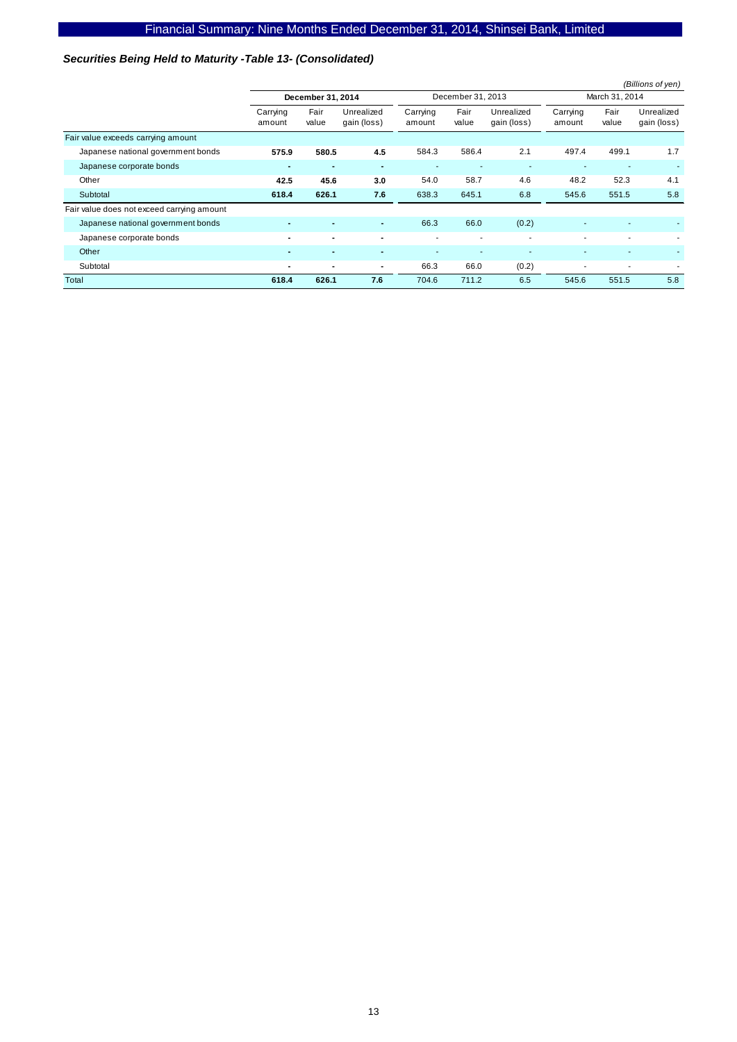### *Securities Being Held to Maturity -Table 13- (Consolidated)*

*(Billions of yen)*

| | December 31, 2014 | | | December 31, 2013 | | | March 31, 2014 | | |
|---|---|---|---|---|---|---|---|---|---|
| | Carrying amount | Fair value | Unrealized gain (loss) | Carrying amount | Fair value | Unrealized gain (loss) | Carrying amount | Fair value | Unrealized gain (loss) |
| Fair value exceeds carrying amount | | | | | | | | | |
| Japanese national government bonds | **575.9** | **580.5** | **4.5** | 584.3 | 586.4 | 2.1 | 497.4 | 499.1 | 1.7 |
| Japanese corporate bonds | **-** | **-** | **-** | - | - | - | - | - | - |
| Other | **42.5** | **45.6** | **3.0** | 54.0 | 58.7 | 4.6 | 48.2 | 52.3 | 4.1 |
| Subtotal | **618.4** | **626.1** | **7.6** | 638.3 | 645.1 | 6.8 | 545.6 | 551.5 | 5.8 |
| Fair value does not exceed carrying amount | | | | | | | | | |
| Japanese national government bonds | **-** | **-** | **-** | 66.3 | 66.0 | (0.2) | - | - | - |
| Japanese corporate bonds | **-** | **-** | **-** | - | - | - | - | - | - |
| Other | **-** | **-** | **-** | - | - | - | - | - | - |
| Subtotal | **-** | **-** | **-** | 66.3 | 66.0 | (0.2) | - | - | - |
| Total | **618.4** | **626.1** | **7.6** | 704.6 | 711.2 | 6.5 | 545.6 | 551.5 | 5.8 |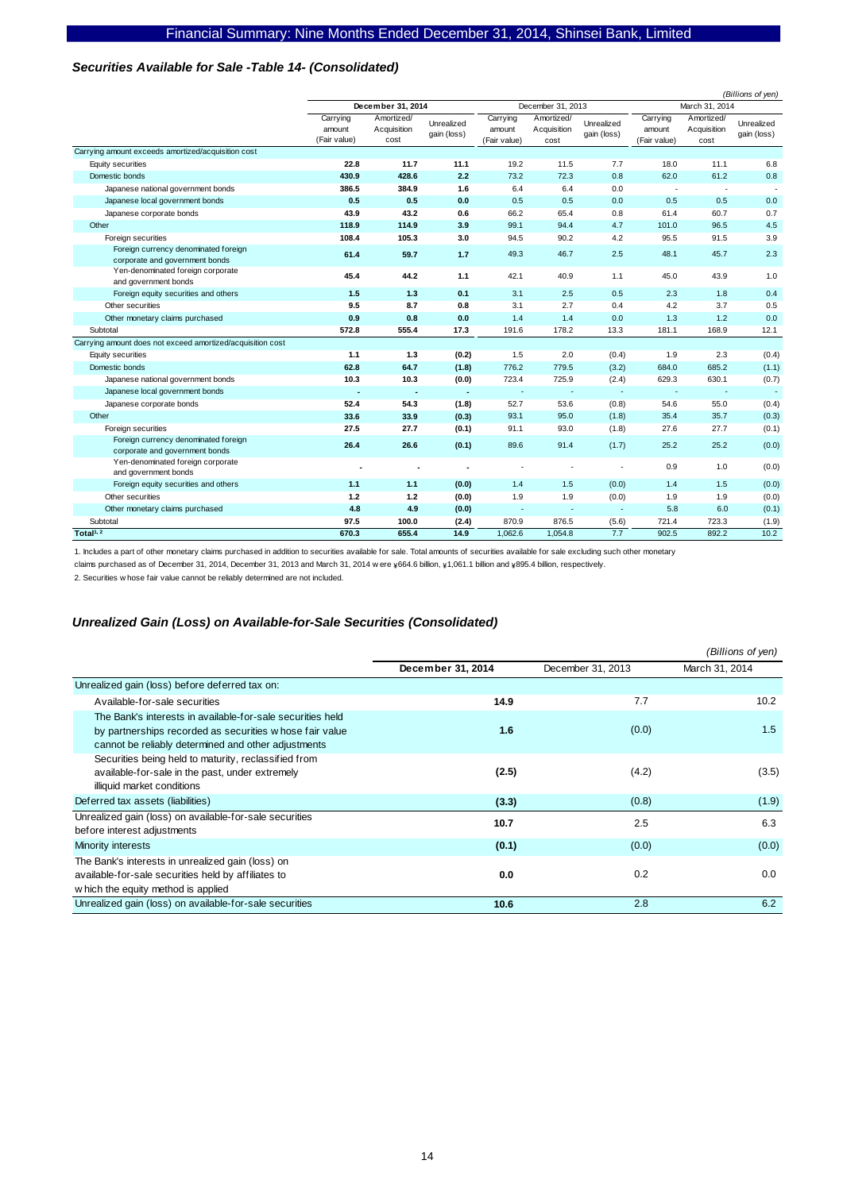### *Securities Available for Sale -Table 14- (Consolidated)*

*(Billions of yen)*

| | December 31, 2014 | | | December 31, 2013 | | | March 31, 2014 | | |
|---|---|---|---|---|---|---|---|---|---|
| | Carrying amount (Fair value) | Amortized/ Acquisition cost | Unrealized gain (loss) | Carrying amount (Fair value) | Amortized/ Acquisition cost | Unrealized gain (loss) | Carrying amount (Fair value) | Amortized/ Acquisition cost | Unrealized gain (loss) |
| Carrying amount exceeds amortized/acquisition cost | | | | | | | | | |
| Equity securities | **22.8** | **11.7** | **11.1** | 19.2 | 11.5 | 7.7 | 18.0 | 11.1 | 6.8 |
| Domestic bonds | **430.9** | **428.6** | **2.2** | 73.2 | 72.3 | 0.8 | 62.0 | 61.2 | 0.8 |
| Japanese national government bonds | **386.5** | **384.9** | **1.6** | 6.4 | 6.4 | 0.0 | - | - | - |
| Japanese local government bonds | **0.5** | **0.5** | **0.0** | 0.5 | 0.5 | 0.0 | 0.5 | 0.5 | 0.0 |
| Japanese corporate bonds | **43.9** | **43.2** | **0.6** | 66.2 | 65.4 | 0.8 | 61.4 | 60.7 | 0.7 |
| Other | **118.9** | **114.9** | **3.9** | 99.1 | 94.4 | 4.7 | 101.0 | 96.5 | 4.5 |
| Foreign securities | **108.4** | **105.3** | **3.0** | 94.5 | 90.2 | 4.2 | 95.5 | 91.5 | 3.9 |
| Foreign currency denominated foreign corporate and government bonds | **61.4** | **59.7** | **1.7** | 49.3 | 46.7 | 2.5 | 48.1 | 45.7 | 2.3 |
| Yen-denominated foreign corporate and government bonds | **45.4** | **44.2** | **1.1** | 42.1 | 40.9 | 1.1 | 45.0 | 43.9 | 1.0 |
| Foreign equity securities and others | **1.5** | **1.3** | **0.1** | 3.1 | 2.5 | 0.5 | 2.3 | 1.8 | 0.4 |
| Other securities | **9.5** | **8.7** | **0.8** | 3.1 | 2.7 | 0.4 | 4.2 | 3.7 | 0.5 |
| Other monetary claims purchased | **0.9** | **0.8** | **0.0** | 1.4 | 1.4 | 0.0 | 1.3 | 1.2 | 0.0 |
| Subtotal | **572.8** | **555.4** | **17.3** | 191.6 | 178.2 | 13.3 | 181.1 | 168.9 | 12.1 |
| Carrying amount does not exceed amortized/acquisition cost | | | | | | | | | |
| Equity securities | **1.1** | **1.3** | **(0.2)** | 1.5 | 2.0 | (0.4) | 1.9 | 2.3 | (0.4) |
| Domestic bonds | **62.8** | **64.7** | **(1.8)** | 776.2 | 779.5 | (3.2) | 684.0 | 685.2 | (1.1) |
| Japanese national government bonds | **10.3** | **10.3** | **(0.0)** | 723.4 | 725.9 | (2.4) | 629.3 | 630.1 | (0.7) |
| Japanese local government bonds | **-** | **-** | **-** | - | - | - | - | - | - |
| Japanese corporate bonds | **52.4** | **54.3** | **(1.8)** | 52.7 | 53.6 | (0.8) | 54.6 | 55.0 | (0.4) |
| Other | **33.6** | **33.9** | **(0.3)** | 93.1 | 95.0 | (1.8) | 35.4 | 35.7 | (0.3) |
| Foreign securities | **27.5** | **27.7** | **(0.1)** | 91.1 | 93.0 | (1.8) | 27.6 | 27.7 | (0.1) |
| Foreign currency denominated foreign corporate and government bonds | **26.4** | **26.6** | **(0.1)** | 89.6 | 91.4 | (1.7) | 25.2 | 25.2 | (0.0) |
| Yen-denominated foreign corporate and government bonds | **-** | **-** | **-** | - | - | - | 0.9 | 1.0 | (0.0) |
| Foreign equity securities and others | **1.1** | **1.1** | **(0.0)** | 1.4 | 1.5 | (0.0) | 1.4 | 1.5 | (0.0) |
| Other securities | **1.2** | **1.2** | **(0.0)** | 1.9 | 1.9 | (0.0) | 1.9 | 1.9 | (0.0) |
| Other monetary claims purchased | **4.8** | **4.9** | **(0.0)** | - | - | - | 5.8 | 6.0 | (0.1) |
| Subtotal | **97.5** | **100.0** | **(2.4)** | 870.9 | 876.5 | (5.6) | 721.4 | 723.3 | (1.9) |
| Total[1, 2] | **670.3** | **655.4** | **14.9** | 1,062.6 | 1,054.8 | 7.7 | 902.5 | 892.2 | 10.2 |

1. Includes a part of other monetary claims purchased in addition to securities available for sale. Total amounts of securities available for sale excluding such other monetary claims purchased as of December 31, 2014, December 31, 2013 and March 31, 2014 were ¥664.6 billion, ¥1,061.1 billion and ¥895.4 billion, respectively.

2. Securities whose fair value cannot be reliably determined are not included.

### *Unrealized Gain (Loss) on Available-for-Sale Securities (Consolidated)*

*(Billions of yen)*

| | December 31, 2014 | December 31, 2013 | March 31, 2014 |
|---|---|---|---|
| Unrealized gain (loss) before deferred tax on: | | | |
| Available-for-sale securities | **14.9** | 7.7 | 10.2 |
| The Bank's interests in available-for-sale securities held by partnerships recorded as securities whose fair value cannot be reliably determined and other adjustments | **1.6** | (0.0) | 1.5 |
| Securities being held to maturity, reclassified from available-for-sale in the past, under extremely illiquid market conditions | **(2.5)** | (4.2) | (3.5) |
| Deferred tax assets (liabilities) | **(3.3)** | (0.8) | (1.9) |
| Unrealized gain (loss) on available-for-sale securities before interest adjustments | **10.7** | 2.5 | 6.3 |
| Minority interests | **(0.1)** | (0.0) | (0.0) |
| The Bank's interests in unrealized gain (loss) on available-for-sale securities held by affiliates to which the equity method is applied | **0.0** | 0.2 | 0.0 |
| Unrealized gain (loss) on available-for-sale securities | **10.6** | 2.8 | 6.2 |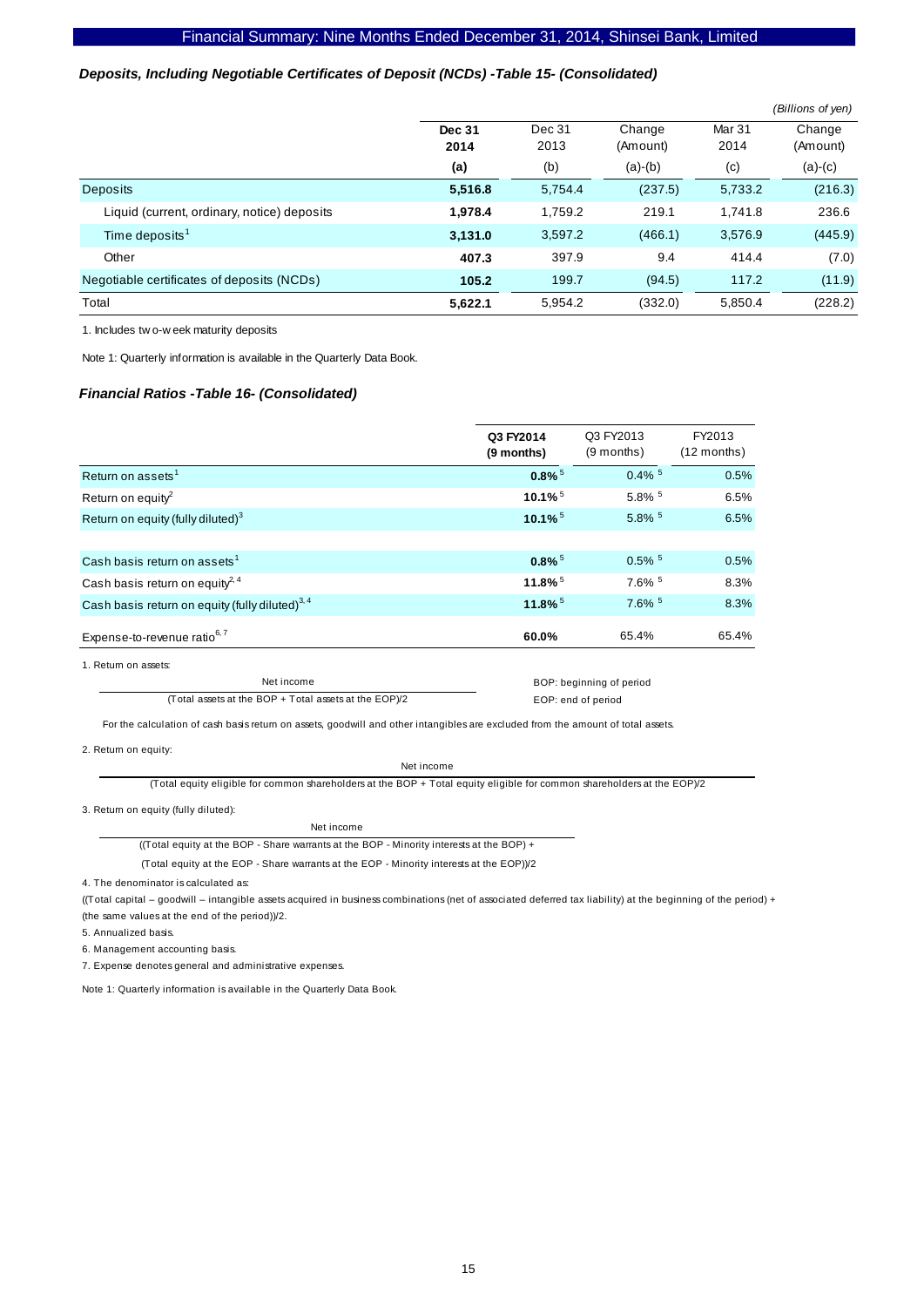### *Deposits, Including Negotiable Certificates of Deposit (NCDs) -Table 15- (Consolidated)*

*(Billions of yen)*

| | **Dec 31 2014** | Dec 31 2013 | Change (Amount) | Mar 31 2014 | Change (Amount) |
|---|---|---|---|---|---|
| | **(a)** | (b) | (a)-(b) | (c) | (a)-(c) |
| Deposits | **5,516.8** | 5,754.4 | (237.5) | 5,733.2 | (216.3) |
| Liquid (current, ordinary, notice) deposits | **1,978.4** | 1,759.2 | 219.1 | 1,741.8 | 236.6 |
| Time deposits[1] | **3,131.0** | 3,597.2 | (466.1) | 3,576.9 | (445.9) |
| Other | **407.3** | 397.9 | 9.4 | 414.4 | (7.0) |
| Negotiable certificates of deposits (NCDs) | **105.2** | 199.7 | (94.5) | 117.2 | (11.9) |
| Total | **5,622.1** | 5,954.2 | (332.0) | 5,850.4 | (228.2) |

1. Includes two-week maturity deposits

Note 1: Quarterly information is available in the Quarterly Data Book.

### *Financial Ratios -Table 16- (Consolidated)*

| | **Q3 FY2014 (9 months)** | Q3 FY2013 (9 months) | FY2013 (12 months) |
|---|---|---|---|
| Return on assets[1] | **0.8%**[5] | 0.4%[5] | 0.5% |
| Return on equity[2] | **10.1%**[5] | 5.8%[5] | 6.5% |
| Return on equity (fully diluted)[3] | **10.1%**[5] | 5.8%[5] | 6.5% |
| | | | |
| Cash basis return on assets[1] | **0.8%**[5] | 0.5%[5] | 0.5% |
| Cash basis return on equity[2, 4] | **11.8%**[5] | 7.6%[5] | 8.3% |
| Cash basis return on equity (fully diluted)[3, 4] | **11.8%**[5] | 7.6%[5] | 8.3% |
| Expense-to-revenue ratio[6, 7] | **60.0%** | 65.4% | 65.4% |

1. Return on assets:

$$\frac{\text{Net income}}{(\text{Total assets at the BOP} + \text{Total assets at the EOP})/2}$$

BOP: beginning of period
EOP: end of period

For the calculation of cash basis return on assets, goodwill and other intangibles are excluded from the amount of total assets.

2. Return on equity:

$$\frac{\text{Net income}}{(\text{Total equity eligible for common shareholders at the BOP} + \text{Total equity eligible for common shareholders at the EOP})/2}$$

3. Return on equity (fully diluted):

$$\frac{\text{Net income}}{((\text{Total equity at the BOP} - \text{Share warrants at the BOP} - \text{Minority interests at the BOP}) + (\text{Total equity at the EOP} - \text{Share warrants at the EOP} - \text{Minority interests at the EOP}))/2}$$

4. The denominator is calculated as:
((Total capital – goodwill – intangible assets acquired in business combinations (net of associated deferred tax liability) at the beginning of the period) + (the same values at the end of the period))/2.

5. Annualized basis.

6. Management accounting basis.

7. Expense denotes general and administrative expenses.

Note 1: Quarterly information is available in the Quarterly Data Book.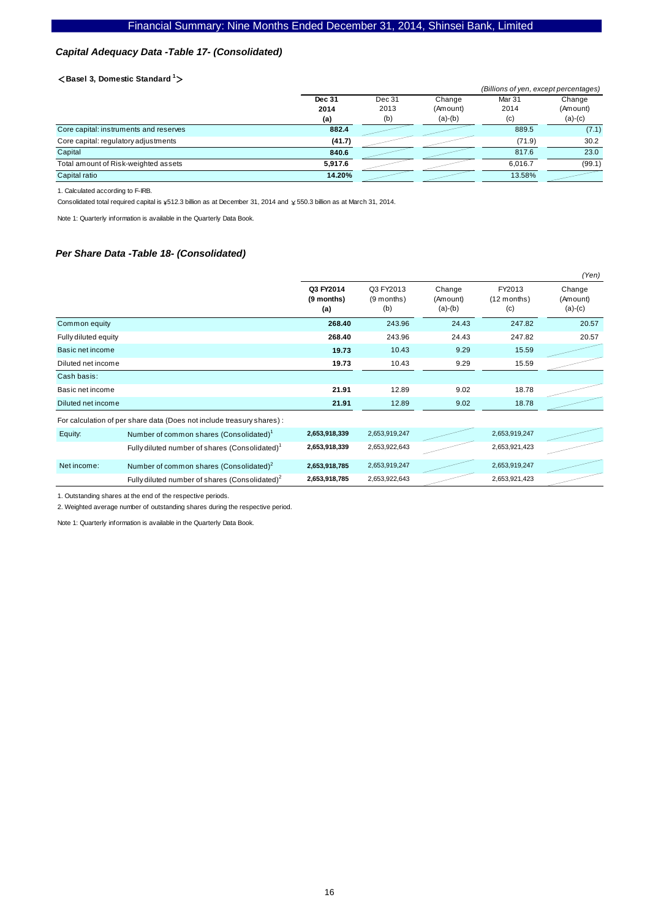### *Capital Adequacy Data -Table 17- (Consolidated)*

**<Basel 3, Domestic Standard [1]>**

*(Billions of yen, except percentages)*

| | Dec 31 2014 (a) | Dec 31 2013 (b) | Change (Amount) (a)-(b) | Mar 31 2014 (c) | Change (Amount) (a)-(c) |
|---|---|---|---|---|---|
| Core capital: instruments and reserves | **882.4** | | | 889.5 | (7.1) |
| Core capital: regulatory adjustments | **(41.7)** | | | (71.9) | 30.2 |
| Capital | **840.6** | | | 817.6 | 23.0 |
| Total amount of Risk-weighted assets | **5,917.6** | | | 6,016.7 | (99.1) |
| Capital ratio | **14.20%** | | | 13.58% | |

1. Calculated according to F-IRB.

Consolidated total required capital is ¥512.3 billion as at December 31, 2014 and ¥550.3 billion as at March 31, 2014.

Note 1: Quarterly information is available in the Quarterly Data Book.

### *Per Share Data -Table 18- (Consolidated)*

*(Yen)*

| | | Q3 FY2014 (9 months) (a) | Q3 FY2013 (9 months) (b) | Change (Amount) (a)-(b) | FY2013 (12 months) (c) | Change (Amount) (a)-(c) |
|---|---|---|---|---|---|---|
| Common equity | | **268.40** | 243.96 | 24.43 | 247.82 | 20.57 |
| Fully diluted equity | | **268.40** | 243.96 | 24.43 | 247.82 | 20.57 |
| Basic net income | | **19.73** | 10.43 | 9.29 | 15.59 | |
| Diluted net income | | **19.73** | 10.43 | 9.29 | 15.59 | |
| Cash basis: | | | | | | |
| Basic net income | | **21.91** | 12.89 | 9.02 | 18.78 | |
| Diluted net income | | **21.91** | 12.89 | 9.02 | 18.78 | |
| For calculation of per share data (Does not include treasury shares) : | | | | | | |
| Equity: | Number of common shares (Consolidated)[1] | **2,653,918,339** | 2,653,919,247 | | 2,653,919,247 | |
| | Fully diluted number of shares (Consolidated)[1] | **2,653,918,339** | 2,653,922,643 | | 2,653,921,423 | |
| Net income: | Number of common shares (Consolidated)[2] | **2,653,918,785** | 2,653,919,247 | | 2,653,919,247 | |
| | Fully diluted number of shares (Consolidated)[2] | **2,653,918,785** | 2,653,922,643 | | 2,653,921,423 | |

1. Outstanding shares at the end of the respective periods.

2. Weighted average number of outstanding shares during the respective period.

Note 1: Quarterly information is available in the Quarterly Data Book.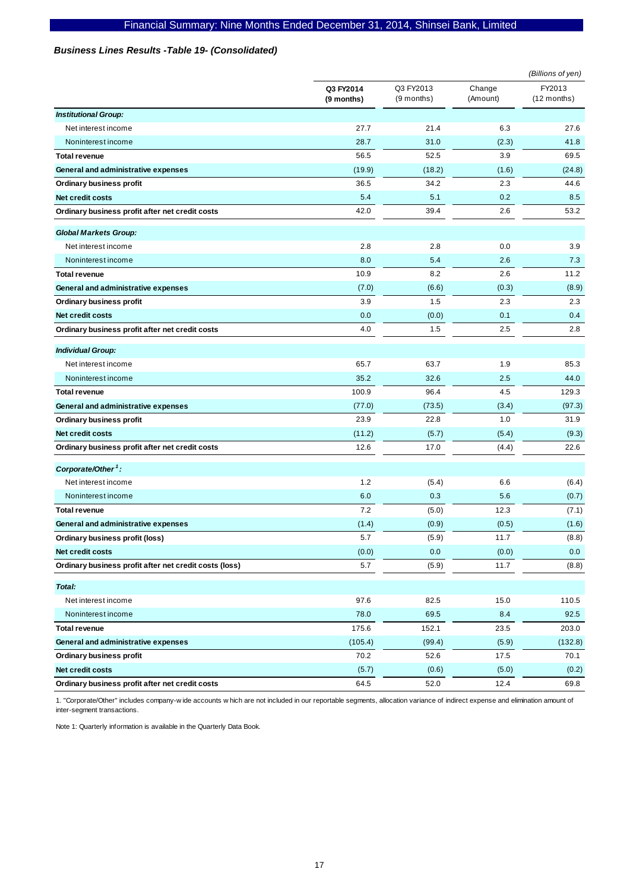### *Business Lines Results -Table 19- (Consolidated)*

*(Billions of yen)*

| | Q3 FY2014 (9 months) | Q3 FY2013 (9 months) | Change (Amount) | FY2013 (12 months) |
|---|---|---|---|---|
| ***Institutional Group:*** | | | | |
| Net interest income | 27.7 | 21.4 | 6.3 | 27.6 |
| Noninterest income | 28.7 | 31.0 | (2.3) | 41.8 |
| **Total revenue** | 56.5 | 52.5 | 3.9 | 69.5 |
| **General and administrative expenses** | (19.9) | (18.2) | (1.6) | (24.8) |
| **Ordinary business profit** | 36.5 | 34.2 | 2.3 | 44.6 |
| **Net credit costs** | 5.4 | 5.1 | 0.2 | 8.5 |
| **Ordinary business profit after net credit costs** | 42.0 | 39.4 | 2.6 | 53.2 |
| ***Global Markets Group:*** | | | | |
| Net interest income | 2.8 | 2.8 | 0.0 | 3.9 |
| Noninterest income | 8.0 | 5.4 | 2.6 | 7.3 |
| **Total revenue** | 10.9 | 8.2 | 2.6 | 11.2 |
| **General and administrative expenses** | (7.0) | (6.6) | (0.3) | (8.9) |
| **Ordinary business profit** | 3.9 | 1.5 | 2.3 | 2.3 |
| **Net credit costs** | 0.0 | (0.0) | 0.1 | 0.4 |
| **Ordinary business profit after net credit costs** | 4.0 | 1.5 | 2.5 | 2.8 |
| ***Individual Group:*** | | | | |
| Net interest income | 65.7 | 63.7 | 1.9 | 85.3 |
| Noninterest income | 35.2 | 32.6 | 2.5 | 44.0 |
| **Total revenue** | 100.9 | 96.4 | 4.5 | 129.3 |
| **General and administrative expenses** | (77.0) | (73.5) | (3.4) | (97.3) |
| **Ordinary business profit** | 23.9 | 22.8 | 1.0 | 31.9 |
| **Net credit costs** | (11.2) | (5.7) | (5.4) | (9.3) |
| **Ordinary business profit after net credit costs** | 12.6 | 17.0 | (4.4) | 22.6 |
| ***Corporate/Other[1]:*** | | | | |
| Net interest income | 1.2 | (5.4) | 6.6 | (6.4) |
| Noninterest income | 6.0 | 0.3 | 5.6 | (0.7) |
| **Total revenue** | 7.2 | (5.0) | 12.3 | (7.1) |
| **General and administrative expenses** | (1.4) | (0.9) | (0.5) | (1.6) |
| **Ordinary business profit (loss)** | 5.7 | (5.9) | 11.7 | (8.8) |
| **Net credit costs** | (0.0) | 0.0 | (0.0) | 0.0 |
| **Ordinary business profit after net credit costs (loss)** | 5.7 | (5.9) | 11.7 | (8.8) |
| ***Total:*** | | | | |
| Net interest income | 97.6 | 82.5 | 15.0 | 110.5 |
| Noninterest income | 78.0 | 69.5 | 8.4 | 92.5 |
| **Total revenue** | 175.6 | 152.1 | 23.5 | 203.0 |
| **General and administrative expenses** | (105.4) | (99.4) | (5.9) | (132.8) |
| **Ordinary business profit** | 70.2 | 52.6 | 17.5 | 70.1 |
| **Net credit costs** | (5.7) | (0.6) | (5.0) | (0.2) |
| **Ordinary business profit after net credit costs** | 64.5 | 52.0 | 12.4 | 69.8 |

1. "Corporate/Other" includes company-wide accounts which are not included in our reportable segments, allocation variance of indirect expense and elimination amount of inter-segment transactions.

Note 1: Quarterly information is available in the Quarterly Data Book.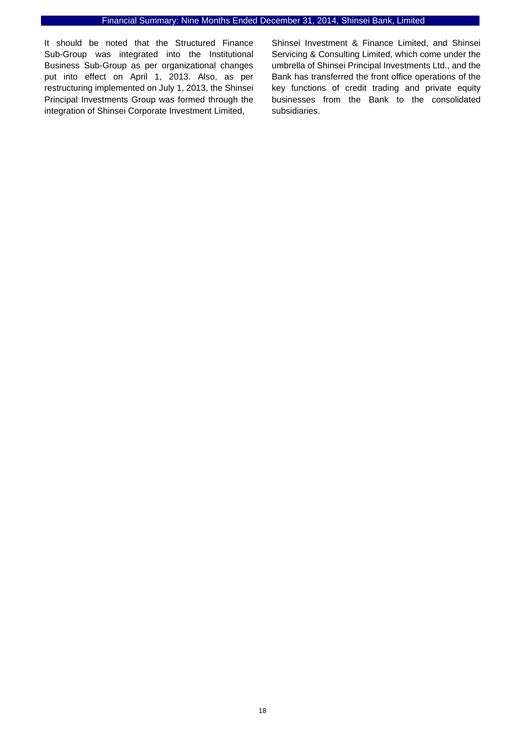It should be noted that the Structured Finance Sub-Group was integrated into the Institutional Business Sub-Group as per organizational changes put into effect on April 1, 2013. Also, as per restructuring implemented on July 1, 2013, the Shinsei Principal Investments Group was formed through the integration of Shinsei Corporate Investment Limited, Shinsei Investment & Finance Limited, and Shinsei Servicing & Consulting Limited, which come under the umbrella of Shinsei Principal Investments Ltd., and the Bank has transferred the front office operations of the key functions of credit trading and private equity businesses from the Bank to the consolidated subsidiaries.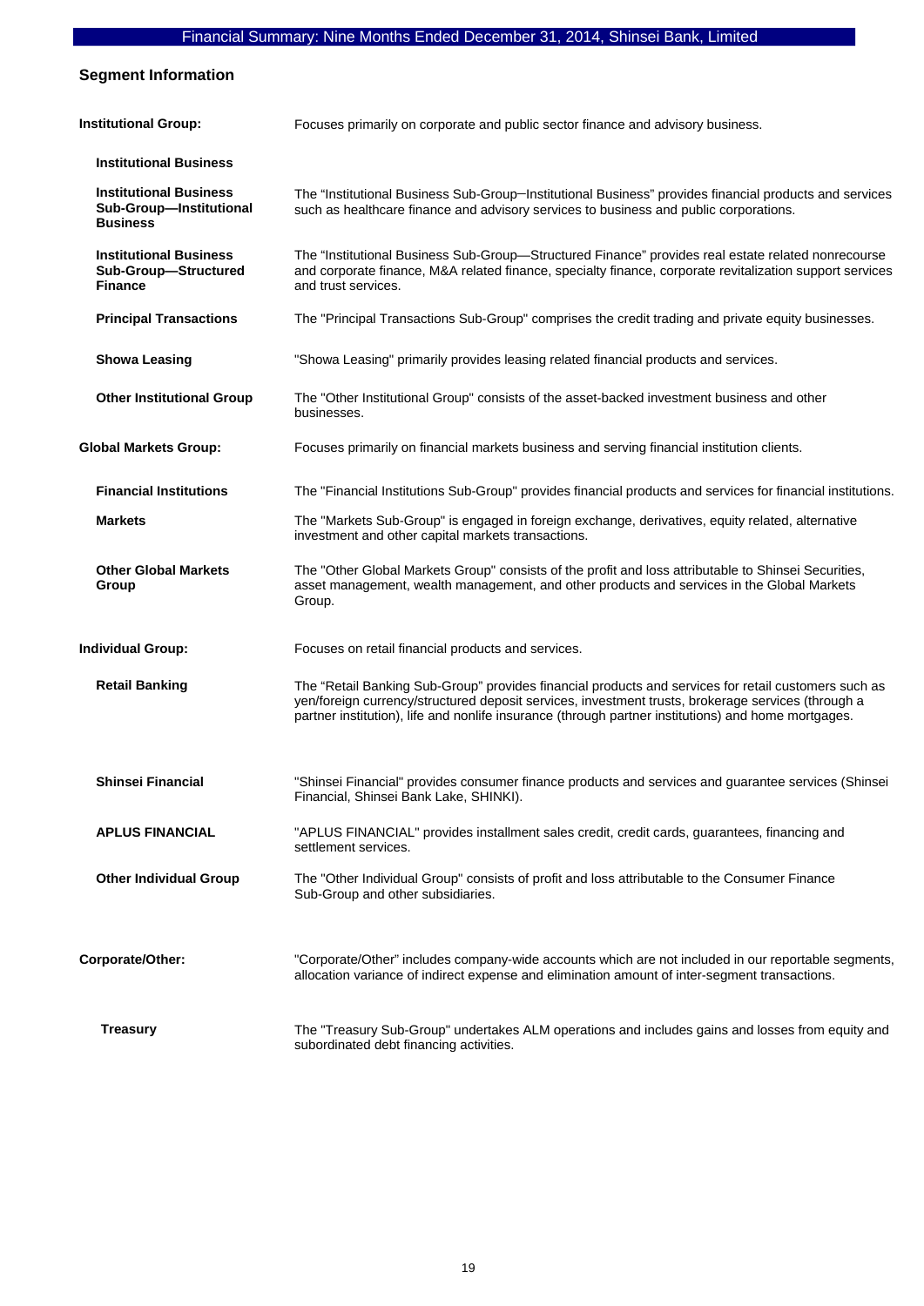## Segment Information

| | |
|---|---|
| **Institutional Group:** | Focuses primarily on corporate and public sector finance and advisory business. |
| **Institutional Business** | |
| **Institutional Business Sub-Group—Institutional Business** | The "Institutional Business Sub-Group–Institutional Business" provides financial products and services such as healthcare finance and advisory services to business and public corporations. |
| **Institutional Business Sub-Group—Structured Finance** | The "Institutional Business Sub-Group—Structured Finance" provides real estate related nonrecourse and corporate finance, M&A related finance, specialty finance, corporate revitalization support services and trust services. |
| **Principal Transactions** | The "Principal Transactions Sub-Group" comprises the credit trading and private equity businesses. |
| **Showa Leasing** | "Showa Leasing" primarily provides leasing related financial products and services. |
| **Other Institutional Group** | The "Other Institutional Group" consists of the asset-backed investment business and other businesses. |
| **Global Markets Group:** | Focuses primarily on financial markets business and serving financial institution clients. |
| **Financial Institutions** | The "Financial Institutions Sub-Group" provides financial products and services for financial institutions. |
| **Markets** | The "Markets Sub-Group" is engaged in foreign exchange, derivatives, equity related, alternative investment and other capital markets transactions. |
| **Other Global Markets Group** | The "Other Global Markets Group" consists of the profit and loss attributable to Shinsei Securities, asset management, wealth management, and other products and services in the Global Markets Group. |
| **Individual Group:** | Focuses on retail financial products and services. |
| **Retail Banking** | The "Retail Banking Sub-Group" provides financial products and services for retail customers such as yen/foreign currency/structured deposit services, investment trusts, brokerage services (through a partner institution), life and nonlife insurance (through partner institutions) and home mortgages. |
| **Shinsei Financial** | "Shinsei Financial" provides consumer finance products and services and guarantee services (Shinsei Financial, Shinsei Bank Lake, SHINKI). |
| **APLUS FINANCIAL** | "APLUS FINANCIAL" provides installment sales credit, credit cards, guarantees, financing and settlement services. |
| **Other Individual Group** | The "Other Individual Group" consists of profit and loss attributable to the Consumer Finance Sub-Group and other subsidiaries. |
| **Corporate/Other:** | "Corporate/Other" includes company-wide accounts which are not included in our reportable segments, allocation variance of indirect expense and elimination amount of inter-segment transactions. |
| **Treasury** | The "Treasury Sub-Group" undertakes ALM operations and includes gains and losses from equity and subordinated debt financing activities. |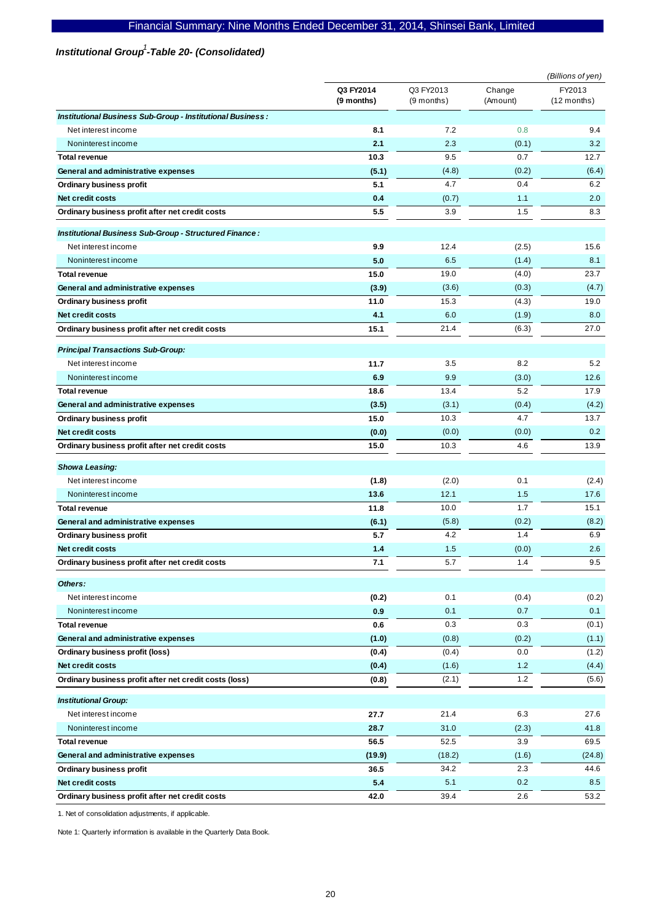## *Institutional Group[1]-Table 20- (Consolidated)*

*(Billions of yen)*

| | Q3 FY2014 (9 months) | Q3 FY2013 (9 months) | Change (Amount) | FY2013 (12 months) |
|---|---|---|---|---|
| ***Institutional Business Sub-Group - Institutional Business :*** | | | | |
| Net interest income | **8.1** | 7.2 | 0.8 | 9.4 |
| Noninterest income | **2.1** | 2.3 | (0.1) | 3.2 |
| **Total revenue** | **10.3** | 9.5 | 0.7 | 12.7 |
| **General and administrative expenses** | **(5.1)** | (4.8) | (0.2) | (6.4) |
| **Ordinary business profit** | **5.1** | 4.7 | 0.4 | 6.2 |
| **Net credit costs** | **0.4** | (0.7) | 1.1 | 2.0 |
| **Ordinary business profit after net credit costs** | **5.5** | 3.9 | 1.5 | 8.3 |
| ***Institutional Business Sub-Group - Structured Finance :*** | | | | |
| Net interest income | **9.9** | 12.4 | (2.5) | 15.6 |
| Noninterest income | **5.0** | 6.5 | (1.4) | 8.1 |
| **Total revenue** | **15.0** | 19.0 | (4.0) | 23.7 |
| **General and administrative expenses** | **(3.9)** | (3.6) | (0.3) | (4.7) |
| **Ordinary business profit** | **11.0** | 15.3 | (4.3) | 19.0 |
| **Net credit costs** | **4.1** | 6.0 | (1.9) | 8.0 |
| **Ordinary business profit after net credit costs** | **15.1** | 21.4 | (6.3) | 27.0 |
| ***Principal Transactions Sub-Group:*** | | | | |
| Net interest income | **11.7** | 3.5 | 8.2 | 5.2 |
| Noninterest income | **6.9** | 9.9 | (3.0) | 12.6 |
| **Total revenue** | **18.6** | 13.4 | 5.2 | 17.9 |
| **General and administrative expenses** | **(3.5)** | (3.1) | (0.4) | (4.2) |
| **Ordinary business profit** | **15.0** | 10.3 | 4.7 | 13.7 |
| **Net credit costs** | **(0.0)** | (0.0) | (0.0) | 0.2 |
| **Ordinary business profit after net credit costs** | **15.0** | 10.3 | 4.6 | 13.9 |
| ***Showa Leasing:*** | | | | |
| Net interest income | **(1.8)** | (2.0) | 0.1 | (2.4) |
| Noninterest income | **13.6** | 12.1 | 1.5 | 17.6 |
| **Total revenue** | **11.8** | 10.0 | 1.7 | 15.1 |
| **General and administrative expenses** | **(6.1)** | (5.8) | (0.2) | (8.2) |
| **Ordinary business profit** | **5.7** | 4.2 | 1.4 | 6.9 |
| **Net credit costs** | **1.4** | 1.5 | (0.0) | 2.6 |
| **Ordinary business profit after net credit costs** | **7.1** | 5.7 | 1.4 | 9.5 |
| ***Others:*** | | | | |
| Net interest income | **(0.2)** | 0.1 | (0.4) | (0.2) |
| Noninterest income | **0.9** | 0.1 | 0.7 | 0.1 |
| **Total revenue** | **0.6** | 0.3 | 0.3 | (0.1) |
| **General and administrative expenses** | **(1.0)** | (0.8) | (0.2) | (1.1) |
| **Ordinary business profit (loss)** | **(0.4)** | (0.4) | 0.0 | (1.2) |
| **Net credit costs** | **(0.4)** | (1.6) | 1.2 | (4.4) |
| **Ordinary business profit after net credit costs (loss)** | **(0.8)** | (2.1) | 1.2 | (5.6) |
| ***Institutional Group:*** | | | | |
| Net interest income | **27.7** | 21.4 | 6.3 | 27.6 |
| Noninterest income | **28.7** | 31.0 | (2.3) | 41.8 |
| **Total revenue** | **56.5** | 52.5 | 3.9 | 69.5 |
| **General and administrative expenses** | **(19.9)** | (18.2) | (1.6) | (24.8) |
| **Ordinary business profit** | **36.5** | 34.2 | 2.3 | 44.6 |
| **Net credit costs** | **5.4** | 5.1 | 0.2 | 8.5 |
| **Ordinary business profit after net credit costs** | **42.0** | 39.4 | 2.6 | 53.2 |

1. Net of consolidation adjustments, if applicable.

Note 1: Quarterly information is available in the Quarterly Data Book.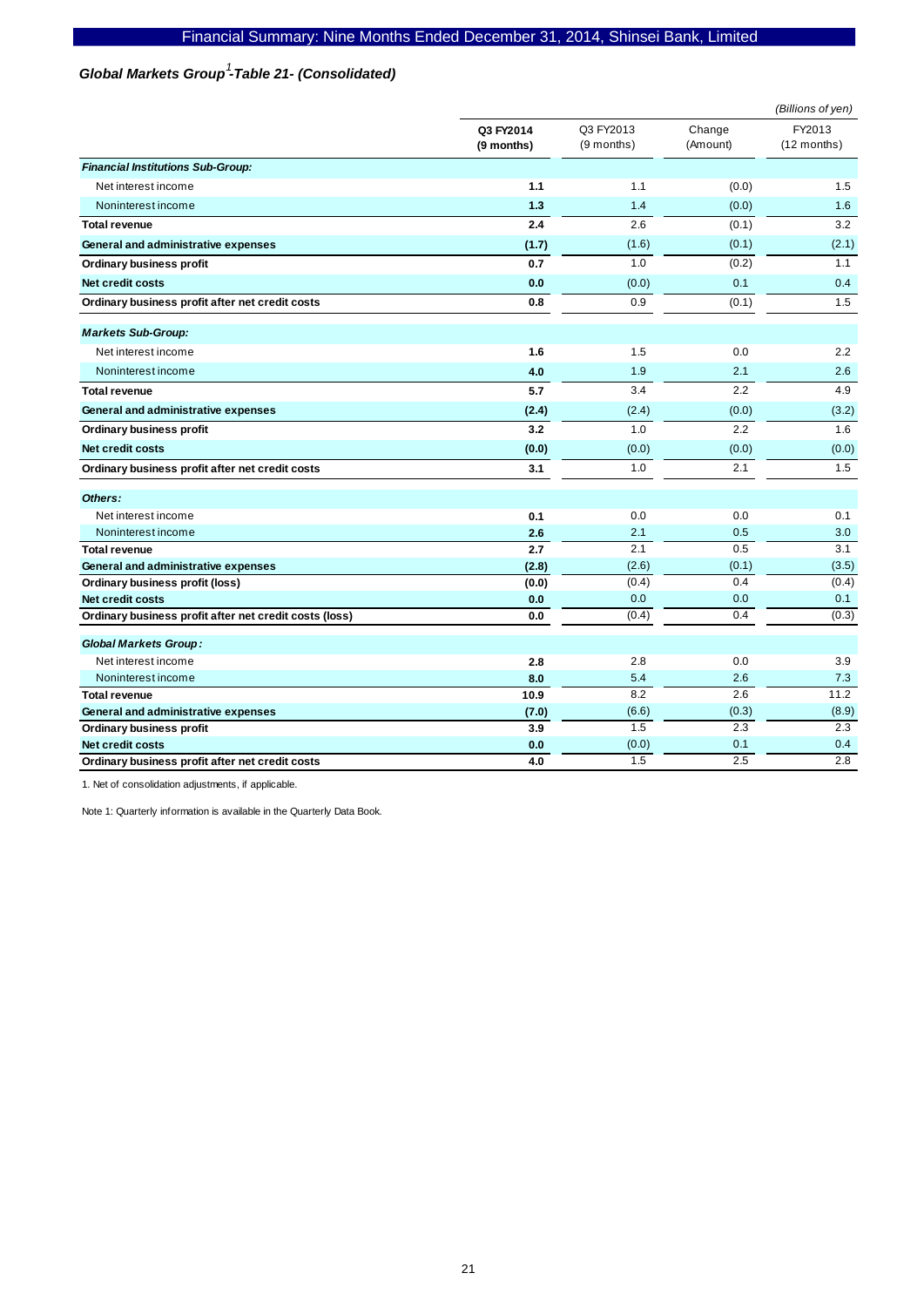## *Global Markets Group[1]-Table 21- (Consolidated)*

*(Billions of yen)*

| | Q3 FY2014 (9 months) | Q3 FY2013 (9 months) | Change (Amount) | FY2013 (12 months) |
|---|---|---|---|---|
| ***Financial Institutions Sub-Group:*** | | | | |
| Net interest income | **1.1** | 1.1 | (0.0) | 1.5 |
| Noninterest income | **1.3** | 1.4 | (0.0) | 1.6 |
| **Total revenue** | **2.4** | 2.6 | (0.1) | 3.2 |
| **General and administrative expenses** | **(1.7)** | (1.6) | (0.1) | (2.1) |
| **Ordinary business profit** | **0.7** | 1.0 | (0.2) | 1.1 |
| **Net credit costs** | **0.0** | (0.0) | 0.1 | 0.4 |
| **Ordinary business profit after net credit costs** | **0.8** | 0.9 | (0.1) | 1.5 |
| ***Markets Sub-Group:*** | | | | |
| Net interest income | **1.6** | 1.5 | 0.0 | 2.2 |
| Noninterest income | **4.0** | 1.9 | 2.1 | 2.6 |
| **Total revenue** | **5.7** | 3.4 | 2.2 | 4.9 |
| **General and administrative expenses** | **(2.4)** | (2.4) | (0.0) | (3.2) |
| **Ordinary business profit** | **3.2** | 1.0 | 2.2 | 1.6 |
| **Net credit costs** | **(0.0)** | (0.0) | (0.0) | (0.0) |
| **Ordinary business profit after net credit costs** | **3.1** | 1.0 | 2.1 | 1.5 |
| ***Others:*** | | | | |
| Net interest income | **0.1** | 0.0 | 0.0 | 0.1 |
| Noninterest income | **2.6** | 2.1 | 0.5 | 3.0 |
| **Total revenue** | **2.7** | 2.1 | 0.5 | 3.1 |
| **General and administrative expenses** | **(2.8)** | (2.6) | (0.1) | (3.5) |
| **Ordinary business profit (loss)** | **(0.0)** | (0.4) | 0.4 | (0.4) |
| **Net credit costs** | **0.0** | 0.0 | 0.0 | 0.1 |
| **Ordinary business profit after net credit costs (loss)** | **0.0** | (0.4) | 0.4 | (0.3) |
| ***Global Markets Group:*** | | | | |
| Net interest income | **2.8** | 2.8 | 0.0 | 3.9 |
| Noninterest income | **8.0** | 5.4 | 2.6 | 7.3 |
| **Total revenue** | **10.9** | 8.2 | 2.6 | 11.2 |
| **General and administrative expenses** | **(7.0)** | (6.6) | (0.3) | (8.9) |
| **Ordinary business profit** | **3.9** | 1.5 | 2.3 | 2.3 |
| **Net credit costs** | **0.0** | (0.0) | 0.1 | 0.4 |
| **Ordinary business profit after net credit costs** | **4.0** | 1.5 | 2.5 | 2.8 |

1. Net of consolidation adjustments, if applicable.

Note 1: Quarterly information is available in the Quarterly Data Book.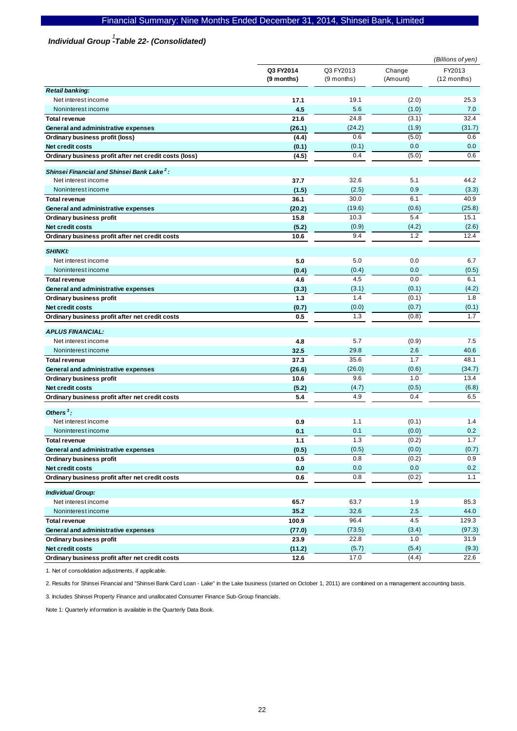## *Individual Group [1] -Table 22- (Consolidated)*

*(Billions of yen)*

| | **Q3 FY2014 (9 months)** | Q3 FY2013 (9 months) | Change (Amount) | FY2013 (12 months) |
|---|---|---|---|---|
| ***Retail banking:*** | | | | |
| Net interest income | **17.1** | 19.1 | (2.0) | 25.3 |
| Noninterest income | **4.5** | 5.6 | (1.0) | 7.0 |
| **Total revenue** | **21.6** | 24.8 | (3.1) | 32.4 |
| **General and administrative expenses** | **(26.1)** | (24.2) | (1.9) | (31.7) |
| **Ordinary business profit (loss)** | **(4.4)** | 0.6 | (5.0) | 0.6 |
| **Net credit costs** | **(0.1)** | (0.1) | 0.0 | 0.0 |
| **Ordinary business profit after net credit costs (loss)** | **(4.5)** | 0.4 | (5.0) | 0.6 |
| ***Shinsei Financial and Shinsei Bank Lake [2]:*** | | | | |
| Net interest income | **37.7** | 32.6 | 5.1 | 44.2 |
| Noninterest income | **(1.5)** | (2.5) | 0.9 | (3.3) |
| **Total revenue** | **36.1** | 30.0 | 6.1 | 40.9 |
| **General and administrative expenses** | **(20.2)** | (19.6) | (0.6) | (25.8) |
| **Ordinary business profit** | **15.8** | 10.3 | 5.4 | 15.1 |
| **Net credit costs** | **(5.2)** | (0.9) | (4.2) | (2.6) |
| **Ordinary business profit after net credit costs** | **10.6** | 9.4 | 1.2 | 12.4 |
| ***SHINKI:*** | | | | |
| Net interest income | **5.0** | 5.0 | 0.0 | 6.7 |
| Noninterest income | **(0.4)** | (0.4) | 0.0 | (0.5) |
| **Total revenue** | **4.6** | 4.5 | 0.0 | 6.1 |
| **General and administrative expenses** | **(3.3)** | (3.1) | (0.1) | (4.2) |
| **Ordinary business profit** | **1.3** | 1.4 | (0.1) | 1.8 |
| **Net credit costs** | **(0.7)** | (0.0) | (0.7) | (0.1) |
| **Ordinary business profit after net credit costs** | **0.5** | 1.3 | (0.8) | 1.7 |
| ***APLUS FINANCIAL:*** | | | | |
| Net interest income | **4.8** | 5.7 | (0.9) | 7.5 |
| Noninterest income | **32.5** | 29.8 | 2.6 | 40.6 |
| **Total revenue** | **37.3** | 35.6 | 1.7 | 48.1 |
| **General and administrative expenses** | **(26.6)** | (26.0) | (0.6) | (34.7) |
| **Ordinary business profit** | **10.6** | 9.6 | 1.0 | 13.4 |
| **Net credit costs** | **(5.2)** | (4.7) | (0.5) | (6.8) |
| **Ordinary business profit after net credit costs** | **5.4** | 4.9 | 0.4 | 6.5 |
| ***Others [3]:*** | | | | |
| Net interest income | **0.9** | 1.1 | (0.1) | 1.4 |
| Noninterest income | **0.1** | 0.1 | (0.0) | 0.2 |
| **Total revenue** | **1.1** | 1.3 | (0.2) | 1.7 |
| **General and administrative expenses** | **(0.5)** | (0.5) | (0.0) | (0.7) |
| **Ordinary business profit** | **0.5** | 0.8 | (0.2) | 0.9 |
| **Net credit costs** | **0.0** | 0.0 | 0.0 | 0.2 |
| **Ordinary business profit after net credit costs** | **0.6** | 0.8 | (0.2) | 1.1 |
| ***Individual Group:*** | | | | |
| Net interest income | **65.7** | 63.7 | 1.9 | 85.3 |
| Noninterest income | **35.2** | 32.6 | 2.5 | 44.0 |
| **Total revenue** | **100.9** | 96.4 | 4.5 | 129.3 |
| **General and administrative expenses** | **(77.0)** | (73.5) | (3.4) | (97.3) |
| **Ordinary business profit** | **23.9** | 22.8 | 1.0 | 31.9 |
| **Net credit costs** | **(11.2)** | (5.7) | (5.4) | (9.3) |
| **Ordinary business profit after net credit costs** | **12.6** | 17.0 | (4.4) | 22.6 |

1. Net of consolidation adjustments, if applicable.

2. Results for Shinsei Financial and "Shinsei Bank Card Loan - Lake" in the Lake business (started on October 1, 2011) are combined on a management accounting basis.

3. Includes Shinsei Property Finance and unallocated Consumer Finance Sub-Group financials.

Note 1: Quarterly information is available in the Quarterly Data Book.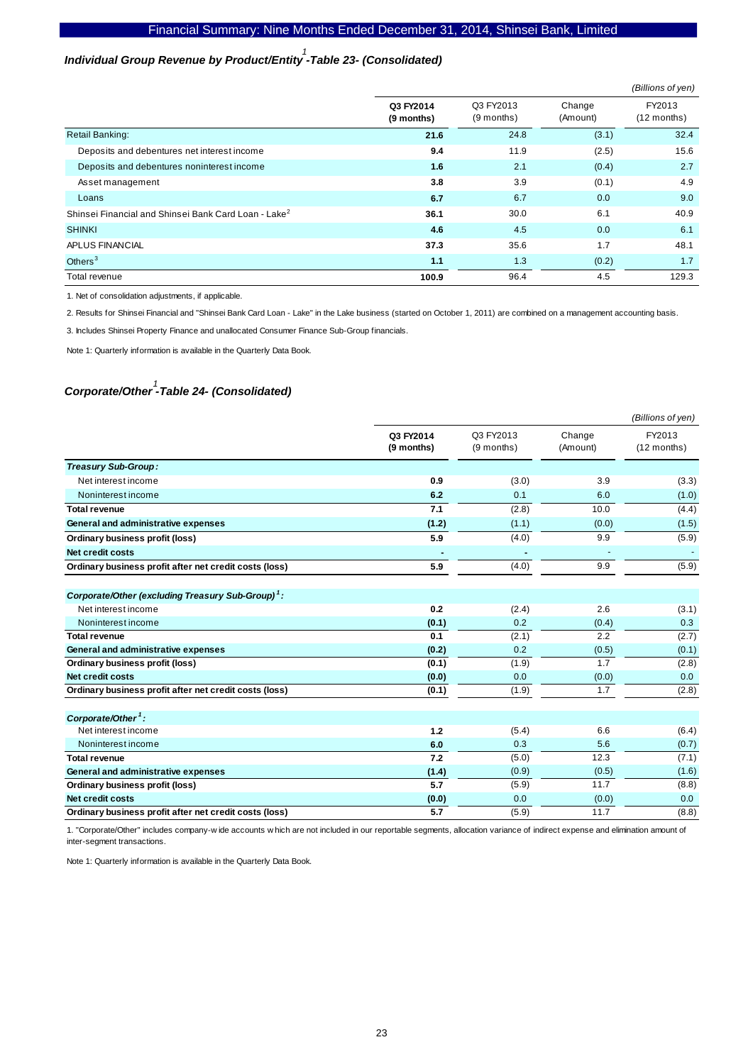## *Individual Group Revenue by Product/Entity[1] -Table 23- (Consolidated)*

*(Billions of yen)*

| | Q3 FY2014 (9 months) | Q3 FY2013 (9 months) | Change (Amount) | FY2013 (12 months) |
|---|---|---|---|---|
| Retail Banking: | **21.6** | 24.8 | (3.1) | 32.4 |
| Deposits and debentures net interest income | **9.4** | 11.9 | (2.5) | 15.6 |
| Deposits and debentures noninterest income | **1.6** | 2.1 | (0.4) | 2.7 |
| Asset management | **3.8** | 3.9 | (0.1) | 4.9 |
| Loans | **6.7** | 6.7 | 0.0 | 9.0 |
| Shinsei Financial and Shinsei Bank Card Loan - Lake[2] | **36.1** | 30.0 | 6.1 | 40.9 |
| SHINKI | **4.6** | 4.5 | 0.0 | 6.1 |
| APLUS FINANCIAL | **37.3** | 35.6 | 1.7 | 48.1 |
| Others[3] | **1.1** | 1.3 | (0.2) | 1.7 |
| Total revenue | **100.9** | 96.4 | 4.5 | 129.3 |

1. Net of consolidation adjustments, if applicable.

2. Results for Shinsei Financial and "Shinsei Bank Card Loan - Lake" in the Lake business (started on October 1, 2011) are combined on a management accounting basis.

3. Includes Shinsei Property Finance and unallocated Consumer Finance Sub-Group financials.

Note 1: Quarterly information is available in the Quarterly Data Book.

## *Corporate/Other[1] -Table 24- (Consolidated)*

*(Billions of yen)*

| | Q3 FY2014 (9 months) | Q3 FY2013 (9 months) | Change (Amount) | FY2013 (12 months) |
|---|---|---|---|---|
| ***Treasury Sub-Group:*** | | | | |
| Net interest income | **0.9** | (3.0) | 3.9 | (3.3) |
| Noninterest income | **6.2** | 0.1 | 6.0 | (1.0) |
| **Total revenue** | **7.1** | (2.8) | 10.0 | (4.4) |
| **General and administrative expenses** | **(1.2)** | (1.1) | (0.0) | (1.5) |
| **Ordinary business profit (loss)** | **5.9** | (4.0) | 9.9 | (5.9) |
| **Net credit costs** | **-** | - | - | - |
| **Ordinary business profit after net credit costs (loss)** | **5.9** | (4.0) | 9.9 | (5.9) |
| ***Corporate/Other (excluding Treasury Sub-Group)[1]:*** | | | | |
| Net interest income | **0.2** | (2.4) | 2.6 | (3.1) |
| Noninterest income | **(0.1)** | 0.2 | (0.4) | 0.3 |
| **Total revenue** | **0.1** | (2.1) | 2.2 | (2.7) |
| **General and administrative expenses** | **(0.2)** | 0.2 | (0.5) | (0.1) |
| **Ordinary business profit (loss)** | **(0.1)** | (1.9) | 1.7 | (2.8) |
| **Net credit costs** | **(0.0)** | 0.0 | (0.0) | 0.0 |
| **Ordinary business profit after net credit costs (loss)** | **(0.1)** | (1.9) | 1.7 | (2.8) |
| ***Corporate/Other[1]:*** | | | | |
| Net interest income | **1.2** | (5.4) | 6.6 | (6.4) |
| Noninterest income | **6.0** | 0.3 | 5.6 | (0.7) |
| **Total revenue** | **7.2** | (5.0) | 12.3 | (7.1) |
| **General and administrative expenses** | **(1.4)** | (0.9) | (0.5) | (1.6) |
| **Ordinary business profit (loss)** | **5.7** | (5.9) | 11.7 | (8.8) |
| **Net credit costs** | **(0.0)** | 0.0 | (0.0) | 0.0 |
| **Ordinary business profit after net credit costs (loss)** | **5.7** | (5.9) | 11.7 | (8.8) |

1. "Corporate/Other" includes company-wide accounts which are not included in our reportable segments, allocation variance of indirect expense and elimination amount of inter-segment transactions.

Note 1: Quarterly information is available in the Quarterly Data Book.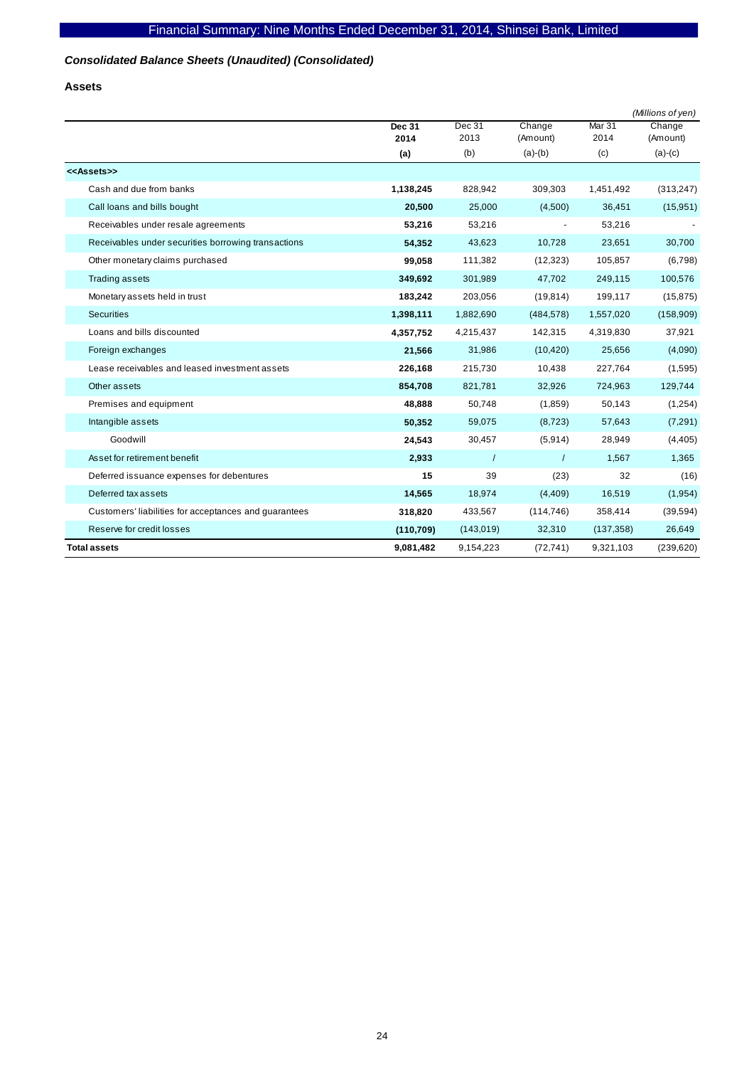## *Consolidated Balance Sheets (Unaudited) (Consolidated)*

### Assets

*(Millions of yen)*

| | **Dec 31 2014 (a)** | Dec 31 2013 (b) | Change (Amount) (a)-(b) | Mar 31 2014 (c) | Change (Amount) (a)-(c) |
|---|---|---|---|---|---|
| **<<Assets>>** | | | | | |
| Cash and due from banks | **1,138,245** | 828,942 | 309,303 | 1,451,492 | (313,247) |
| Call loans and bills bought | **20,500** | 25,000 | (4,500) | 36,451 | (15,951) |
| Receivables under resale agreements | **53,216** | 53,216 | - | 53,216 | - |
| Receivables under securities borrowing transactions | **54,352** | 43,623 | 10,728 | 23,651 | 30,700 |
| Other monetary claims purchased | **99,058** | 111,382 | (12,323) | 105,857 | (6,798) |
| Trading assets | **349,692** | 301,989 | 47,702 | 249,115 | 100,576 |
| Monetary assets held in trust | **183,242** | 203,056 | (19,814) | 199,117 | (15,875) |
| Securities | **1,398,111** | 1,882,690 | (484,578) | 1,557,020 | (158,909) |
| Loans and bills discounted | **4,357,752** | 4,215,437 | 142,315 | 4,319,830 | 37,921 |
| Foreign exchanges | **21,566** | 31,986 | (10,420) | 25,656 | (4,090) |
| Lease receivables and leased investment assets | **226,168** | 215,730 | 10,438 | 227,764 | (1,595) |
| Other assets | **854,708** | 821,781 | 32,926 | 724,963 | 129,744 |
| Premises and equipment | **48,888** | 50,748 | (1,859) | 50,143 | (1,254) |
| Intangible assets | **50,352** | 59,075 | (8,723) | 57,643 | (7,291) |
| Goodwill | **24,543** | 30,457 | (5,914) | 28,949 | (4,405) |
| Asset for retirement benefit | **2,933** | / | / | 1,567 | 1,365 |
| Deferred issuance expenses for debentures | **15** | 39 | (23) | 32 | (16) |
| Deferred tax assets | **14,565** | 18,974 | (4,409) | 16,519 | (1,954) |
| Customers' liabilities for acceptances and guarantees | **318,820** | 433,567 | (114,746) | 358,414 | (39,594) |
| Reserve for credit losses | **(110,709)** | (143,019) | 32,310 | (137,358) | 26,649 |
| **Total assets** | **9,081,482** | 9,154,223 | (72,741) | 9,321,103 | (239,620) |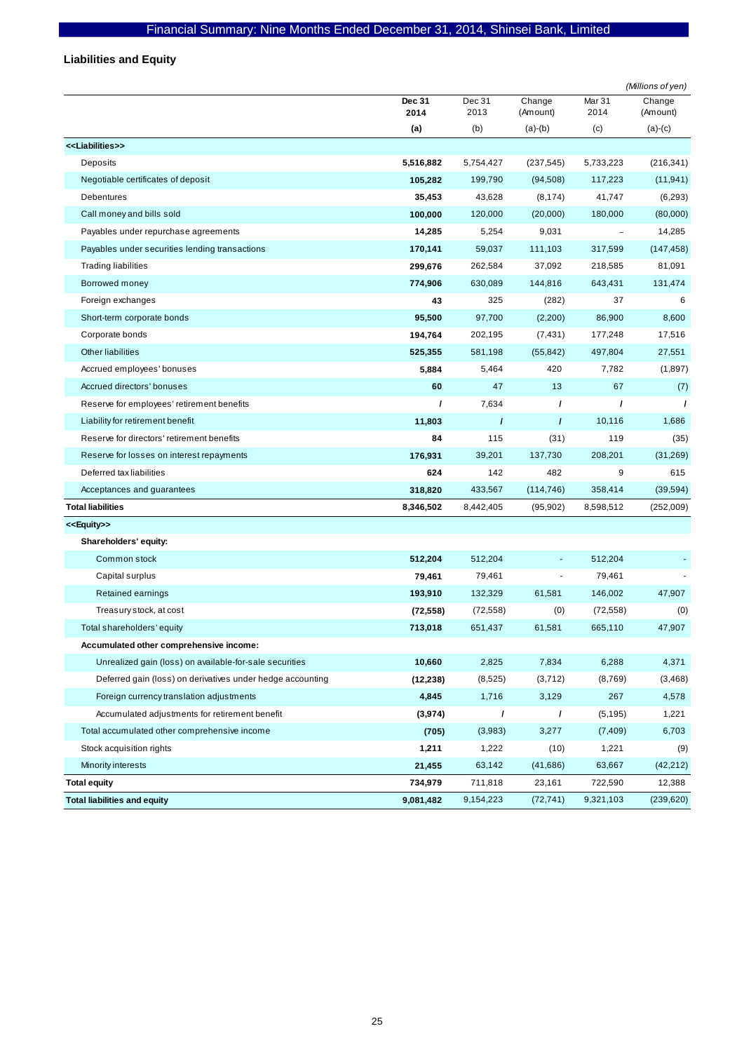## Liabilities and Equity

*(Millions of yen)*

| | Dec 31 2014 (a) | Dec 31 2013 (b) | Change (Amount) (a)-(b) | Mar 31 2014 (c) | Change (Amount) (a)-(c) |
|---|---|---|---|---|---|
| **<<Liabilities>>** | | | | | |
| Deposits | **5,516,882** | 5,754,427 | (237,545) | 5,733,223 | (216,341) |
| Negotiable certificates of deposit | **105,282** | 199,790 | (94,508) | 117,223 | (11,941) |
| Debentures | **35,453** | 43,628 | (8,174) | 41,747 | (6,293) |
| Call money and bills sold | **100,000** | 120,000 | (20,000) | 180,000 | (80,000) |
| Payables under repurchase agreements | **14,285** | 5,254 | 9,031 | – | 14,285 |
| Payables under securities lending transactions | **170,141** | 59,037 | 111,103 | 317,599 | (147,458) |
| Trading liabilities | **299,676** | 262,584 | 37,092 | 218,585 | 81,091 |
| Borrowed money | **774,906** | 630,089 | 144,816 | 643,431 | 131,474 |
| Foreign exchanges | **43** | 325 | (282) | 37 | 6 |
| Short-term corporate bonds | **95,500** | 97,700 | (2,200) | 86,900 | 8,600 |
| Corporate bonds | **194,764** | 202,195 | (7,431) | 177,248 | 17,516 |
| Other liabilities | **525,355** | 581,198 | (55,842) | 497,804 | 27,551 |
| Accrued employees' bonuses | **5,884** | 5,464 | 420 | 7,782 | (1,897) |
| Accrued directors' bonuses | **60** | 47 | 13 | 67 | (7) |
| Reserve for employees' retirement benefits | **/** | 7,634 | / | / | / |
| Liability for retirement benefit | **11,803** | / | / | 10,116 | 1,686 |
| Reserve for directors' retirement benefits | **84** | 115 | (31) | 119 | (35) |
| Reserve for losses on interest repayments | **176,931** | 39,201 | 137,730 | 208,201 | (31,269) |
| Deferred tax liabilities | **624** | 142 | 482 | 9 | 615 |
| Acceptances and guarantees | **318,820** | 433,567 | (114,746) | 358,414 | (39,594) |
| **Total liabilities** | **8,346,502** | 8,442,405 | (95,902) | 8,598,512 | (252,009) |
| **<<Equity>>** | | | | | |
| **Shareholders' equity:** | | | | | |
| Common stock | **512,204** | 512,204 | - | 512,204 | - |
| Capital surplus | **79,461** | 79,461 | - | 79,461 | - |
| Retained earnings | **193,910** | 132,329 | 61,581 | 146,002 | 47,907 |
| Treasury stock, at cost | **(72,558)** | (72,558) | (0) | (72,558) | (0) |
| Total shareholders' equity | **713,018** | 651,437 | 61,581 | 665,110 | 47,907 |
| **Accumulated other comprehensive income:** | | | | | |
| Unrealized gain (loss) on available-for-sale securities | **10,660** | 2,825 | 7,834 | 6,288 | 4,371 |
| Deferred gain (loss) on derivatives under hedge accounting | **(12,238)** | (8,525) | (3,712) | (8,769) | (3,468) |
| Foreign currency translation adjustments | **4,845** | 1,716 | 3,129 | 267 | 4,578 |
| Accumulated adjustments for retirement benefit | **(3,974)** | / | / | (5,195) | 1,221 |
| Total accumulated other comprehensive income | **(705)** | (3,983) | 3,277 | (7,409) | 6,703 |
| Stock acquisition rights | **1,211** | 1,222 | (10) | 1,221 | (9) |
| Minority interests | **21,455** | 63,142 | (41,686) | 63,667 | (42,212) |
| **Total equity** | **734,979** | 711,818 | 23,161 | 722,590 | 12,388 |
| **Total liabilities and equity** | **9,081,482** | 9,154,223 | (72,741) | 9,321,103 | (239,620) |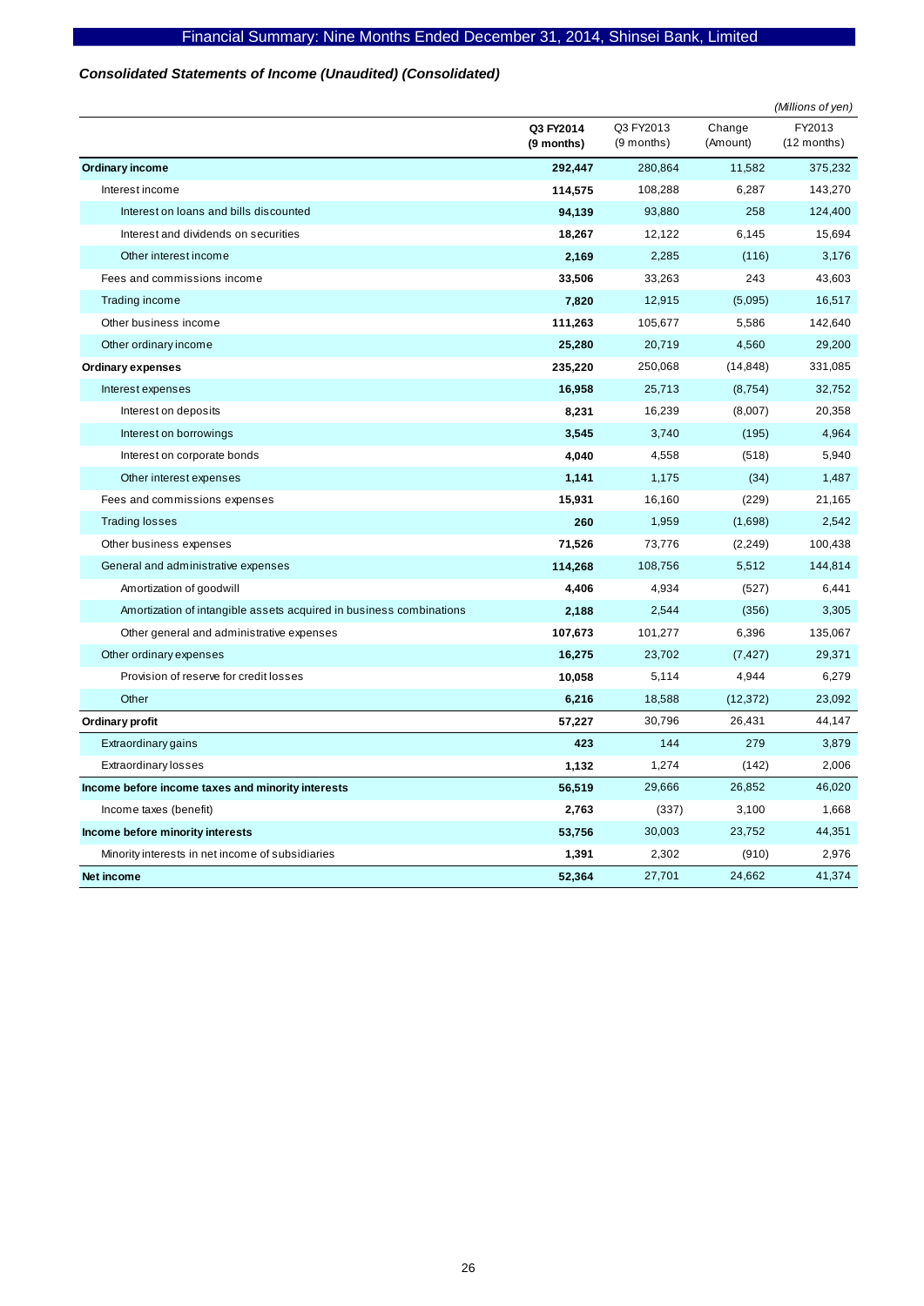*Consolidated Statements of Income (Unaudited) (Consolidated)*

*(Millions of yen)*

| | Q3 FY2014 (9 months) | Q3 FY2013 (9 months) | Change (Amount) | FY2013 (12 months) |
|---|---|---|---|---|
| **Ordinary income** | **292,447** | 280,864 | 11,582 | 375,232 |
| Interest income | **114,575** | 108,288 | 6,287 | 143,270 |
| Interest on loans and bills discounted | **94,139** | 93,880 | 258 | 124,400 |
| Interest and dividends on securities | **18,267** | 12,122 | 6,145 | 15,694 |
| Other interest income | **2,169** | 2,285 | (116) | 3,176 |
| Fees and commissions income | **33,506** | 33,263 | 243 | 43,603 |
| Trading income | **7,820** | 12,915 | (5,095) | 16,517 |
| Other business income | **111,263** | 105,677 | 5,586 | 142,640 |
| Other ordinary income | **25,280** | 20,719 | 4,560 | 29,200 |
| **Ordinary expenses** | **235,220** | 250,068 | (14,848) | 331,085 |
| Interest expenses | **16,958** | 25,713 | (8,754) | 32,752 |
| Interest on deposits | **8,231** | 16,239 | (8,007) | 20,358 |
| Interest on borrowings | **3,545** | 3,740 | (195) | 4,964 |
| Interest on corporate bonds | **4,040** | 4,558 | (518) | 5,940 |
| Other interest expenses | **1,141** | 1,175 | (34) | 1,487 |
| Fees and commissions expenses | **15,931** | 16,160 | (229) | 21,165 |
| Trading losses | **260** | 1,959 | (1,698) | 2,542 |
| Other business expenses | **71,526** | 73,776 | (2,249) | 100,438 |
| General and administrative expenses | **114,268** | 108,756 | 5,512 | 144,814 |
| Amortization of goodwill | **4,406** | 4,934 | (527) | 6,441 |
| Amortization of intangible assets acquired in business combinations | **2,188** | 2,544 | (356) | 3,305 |
| Other general and administrative expenses | **107,673** | 101,277 | 6,396 | 135,067 |
| Other ordinary expenses | **16,275** | 23,702 | (7,427) | 29,371 |
| Provision of reserve for credit losses | **10,058** | 5,114 | 4,944 | 6,279 |
| Other | **6,216** | 18,588 | (12,372) | 23,092 |
| **Ordinary profit** | **57,227** | 30,796 | 26,431 | 44,147 |
| Extraordinary gains | **423** | 144 | 279 | 3,879 |
| Extraordinary losses | **1,132** | 1,274 | (142) | 2,006 |
| **Income before income taxes and minority interests** | **56,519** | 29,666 | 26,852 | 46,020 |
| Income taxes (benefit) | **2,763** | (337) | 3,100 | 1,668 |
| **Income before minority interests** | **53,756** | 30,003 | 23,752 | 44,351 |
| Minority interests in net income of subsidiaries | **1,391** | 2,302 | (910) | 2,976 |
| **Net income** | **52,364** | 27,701 | 24,662 | 41,374 |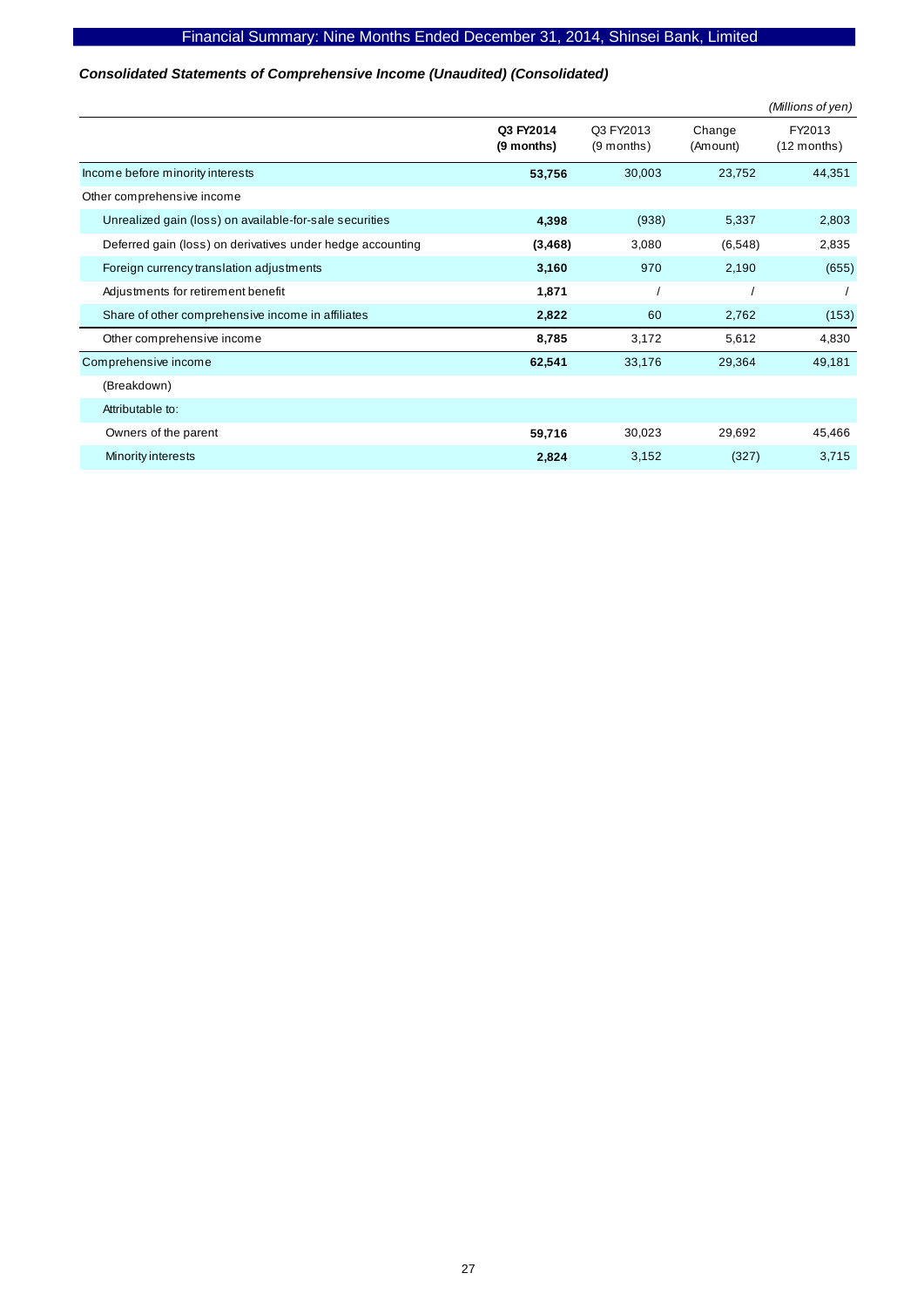### *Consolidated Statements of Comprehensive Income (Unaudited) (Consolidated)*

*(Millions of yen)*

| | **Q3 FY2014 (9 months)** | Q3 FY2013 (9 months) | Change (Amount) | FY2013 (12 months) |
|---|---|---|---|---|
| Income before minority interests | **53,756** | 30,003 | 23,752 | 44,351 |
| Other comprehensive income | | | | |
| Unrealized gain (loss) on available-for-sale securities | **4,398** | (938) | 5,337 | 2,803 |
| Deferred gain (loss) on derivatives under hedge accounting | **(3,468)** | 3,080 | (6,548) | 2,835 |
| Foreign currency translation adjustments | **3,160** | 970 | 2,190 | (655) |
| Adjustments for retirement benefit | **1,871** | / | / | / |
| Share of other comprehensive income in affiliates | **2,822** | 60 | 2,762 | (153) |
| Other comprehensive income | **8,785** | 3,172 | 5,612 | 4,830 |
| Comprehensive income | **62,541** | 33,176 | 29,364 | 49,181 |
| (Breakdown) | | | | |
| Attributable to: | | | | |
| Owners of the parent | **59,716** | 30,023 | 29,692 | 45,466 |
| Minority interests | **2,824** | 3,152 | (327) | 3,715 |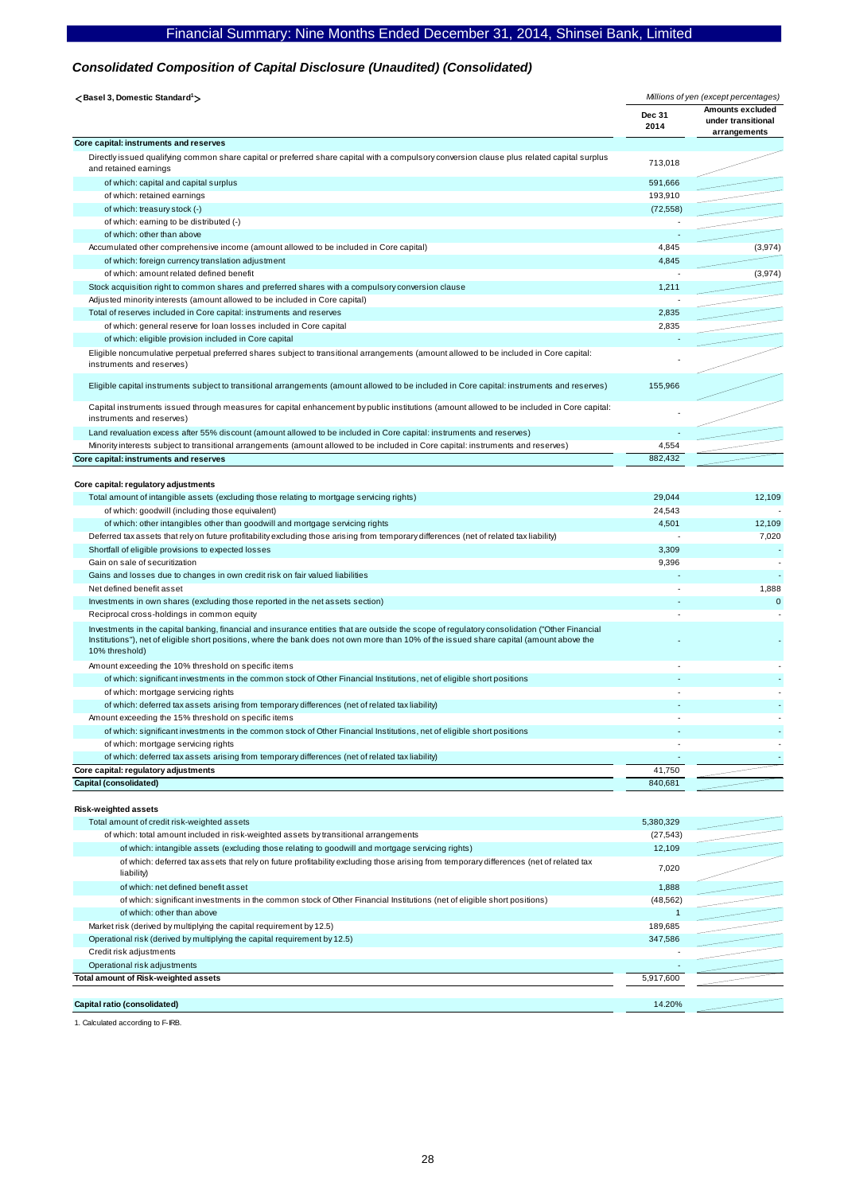## Consolidated Composition of Capital Disclosure (Unaudited) (Consolidated)

**<Basel 3, Domestic Standard[1]>**

*Millions of yen (except percentages)*

| | Dec 31 2014 | Amounts excluded under transitional arrangements |
|---|---|---|
| **Core capital: instruments and reserves** | | |
| Directly issued qualifying common share capital or preferred share capital with a compulsory conversion clause plus related capital surplus and retained earnings | 713,018 | |
| of which: capital and capital surplus | 591,666 | |
| of which: retained earnings | 193,910 | |
| of which: treasury stock (-) | (72,558) | |
| of which: earning to be distributed (-) | - | |
| of which: other than above | - | |
| Accumulated other comprehensive income (amount allowed to be included in Core capital) | 4,845 | (3,974) |
| of which: foreign currency translation adjustment | 4,845 | |
| of which: amount related defined benefit | - | (3,974) |
| Stock acquisition right to common shares and preferred shares with a compulsory conversion clause | 1,211 | |
| Adjusted minority interests (amount allowed to be included in Core capital) | - | |
| Total of reserves included in Core capital: instruments and reserves | 2,835 | |
| of which: general reserve for loan losses included in Core capital | 2,835 | |
| of which: eligible provision included in Core capital | - | |
| Eligible noncumulative perpetual preferred shares subject to transitional arrangements (amount allowed to be included in Core capital: instruments and reserves) | - | |
| Eligible capital instruments subject to transitional arrangements (amount allowed to be included in Core capital: instruments and reserves) | 155,966 | |
| Capital instruments issued through measures for capital enhancement by public institutions (amount allowed to be included in Core capital: instruments and reserves) | - | |
| Land revaluation excess after 55% discount (amount allowed to be included in Core capital: instruments and reserves) | - | |
| Minority interests subject to transitional arrangements (amount allowed to be included in Core capital: instruments and reserves) | 4,554 | |
| **Core capital: instruments and reserves** | 882,432 | |
| **Core capital: regulatory adjustments** | | |
| Total amount of intangible assets (excluding those relating to mortgage servicing rights) | 29,044 | 12,109 |
| of which: goodwill (including those equivalent) | 24,543 | - |
| of which: other intangibles other than goodwill and mortgage servicing rights | 4,501 | 12,109 |
| Deferred tax assets that rely on future profitability excluding those arising from temporary differences (net of related tax liability) | - | 7,020 |
| Shortfall of eligible provisions to expected losses | 3,309 | - |
| Gain on sale of securitization | 9,396 | - |
| Gains and losses due to changes in own credit risk on fair valued liabilities | - | - |
| Net defined benefit asset | - | 1,888 |
| Investments in own shares (excluding those reported in the net assets section) | - | 0 |
| Reciprocal cross-holdings in common equity | - | - |
| Investments in the capital banking, financial and insurance entities that are outside the scope of regulatory consolidation ("Other Financial Institutions"), net of eligible short positions, where the bank does not own more than 10% of the issued share capital (amount above the 10% threshold) | - | - |
| Amount exceeding the 10% threshold on specific items | - | - |
| of which: significant investments in the common stock of Other Financial Institutions, net of eligible short positions | - | - |
| of which: mortgage servicing rights | - | - |
| of which: deferred tax assets arising from temporary differences (net of related tax liability) | - | - |
| Amount exceeding the 15% threshold on specific items | - | - |
| of which: significant investments in the common stock of Other Financial Institutions, net of eligible short positions | - | - |
| of which: mortgage servicing rights | - | - |
| of which: deferred tax assets arising from temporary differences (net of related tax liability) | - | - |
| **Core capital: regulatory adjustments** | 41,750 | |
| **Capital (consolidated)** | 840,681 | |
| **Risk-weighted assets** | | |
| Total amount of credit risk-weighted assets | 5,380,329 | |
| of which: total amount included in risk-weighted assets by transitional arrangements | (27,543) | |
| of which: intangible assets (excluding those relating to goodwill and mortgage servicing rights) | 12,109 | |
| of which: deferred tax assets that rely on future profitability excluding those arising from temporary differences (net of related tax liability) | 7,020 | |
| of which: net defined benefit asset | 1,888 | |
| of which: significant investments in the common stock of Other Financial Institutions (net of eligible short positions) | (48,562) | |
| of which: other than above | 1 | |
| Market risk (derived by multiplying the capital requirement by 12.5) | 189,685 | |
| Operational risk (derived by multiplying the capital requirement by 12.5) | 347,586 | |
| Credit risk adjustments | - | |
| Operational risk adjustments | - | |
| **Total amount of Risk-weighted assets** | 5,917,600 | |
| **Capital ratio (consolidated)** | 14.20% | |

1. Calculated according to F-IRB.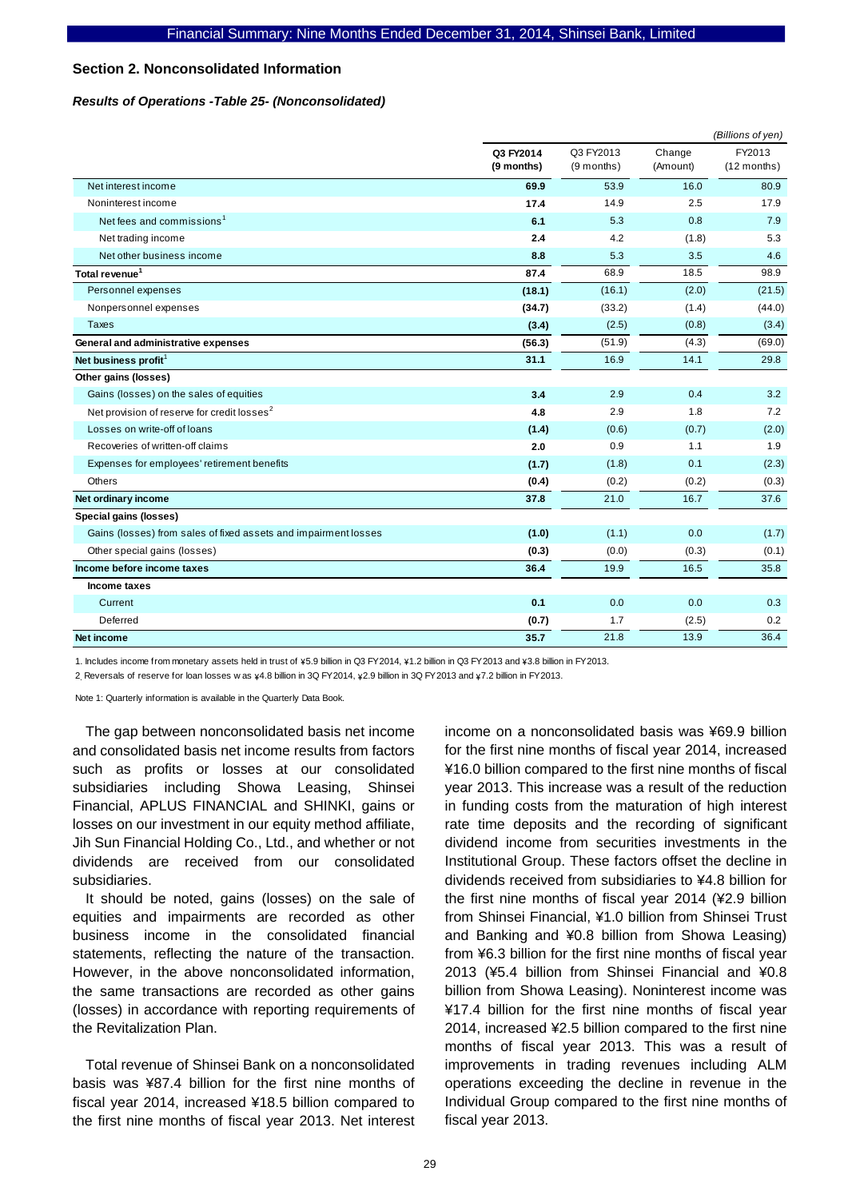## Section 2. Nonconsolidated Information

### *Results of Operations -Table 25- (Nonconsolidated)*

*(Billions of yen)*

| | Q3 FY2014 (9 months) | Q3 FY2013 (9 months) | Change (Amount) | FY2013 (12 months) |
|---|---|---|---|---|
| Net interest income | **69.9** | 53.9 | 16.0 | 80.9 |
| Noninterest income | **17.4** | 14.9 | 2.5 | 17.9 |
| Net fees and commissions[1] | **6.1** | 5.3 | 0.8 | 7.9 |
| Net trading income | **2.4** | 4.2 | (1.8) | 5.3 |
| Net other business income | **8.8** | 5.3 | 3.5 | 4.6 |
| **Total revenue[1]** | **87.4** | 68.9 | 18.5 | 98.9 |
| Personnel expenses | **(18.1)** | (16.1) | (2.0) | (21.5) |
| Nonpersonnel expenses | **(34.7)** | (33.2) | (1.4) | (44.0) |
| Taxes | **(3.4)** | (2.5) | (0.8) | (3.4) |
| **General and administrative expenses** | **(56.3)** | (51.9) | (4.3) | (69.0) |
| **Net business profit[1]** | **31.1** | 16.9 | 14.1 | 29.8 |
| **Other gains (losses)** | | | | |
| Gains (losses) on the sales of equities | **3.4** | 2.9 | 0.4 | 3.2 |
| Net provision of reserve for credit losses[2] | **4.8** | 2.9 | 1.8 | 7.2 |
| Losses on write-off of loans | **(1.4)** | (0.6) | (0.7) | (2.0) |
| Recoveries of written-off claims | **2.0** | 0.9 | 1.1 | 1.9 |
| Expenses for employees' retirement benefits | **(1.7)** | (1.8) | 0.1 | (2.3) |
| Others | **(0.4)** | (0.2) | (0.2) | (0.3) |
| **Net ordinary income** | **37.8** | 21.0 | 16.7 | 37.6 |
| **Special gains (losses)** | | | | |
| Gains (losses) from sales of fixed assets and impairment losses | **(1.0)** | (1.1) | 0.0 | (1.7) |
| Other special gains (losses) | **(0.3)** | (0.0) | (0.3) | (0.1) |
| **Income before income taxes** | **36.4** | 19.9 | 16.5 | 35.8 |
| **Income taxes** | | | | |
| Current | **0.1** | 0.0 | 0.0 | 0.3 |
| Deferred | **(0.7)** | 1.7 | (2.5) | 0.2 |
| **Net income** | **35.7** | 21.8 | 13.9 | 36.4 |

1. Includes income from monetary assets held in trust of ¥5.9 billion in Q3 FY2014, ¥1.2 billion in Q3 FY2013 and ¥3.8 billion in FY2013.
2. Reversals of reserve for loan losses was ¥4.8 billion in 3Q FY2014, ¥2.9 billion in 3Q FY2013 and ¥7.2 billion in FY2013.

Note 1: Quarterly information is available in the Quarterly Data Book.

The gap between nonconsolidated basis net income and consolidated basis net income results from factors such as profits or losses at our consolidated subsidiaries including Showa Leasing, Shinsei Financial, APLUS FINANCIAL and SHINKI, gains or losses on our investment in our equity method affiliate, Jih Sun Financial Holding Co., Ltd., and whether or not dividends are received from our consolidated subsidiaries.

It should be noted, gains (losses) on the sale of equities and impairments are recorded as other business income in the consolidated financial statements, reflecting the nature of the transaction. However, in the above nonconsolidated information, the same transactions are recorded as other gains (losses) in accordance with reporting requirements of the Revitalization Plan.

Total revenue of Shinsei Bank on a nonconsolidated basis was ¥87.4 billion for the first nine months of fiscal year 2014, increased ¥18.5 billion compared to the first nine months of fiscal year 2013. Net interest income on a nonconsolidated basis was ¥69.9 billion for the first nine months of fiscal year 2014, increased ¥16.0 billion compared to the first nine months of fiscal year 2013. This increase was a result of the reduction in funding costs from the maturation of high interest rate time deposits and the recording of significant dividend income from securities investments in the Institutional Group. These factors offset the decline in dividends received from subsidiaries to ¥4.8 billion for the first nine months of fiscal year 2014 (¥2.9 billion from Shinsei Financial, ¥1.0 billion from Shinsei Trust and Banking and ¥0.8 billion from Showa Leasing) from ¥6.3 billion for the first nine months of fiscal year 2013 (¥5.4 billion from Shinsei Financial and ¥0.8 billion from Showa Leasing). Noninterest income was ¥17.4 billion for the first nine months of fiscal year 2014, increased ¥2.5 billion compared to the first nine months of fiscal year 2013. This was a result of improvements in trading revenues including ALM operations exceeding the decline in revenue in the Individual Group compared to the first nine months of fiscal year 2013.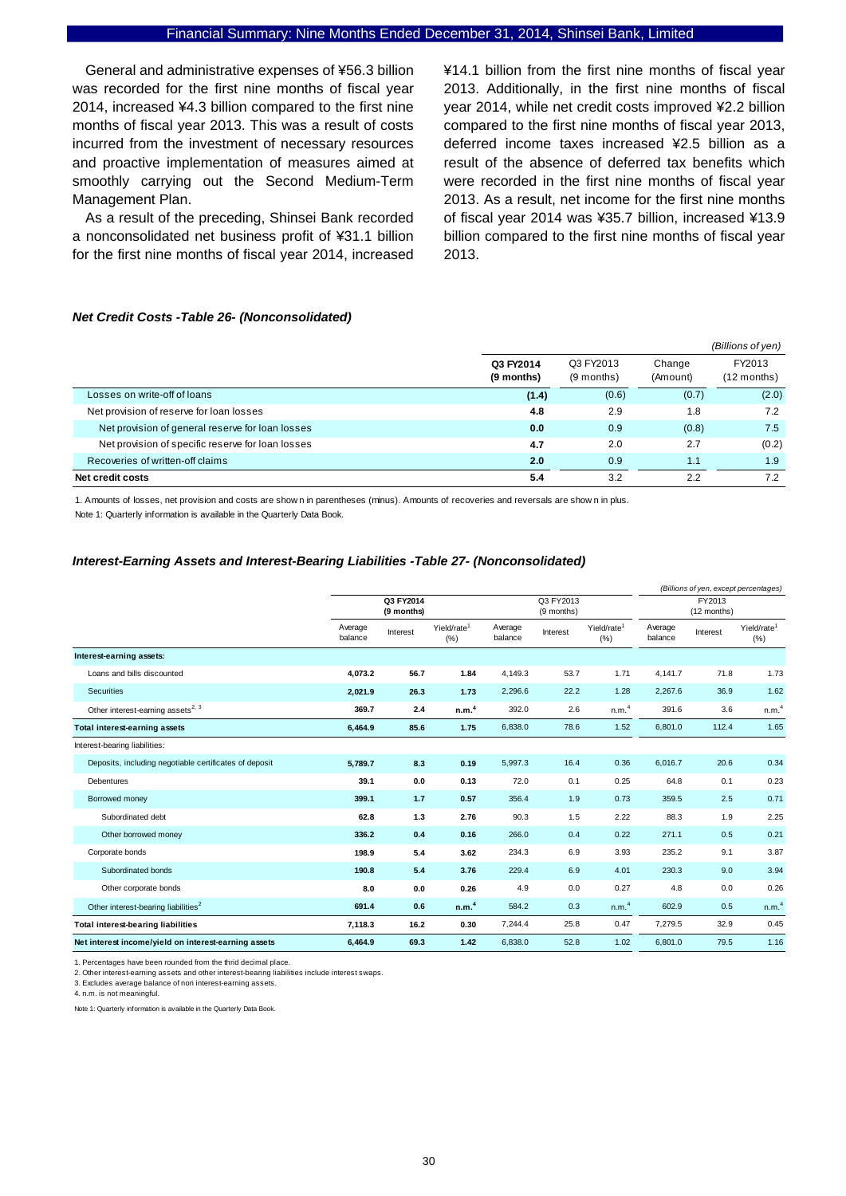General and administrative expenses of ¥56.3 billion was recorded for the first nine months of fiscal year 2014, increased ¥4.3 billion compared to the first nine months of fiscal year 2013. This was a result of costs incurred from the investment of necessary resources and proactive implementation of measures aimed at smoothly carrying out the Second Medium-Term Management Plan.

As a result of the preceding, Shinsei Bank recorded a nonconsolidated net business profit of ¥31.1 billion for the first nine months of fiscal year 2014, increased ¥14.1 billion from the first nine months of fiscal year 2013. Additionally, in the first nine months of fiscal year 2014, while net credit costs improved ¥2.2 billion compared to the first nine months of fiscal year 2013, deferred income taxes increased ¥2.5 billion as a result of the absence of deferred tax benefits which were recorded in the first nine months of fiscal year 2013. As a result, net income for the first nine months of fiscal year 2014 was ¥35.7 billion, increased ¥13.9 billion compared to the first nine months of fiscal year 2013.

***Net Credit Costs -Table 26- (Nonconsolidated)***

*(Billions of yen)*

| | **Q3 FY2014 (9 months)** | Q3 FY2013 (9 months) | Change (Amount) | FY2013 (12 months) |
|---|---|---|---|---|
| Losses on write-off of loans | **(1.4)** | (0.6) | (0.7) | (2.0) |
| Net provision of reserve for loan losses | **4.8** | 2.9 | 1.8 | 7.2 |
| Net provision of general reserve for loan losses | **0.0** | 0.9 | (0.8) | 7.5 |
| Net provision of specific reserve for loan losses | **4.7** | 2.0 | 2.7 | (0.2) |
| Recoveries of written-off claims | **2.0** | 0.9 | 1.1 | 1.9 |
| **Net credit costs** | **5.4** | 3.2 | 2.2 | 7.2 |

1. Amounts of losses, net provision and costs are shown in parentheses (minus). Amounts of recoveries and reversals are shown in plus.

Note 1: Quarterly information is available in the Quarterly Data Book.

***Interest-Earning Assets and Interest-Bearing Liabilities -Table 27- (Nonconsolidated)***

*(Billions of yen, except percentages)*

| | **Q3 FY2014 (9 months)** | | | Q3 FY2013 (9 months) | | | FY2013 (12 months) | | |
|---|---|---|---|---|---|---|---|---|---|
| | Average balance | Interest | Yield/rate[1] (%) | Average balance | Interest | Yield/rate[1] (%) | Average balance | Interest | Yield/rate[1] (%) |
| **Interest-earning assets:** | | | | | | | | | |
| Loans and bills discounted | **4,073.2** | **56.7** | **1.84** | 4,149.3 | 53.7 | 1.71 | 4,141.7 | 71.8 | 1.73 |
| Securities | **2,021.9** | **26.3** | **1.73** | 2,296.6 | 22.2 | 1.28 | 2,267.6 | 36.9 | 1.62 |
| Other interest-earning assets[2, 3] | **369.7** | **2.4** | **n.m.[4]** | 392.0 | 2.6 | n.m.[4] | 391.6 | 3.6 | n.m.[4] |
| **Total interest-earning assets** | **6,464.9** | **85.6** | **1.75** | 6,838.0 | 78.6 | 1.52 | 6,801.0 | 112.4 | 1.65 |
| Interest-bearing liabilities: | | | | | | | | | |
| Deposits, including negotiable certificates of deposit | **5,789.7** | **8.3** | **0.19** | 5,997.3 | 16.4 | 0.36 | 6,016.7 | 20.6 | 0.34 |
| Debentures | **39.1** | **0.0** | **0.13** | 72.0 | 0.1 | 0.25 | 64.8 | 0.1 | 0.23 |
| Borrowed money | **399.1** | **1.7** | **0.57** | 356.4 | 1.9 | 0.73 | 359.5 | 2.5 | 0.71 |
| Subordinated debt | **62.8** | **1.3** | **2.76** | 90.3 | 1.5 | 2.22 | 88.3 | 1.9 | 2.25 |
| Other borrowed money | **336.2** | **0.4** | **0.16** | 266.0 | 0.4 | 0.22 | 271.1 | 0.5 | 0.21 |
| Corporate bonds | **198.9** | **5.4** | **3.62** | 234.3 | 6.9 | 3.93 | 235.2 | 9.1 | 3.87 |
| Subordinated bonds | **190.8** | **5.4** | **3.76** | 229.4 | 6.9 | 4.01 | 230.3 | 9.0 | 3.94 |
| Other corporate bonds | **8.0** | **0.0** | **0.26** | 4.9 | 0.0 | 0.27 | 4.8 | 0.0 | 0.26 |
| Other interest-bearing liabilities[2] | **691.4** | **0.6** | **n.m.[4]** | 584.2 | 0.3 | n.m.[4] | 602.9 | 0.5 | n.m.[4] |
| **Total interest-bearing liabilities** | **7,118.3** | **16.2** | **0.30** | 7,244.4 | 25.8 | 0.47 | 7,279.5 | 32.9 | 0.45 |
| **Net interest income/yield on interest-earning assets** | **6,464.9** | **69.3** | **1.42** | 6,838.0 | 52.8 | 1.02 | 6,801.0 | 79.5 | 1.16 |

1. Percentages have been rounded from the third decimal place.
2. Other interest-earning assets and other interest-bearing liabilities include interest swaps.
3. Excludes average balance of non interest-earning assets.
4. n.m. is not meaningful.

Note 1: Quarterly information is available in the Quarterly Data Book.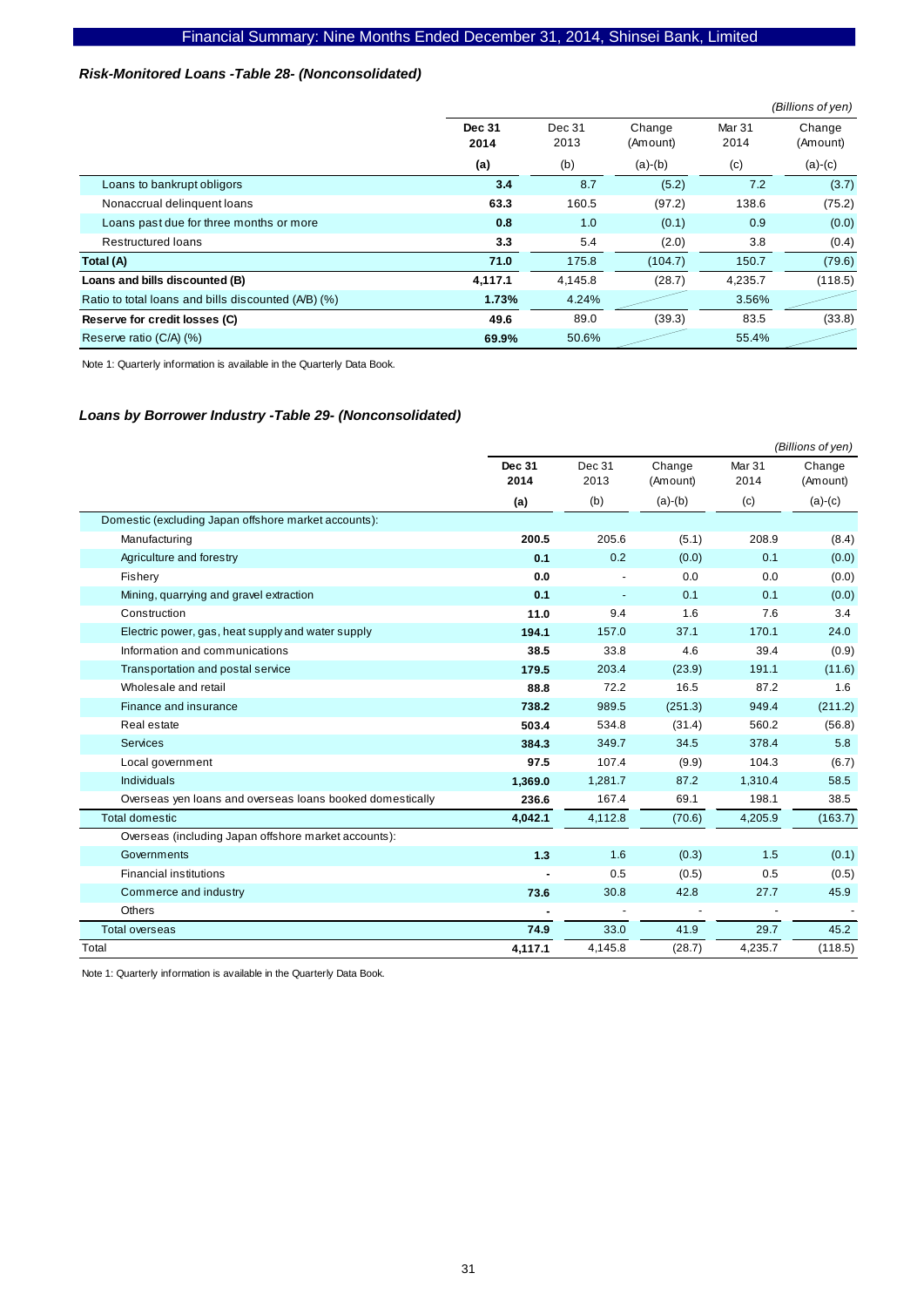### *Risk-Monitored Loans -Table 28- (Nonconsolidated)*

*(Billions of yen)*

| | **Dec 31 2014** | Dec 31 2013 | Change (Amount) | Mar 31 2014 | Change (Amount) |
|---|---|---|---|---|---|
| | **(a)** | (b) | (a)-(b) | (c) | (a)-(c) |
| Loans to bankrupt obligors | **3.4** | 8.7 | (5.2) | 7.2 | (3.7) |
| Nonaccrual delinquent loans | **63.3** | 160.5 | (97.2) | 138.6 | (75.2) |
| Loans past due for three months or more | **0.8** | 1.0 | (0.1) | 0.9 | (0.0) |
| Restructured loans | **3.3** | 5.4 | (2.0) | 3.8 | (0.4) |
| **Total (A)** | **71.0** | 175.8 | (104.7) | 150.7 | (79.6) |
| **Loans and bills discounted (B)** | **4,117.1** | 4,145.8 | (28.7) | 4,235.7 | (118.5) |
| Ratio to total loans and bills discounted (A/B) (%) | **1.73%** | 4.24% | | 3.56% | |
| **Reserve for credit losses (C)** | **49.6** | 89.0 | (39.3) | 83.5 | (33.8) |
| Reserve ratio (C/A) (%) | **69.9%** | 50.6% | | 55.4% | |

Note 1: Quarterly information is available in the Quarterly Data Book.

### *Loans by Borrower Industry -Table 29- (Nonconsolidated)*

*(Billions of yen)*

| | **Dec 31 2014** | Dec 31 2013 | Change (Amount) | Mar 31 2014 | Change (Amount) |
|---|---|---|---|---|---|
| | **(a)** | (b) | (a)-(b) | (c) | (a)-(c) |
| Domestic (excluding Japan offshore market accounts): | | | | | |
| Manufacturing | **200.5** | 205.6 | (5.1) | 208.9 | (8.4) |
| Agriculture and forestry | **0.1** | 0.2 | (0.0) | 0.1 | (0.0) |
| Fishery | **0.0** | - | 0.0 | 0.0 | (0.0) |
| Mining, quarrying and gravel extraction | **0.1** | - | 0.1 | 0.1 | (0.0) |
| Construction | **11.0** | 9.4 | 1.6 | 7.6 | 3.4 |
| Electric power, gas, heat supply and water supply | **194.1** | 157.0 | 37.1 | 170.1 | 24.0 |
| Information and communications | **38.5** | 33.8 | 4.6 | 39.4 | (0.9) |
| Transportation and postal service | **179.5** | 203.4 | (23.9) | 191.1 | (11.6) |
| Wholesale and retail | **88.8** | 72.2 | 16.5 | 87.2 | 1.6 |
| Finance and insurance | **738.2** | 989.5 | (251.3) | 949.4 | (211.2) |
| Real estate | **503.4** | 534.8 | (31.4) | 560.2 | (56.8) |
| Services | **384.3** | 349.7 | 34.5 | 378.4 | 5.8 |
| Local government | **97.5** | 107.4 | (9.9) | 104.3 | (6.7) |
| Individuals | **1,369.0** | 1,281.7 | 87.2 | 1,310.4 | 58.5 |
| Overseas yen loans and overseas loans booked domestically | **236.6** | 167.4 | 69.1 | 198.1 | 38.5 |
| Total domestic | **4,042.1** | 4,112.8 | (70.6) | 4,205.9 | (163.7) |
| Overseas (including Japan offshore market accounts): | | | | | |
| Governments | **1.3** | 1.6 | (0.3) | 1.5 | (0.1) |
| Financial institutions | **-** | 0.5 | (0.5) | 0.5 | (0.5) |
| Commerce and industry | **73.6** | 30.8 | 42.8 | 27.7 | 45.9 |
| Others | **-** | - | - | - | - |
| Total overseas | **74.9** | 33.0 | 41.9 | 29.7 | 45.2 |
| Total | **4,117.1** | 4,145.8 | (28.7) | 4,235.7 | (118.5) |

Note 1: Quarterly information is available in the Quarterly Data Book.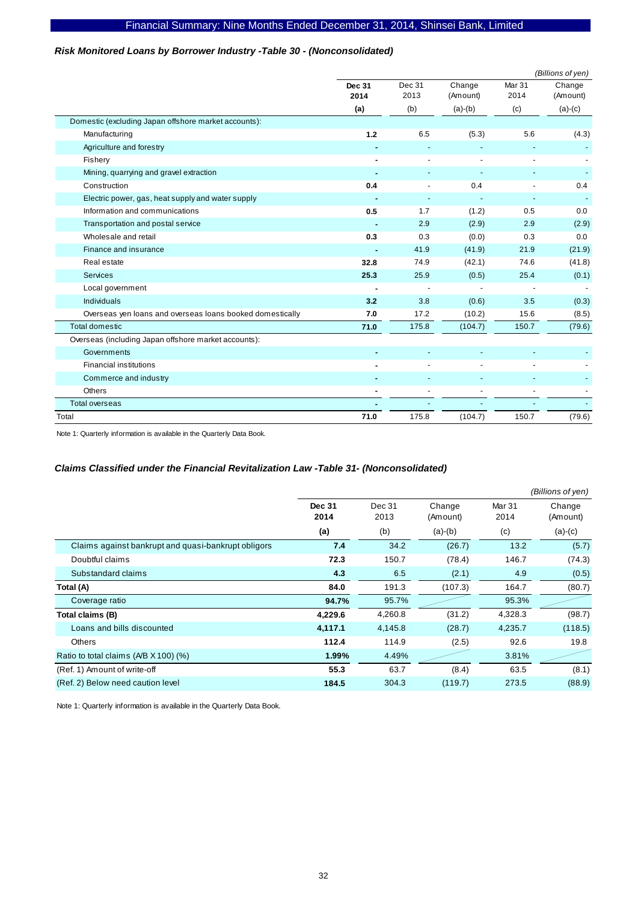### *Risk Monitored Loans by Borrower Industry -Table 30 - (Nonconsolidated)*

*(Billions of yen)*

| | **Dec 31 2014** | Dec 31 2013 | Change (Amount) | Mar 31 2014 | Change (Amount) |
|---|---|---|---|---|---|
| | **(a)** | (b) | (a)-(b) | (c) | (a)-(c) |
| Domestic (excluding Japan offshore market accounts): | | | | | |
| Manufacturing | **1.2** | 6.5 | (5.3) | 5.6 | (4.3) |
| Agriculture and forestry | **-** | - | - | - | - |
| Fishery | **-** | - | - | - | - |
| Mining, quarrying and gravel extraction | **-** | - | - | - | - |
| Construction | **0.4** | - | 0.4 | - | 0.4 |
| Electric power, gas, heat supply and water supply | **-** | - | - | - | - |
| Information and communications | **0.5** | 1.7 | (1.2) | 0.5 | 0.0 |
| Transportation and postal service | **-** | 2.9 | (2.9) | 2.9 | (2.9) |
| Wholesale and retail | **0.3** | 0.3 | (0.0) | 0.3 | 0.0 |
| Finance and insurance | **-** | 41.9 | (41.9) | 21.9 | (21.9) |
| Real estate | **32.8** | 74.9 | (42.1) | 74.6 | (41.8) |
| Services | **25.3** | 25.9 | (0.5) | 25.4 | (0.1) |
| Local government | **-** | - | - | - | - |
| Individuals | **3.2** | 3.8 | (0.6) | 3.5 | (0.3) |
| Overseas yen loans and overseas loans booked domestically | **7.0** | 17.2 | (10.2) | 15.6 | (8.5) |
| Total domestic | **71.0** | 175.8 | (104.7) | 150.7 | (79.6) |
| Overseas (including Japan offshore market accounts): | | | | | |
| Governments | **-** | - | - | - | - |
| Financial institutions | **-** | - | - | - | - |
| Commerce and industry | **-** | - | - | - | - |
| Others | **-** | - | - | - | - |
| Total overseas | **-** | - | - | - | - |
| Total | **71.0** | 175.8 | (104.7) | 150.7 | (79.6) |

Note 1: Quarterly information is available in the Quarterly Data Book.

### *Claims Classified under the Financial Revitalization Law -Table 31- (Nonconsolidated)*

*(Billions of yen)*

| | **Dec 31 2014** | Dec 31 2013 | Change (Amount) | Mar 31 2014 | Change (Amount) |
|---|---|---|---|---|---|
| | **(a)** | (b) | (a)-(b) | (c) | (a)-(c) |
| Claims against bankrupt and quasi-bankrupt obligors | **7.4** | 34.2 | (26.7) | 13.2 | (5.7) |
| Doubtful claims | **72.3** | 150.7 | (78.4) | 146.7 | (74.3) |
| Substandard claims | **4.3** | 6.5 | (2.1) | 4.9 | (0.5) |
| **Total (A)** | **84.0** | 191.3 | (107.3) | 164.7 | (80.7) |
| Coverage ratio | **94.7%** | 95.7% | | 95.3% | |
| **Total claims (B)** | **4,229.6** | 4,260.8 | (31.2) | 4,328.3 | (98.7) |
| Loans and bills discounted | **4,117.1** | 4,145.8 | (28.7) | 4,235.7 | (118.5) |
| Others | **112.4** | 114.9 | (2.5) | 92.6 | 19.8 |
| Ratio to total claims (A/B X 100) (%) | **1.99%** | 4.49% | | 3.81% | |
| (Ref. 1) Amount of write-off | **55.3** | 63.7 | (8.4) | 63.5 | (8.1) |
| (Ref. 2) Below need caution level | **184.5** | 304.3 | (119.7) | 273.5 | (88.9) |

Note 1: Quarterly information is available in the Quarterly Data Book.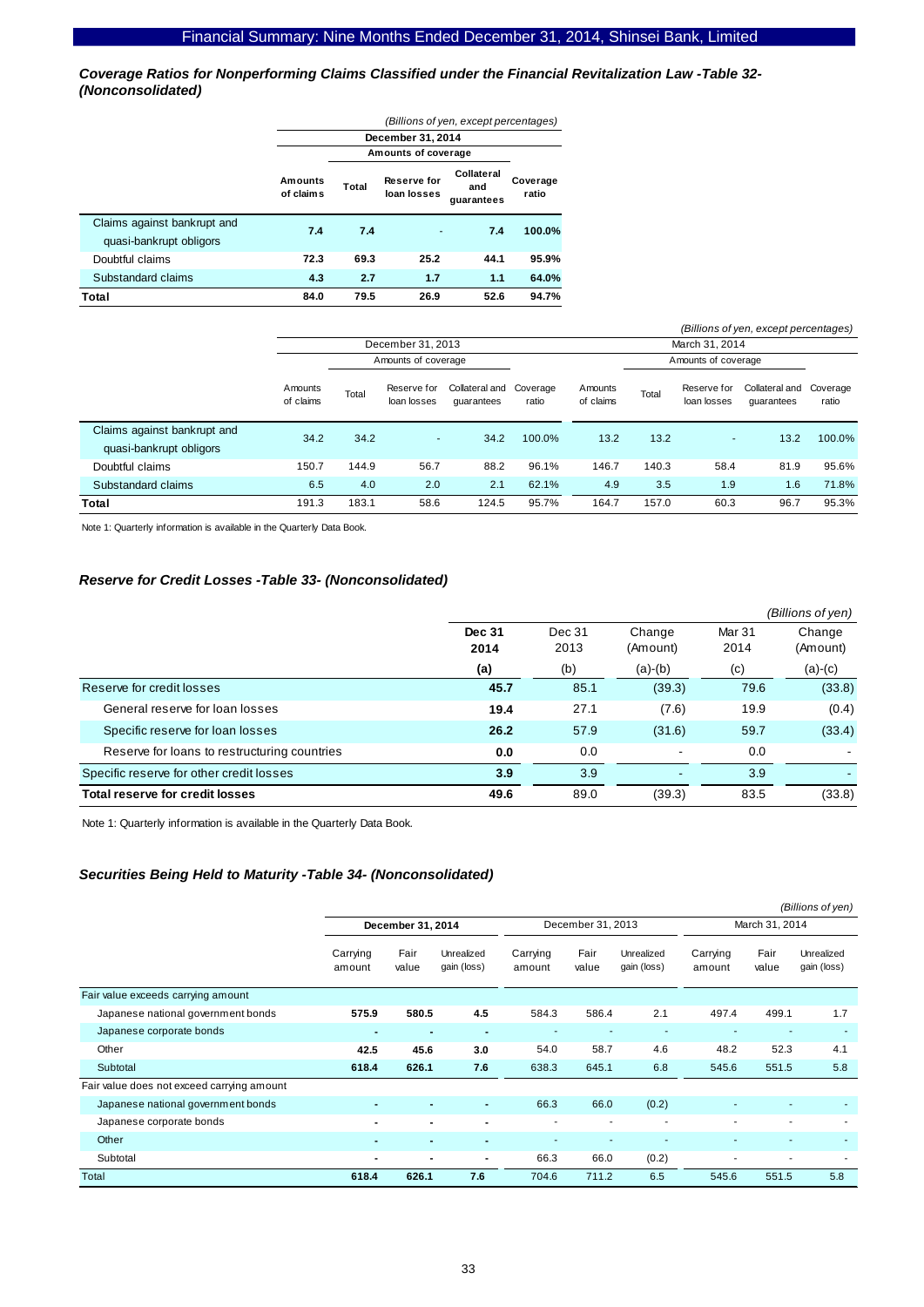### *Coverage Ratios for Nonperforming Claims Classified under the Financial Revitalization Law -Table 32- (Nonconsolidated)*

*(Billions of yen, except percentages)*

| | December 31, 2014 | | | | |
|---|---|---|---|---|---|
| | | Amounts of coverage | | | |
| | **Amounts of claims** | **Total** | **Reserve for loan losses** | **Collateral and guarantees** | **Coverage ratio** |
| Claims against bankrupt and quasi-bankrupt obligors | **7.4** | **7.4** | - | **7.4** | **100.0%** |
| Doubtful claims | **72.3** | **69.3** | **25.2** | **44.1** | **95.9%** |
| Substandard claims | **4.3** | **2.7** | **1.7** | **1.1** | **64.0%** |
| **Total** | **84.0** | **79.5** | **26.9** | **52.6** | **94.7%** |

*(Billions of yen, except percentages)*

| | December 31, 2013 | | | | | March 31, 2014 | | | | |
|---|---|---|---|---|---|---|---|---|---|---|
| | | Amounts of coverage | | | | | Amounts of coverage | | | |
| | Amounts of claims | Total | Reserve for loan losses | Collateral and guarantees | Coverage ratio | Amounts of claims | Total | Reserve for loan losses | Collateral and guarantees | Coverage ratio |
| Claims against bankrupt and quasi-bankrupt obligors | 34.2 | 34.2 | - | 34.2 | 100.0% | 13.2 | 13.2 | - | 13.2 | 100.0% |
| Doubtful claims | 150.7 | 144.9 | 56.7 | 88.2 | 96.1% | 146.7 | 140.3 | 58.4 | 81.9 | 95.6% |
| Substandard claims | 6.5 | 4.0 | 2.0 | 2.1 | 62.1% | 4.9 | 3.5 | 1.9 | 1.6 | 71.8% |
| **Total** | 191.3 | 183.1 | 58.6 | 124.5 | 95.7% | 164.7 | 157.0 | 60.3 | 96.7 | 95.3% |

Note 1: Quarterly information is available in the Quarterly Data Book.

### *Reserve for Credit Losses -Table 33- (Nonconsolidated)*

*(Billions of yen)*

| | **Dec 31 2014** | Dec 31 2013 | Change (Amount) | Mar 31 2014 | Change (Amount) |
|---|---|---|---|---|---|
| | **(a)** | (b) | (a)-(b) | (c) | (a)-(c) |
| Reserve for credit losses | **45.7** | 85.1 | (39.3) | 79.6 | (33.8) |
| General reserve for loan losses | **19.4** | 27.1 | (7.6) | 19.9 | (0.4) |
| Specific reserve for loan losses | **26.2** | 57.9 | (31.6) | 59.7 | (33.4) |
| Reserve for loans to restructuring countries | **0.0** | 0.0 | - | 0.0 | - |
| Specific reserve for other credit losses | **3.9** | 3.9 | - | 3.9 | - |
| **Total reserve for credit losses** | **49.6** | 89.0 | (39.3) | 83.5 | (33.8) |

Note 1: Quarterly information is available in the Quarterly Data Book.

### *Securities Being Held to Maturity -Table 34- (Nonconsolidated)*

*(Billions of yen)*

| | **December 31, 2014** | | | December 31, 2013 | | | March 31, 2014 | | |
|---|---|---|---|---|---|---|---|---|---|
| | Carrying amount | Fair value | Unrealized gain (loss) | Carrying amount | Fair value | Unrealized gain (loss) | Carrying amount | Fair value | Unrealized gain (loss) |
| Fair value exceeds carrying amount | | | | | | | | | |
| Japanese national government bonds | **575.9** | **580.5** | **4.5** | 584.3 | 586.4 | 2.1 | 497.4 | 499.1 | 1.7 |
| Japanese corporate bonds | **-** | **-** | **-** | - | - | - | - | - | - |
| Other | **42.5** | **45.6** | **3.0** | 54.0 | 58.7 | 4.6 | 48.2 | 52.3 | 4.1 |
| Subtotal | **618.4** | **626.1** | **7.6** | 638.3 | 645.1 | 6.8 | 545.6 | 551.5 | 5.8 |
| Fair value does not exceed carrying amount | | | | | | | | | |
| Japanese national government bonds | **-** | **-** | **-** | 66.3 | 66.0 | (0.2) | - | - | - |
| Japanese corporate bonds | **-** | **-** | **-** | - | - | - | - | - | - |
| Other | **-** | **-** | **-** | - | - | - | - | - | - |
| Subtotal | **-** | **-** | **-** | 66.3 | 66.0 | (0.2) | - | - | - |
| Total | **618.4** | **626.1** | **7.6** | 704.6 | 711.2 | 6.5 | 545.6 | 551.5 | 5.8 |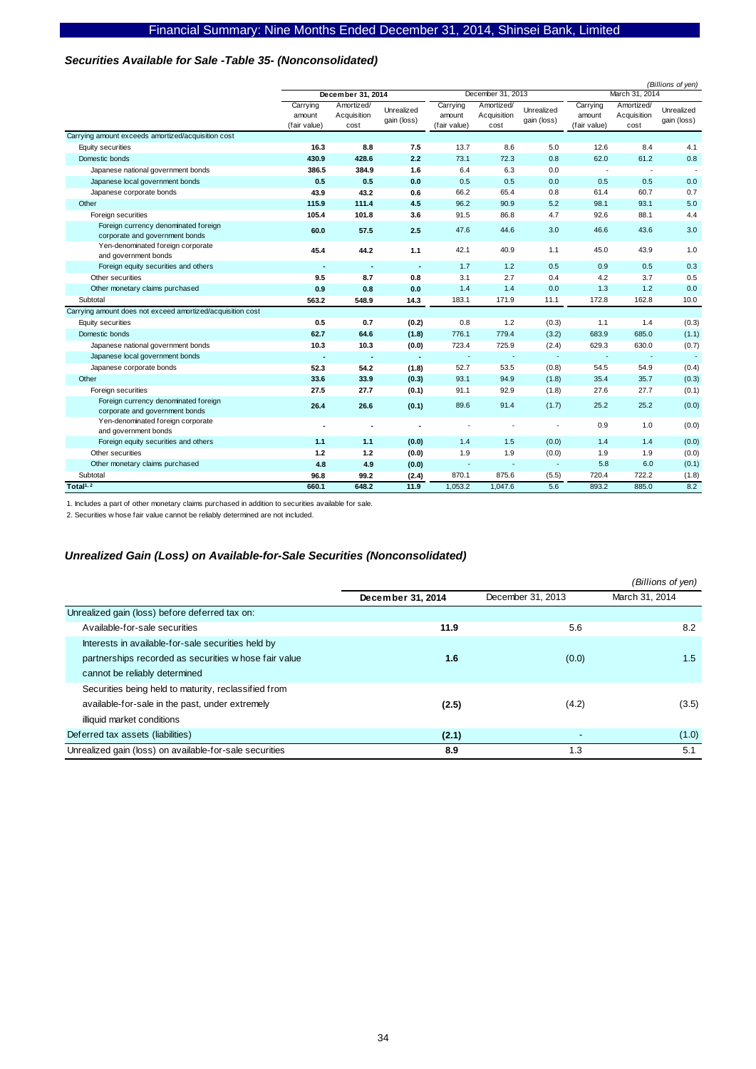### *Securities Available for Sale -Table 35- (Nonconsolidated)*

*(Billions of yen)*

| | December 31, 2014 | | | December 31, 2013 | | | March 31, 2014 | | |
|---|---|---|---|---|---|---|---|---|---|
| | Carrying amount (fair value) | Amortized/ Acquisition cost | Unrealized gain (loss) | Carrying amount (fair value) | Amortized/ Acquisition cost | Unrealized gain (loss) | Carrying amount (fair value) | Amortized/ Acquisition cost | Unrealized gain (loss) |
| Carrying amount exceeds amortized/acquisition cost | | | | | | | | | |
| Equity securities | **16.3** | **8.8** | **7.5** | 13.7 | 8.6 | 5.0 | 12.6 | 8.4 | 4.1 |
| Domestic bonds | **430.9** | **428.6** | **2.2** | 73.1 | 72.3 | 0.8 | 62.0 | 61.2 | 0.8 |
| Japanese national government bonds | **386.5** | **384.9** | **1.6** | 6.4 | 6.3 | 0.0 | - | - | - |
| Japanese local government bonds | **0.5** | **0.5** | **0.0** | 0.5 | 0.5 | 0.0 | 0.5 | 0.5 | 0.0 |
| Japanese corporate bonds | **43.9** | **43.2** | **0.6** | 66.2 | 65.4 | 0.8 | 61.4 | 60.7 | 0.7 |
| Other | **115.9** | **111.4** | **4.5** | 96.2 | 90.9 | 5.2 | 98.1 | 93.1 | 5.0 |
| Foreign securities | **105.4** | **101.8** | **3.6** | 91.5 | 86.8 | 4.7 | 92.6 | 88.1 | 4.4 |
| Foreign currency denominated foreign corporate and government bonds | **60.0** | **57.5** | **2.5** | 47.6 | 44.6 | 3.0 | 46.6 | 43.6 | 3.0 |
| Yen-denominated foreign corporate and government bonds | **45.4** | **44.2** | **1.1** | 42.1 | 40.9 | 1.1 | 45.0 | 43.9 | 1.0 |
| Foreign equity securities and others | **-** | **-** | **-** | 1.7 | 1.2 | 0.5 | 0.9 | 0.5 | 0.3 |
| Other securities | **9.5** | **8.7** | **0.8** | 3.1 | 2.7 | 0.4 | 4.2 | 3.7 | 0.5 |
| Other monetary claims purchased | **0.9** | **0.8** | **0.0** | 1.4 | 1.4 | 0.0 | 1.3 | 1.2 | 0.0 |
| Subtotal | **563.2** | **548.9** | **14.3** | 183.1 | 171.9 | 11.1 | 172.8 | 162.8 | 10.0 |
| Carrying amount does not exceed amortized/acquisition cost | | | | | | | | | |
| Equity securities | **0.5** | **0.7** | **(0.2)** | 0.8 | 1.2 | (0.3) | 1.1 | 1.4 | (0.3) |
| Domestic bonds | **62.7** | **64.6** | **(1.8)** | 776.1 | 779.4 | (3.2) | 683.9 | 685.0 | (1.1) |
| Japanese national government bonds | **10.3** | **10.3** | **(0.0)** | 723.4 | 725.9 | (2.4) | 629.3 | 630.0 | (0.7) |
| Japanese local government bonds | **-** | **-** | **-** | - | - | - | - | - | - |
| Japanese corporate bonds | **52.3** | **54.2** | **(1.8)** | 52.7 | 53.5 | (0.8) | 54.5 | 54.9 | (0.4) |
| Other | **33.6** | **33.9** | **(0.3)** | 93.1 | 94.9 | (1.8) | 35.4 | 35.7 | (0.3) |
| Foreign securities | **27.5** | **27.7** | **(0.1)** | 91.1 | 92.9 | (1.8) | 27.6 | 27.7 | (0.1) |
| Foreign currency denominated foreign corporate and government bonds | **26.4** | **26.6** | **(0.1)** | 89.6 | 91.4 | (1.7) | 25.2 | 25.2 | (0.0) |
| Yen-denominated foreign corporate and government bonds | **-** | **-** | **-** | - | - | - | 0.9 | 1.0 | (0.0) |
| Foreign equity securities and others | **1.1** | **1.1** | **(0.0)** | 1.4 | 1.5 | (0.0) | 1.4 | 1.4 | (0.0) |
| Other securities | **1.2** | **1.2** | **(0.0)** | 1.9 | 1.9 | (0.0) | 1.9 | 1.9 | (0.0) |
| Other monetary claims purchased | **4.8** | **4.9** | **(0.0)** | - | - | - | 5.8 | 6.0 | (0.1) |
| Subtotal | **96.8** | **99.2** | **(2.4)** | 870.1 | 875.6 | (5.5) | 720.4 | 722.2 | (1.8) |
| **Total[1, 2]** | **660.1** | **648.2** | **11.9** | 1,053.2 | 1,047.6 | 5.6 | 893.2 | 885.0 | 8.2 |

1. Includes a part of other monetary claims purchased in addition to securities available for sale.
2. Securities whose fair value cannot be reliably determined are not included.

### *Unrealized Gain (Loss) on Available-for-Sale Securities (Nonconsolidated)*

*(Billions of yen)*

| | December 31, 2014 | December 31, 2013 | March 31, 2014 |
|---|---|---|---|
| Unrealized gain (loss) before deferred tax on: | | | |
| Available-for-sale securities | **11.9** | 5.6 | 8.2 |
| Interests in available-for-sale securities held by partnerships recorded as securities whose fair value cannot be reliably determined | **1.6** | (0.0) | 1.5 |
| Securities being held to maturity, reclassified from available-for-sale in the past, under extremely illiquid market conditions | **(2.5)** | (4.2) | (3.5) |
| Deferred tax assets (liabilities) | **(2.1)** | - | (1.0) |
| Unrealized gain (loss) on available-for-sale securities | **8.9** | 1.3 | 5.1 |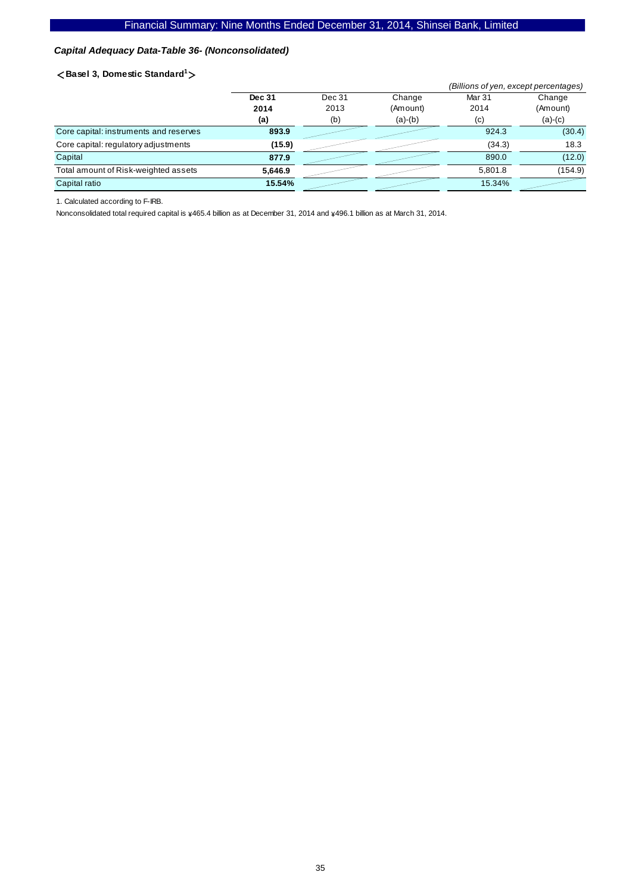Financial Summary: Nine Months Ended December 31, 2014, Shinsei Bank, Limited

### *Capital Adequacy Data-Table 36- (Nonconsolidated)*

**＜Basel 3, Domestic Standard[1]＞**

*(Billions of yen, except percentages)*

| | **Dec 31 2014 (a)** | Dec 31 2013 (b) | Change (Amount) (a)-(b) | Mar 31 2014 (c) | Change (Amount) (a)-(c) |
|---|---|---|---|---|---|
| Core capital: instruments and reserves | **893.9** | | | 924.3 | (30.4) |
| Core capital: regulatory adjustments | **(15.9)** | | | (34.3) | 18.3 |
| Capital | **877.9** | | | 890.0 | (12.0) |
| Total amount of Risk-weighted assets | **5,646.9** | | | 5,801.8 | (154.9) |
| Capital ratio | **15.54%** | | | 15.34% | |

1. Calculated according to F-IRB.

Nonconsolidated total required capital is ¥465.4 billion as at December 31, 2014 and ¥496.1 billion as at March 31, 2014.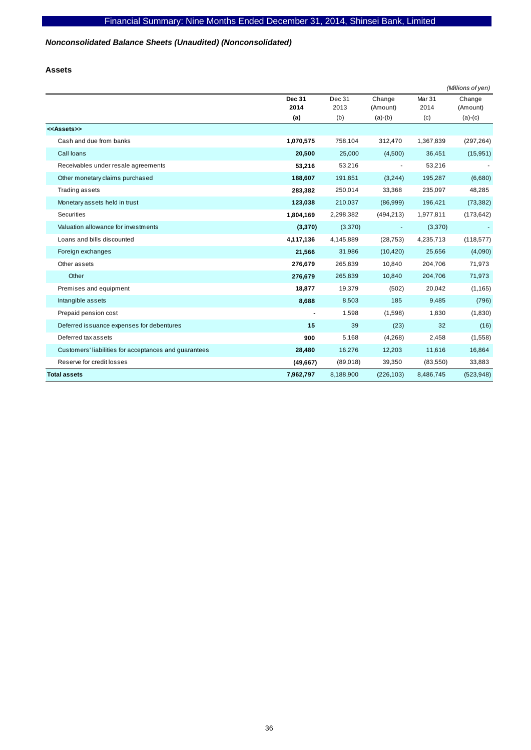*Nonconsolidated Balance Sheets (Unaudited) (Nonconsolidated)*

### Assets

(Millions of yen)

| | Dec 31 2014 (a) | Dec 31 2013 (b) | Change (Amount) (a)-(b) | Mar 31 2014 (c) | Change (Amount) (a)-(c) |
|---|---|---|---|---|---|
| **<<Assets>>** | | | | | |
| Cash and due from banks | **1,070,575** | 758,104 | 312,470 | 1,367,839 | (297,264) |
| Call loans | **20,500** | 25,000 | (4,500) | 36,451 | (15,951) |
| Receivables under resale agreements | **53,216** | 53,216 | - | 53,216 | - |
| Other monetary claims purchased | **188,607** | 191,851 | (3,244) | 195,287 | (6,680) |
| Trading assets | **283,382** | 250,014 | 33,368 | 235,097 | 48,285 |
| Monetary assets held in trust | **123,038** | 210,037 | (86,999) | 196,421 | (73,382) |
| Securities | **1,804,169** | 2,298,382 | (494,213) | 1,977,811 | (173,642) |
| Valuation allowance for investments | **(3,370)** | (3,370) | - | (3,370) | - |
| Loans and bills discounted | **4,117,136** | 4,145,889 | (28,753) | 4,235,713 | (118,577) |
| Foreign exchanges | **21,566** | 31,986 | (10,420) | 25,656 | (4,090) |
| Other assets | **276,679** | 265,839 | 10,840 | 204,706 | 71,973 |
| Other | **276,679** | 265,839 | 10,840 | 204,706 | 71,973 |
| Premises and equipment | **18,877** | 19,379 | (502) | 20,042 | (1,165) |
| Intangible assets | **8,688** | 8,503 | 185 | 9,485 | (796) |
| Prepaid pension cost | **-** | 1,598 | (1,598) | 1,830 | (1,830) |
| Deferred issuance expenses for debentures | **15** | 39 | (23) | 32 | (16) |
| Deferred tax assets | **900** | 5,168 | (4,268) | 2,458 | (1,558) |
| Customers' liabilities for acceptances and guarantees | **28,480** | 16,276 | 12,203 | 11,616 | 16,864 |
| Reserve for credit losses | **(49,667)** | (89,018) | 39,350 | (83,550) | 33,883 |
| **Total assets** | **7,962,797** | 8,188,900 | (226,103) | 8,486,745 | (523,948) |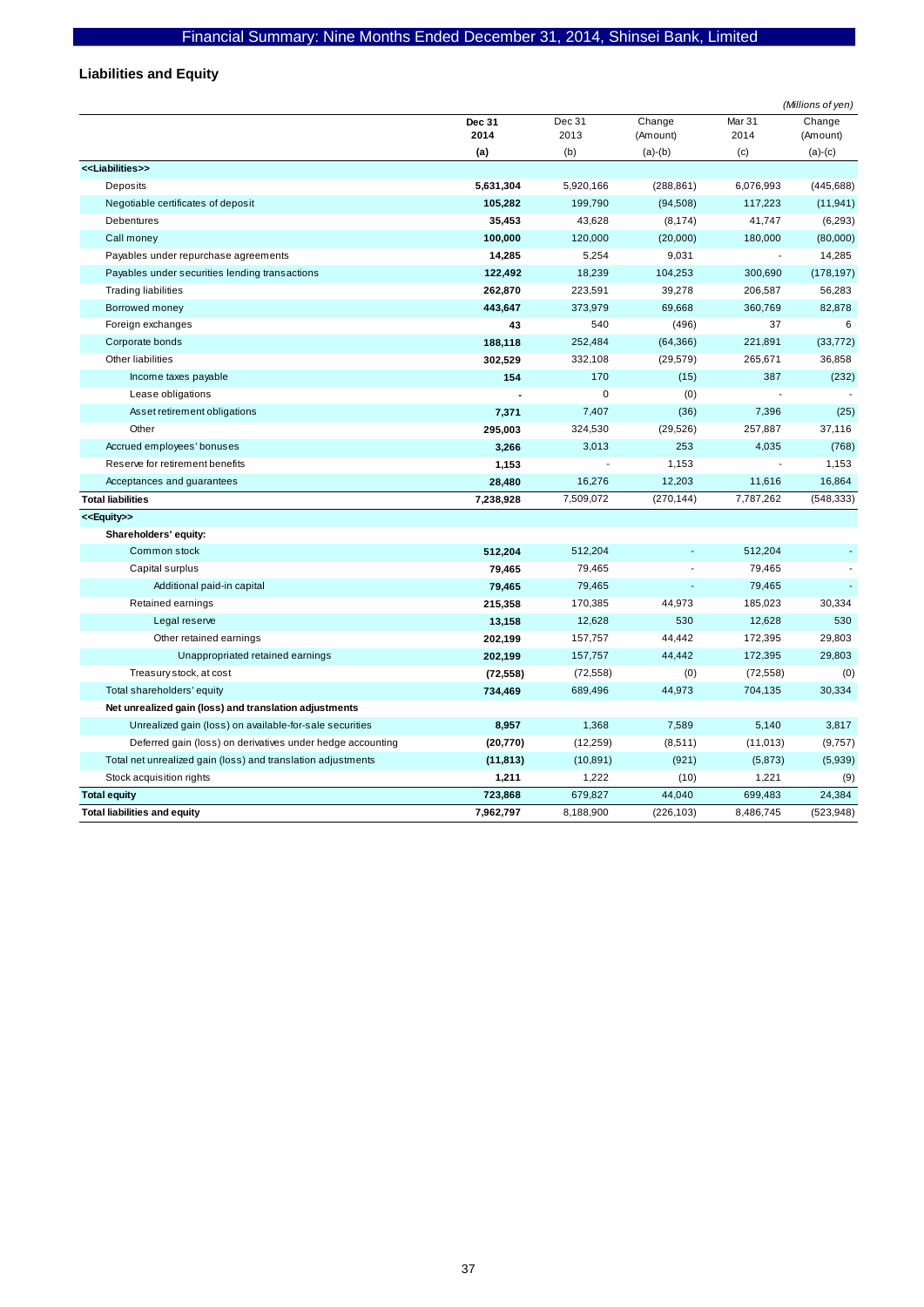## Liabilities and Equity

*(Millions of yen)*

| | Dec 31 2014 (a) | Dec 31 2013 (b) | Change (Amount) (a)-(b) | Mar 31 2014 (c) | Change (Amount) (a)-(c) |
|---|---|---|---|---|---|
| **<<Liabilities>>** | | | | | |
| Deposits | **5,631,304** | 5,920,166 | (288,861) | 6,076,993 | (445,688) |
| Negotiable certificates of deposit | **105,282** | 199,790 | (94,508) | 117,223 | (11,941) |
| Debentures | **35,453** | 43,628 | (8,174) | 41,747 | (6,293) |
| Call money | **100,000** | 120,000 | (20,000) | 180,000 | (80,000) |
| Payables under repurchase agreements | **14,285** | 5,254 | 9,031 | - | 14,285 |
| Payables under securities lending transactions | **122,492** | 18,239 | 104,253 | 300,690 | (178,197) |
| Trading liabilities | **262,870** | 223,591 | 39,278 | 206,587 | 56,283 |
| Borrowed money | **443,647** | 373,979 | 69,668 | 360,769 | 82,878 |
| Foreign exchanges | **43** | 540 | (496) | 37 | 6 |
| Corporate bonds | **188,118** | 252,484 | (64,366) | 221,891 | (33,772) |
| Other liabilities | **302,529** | 332,108 | (29,579) | 265,671 | 36,858 |
| Income taxes payable | **154** | 170 | (15) | 387 | (232) |
| Lease obligations | **-** | 0 | (0) | - | - |
| Asset retirement obligations | **7,371** | 7,407 | (36) | 7,396 | (25) |
| Other | **295,003** | 324,530 | (29,526) | 257,887 | 37,116 |
| Accrued employees' bonuses | **3,266** | 3,013 | 253 | 4,035 | (768) |
| Reserve for retirement benefits | **1,153** | - | 1,153 | - | 1,153 |
| Acceptances and guarantees | **28,480** | 16,276 | 12,203 | 11,616 | 16,864 |
| **Total liabilities** | **7,238,928** | 7,509,072 | (270,144) | 7,787,262 | (548,333) |
| **<<Equity>>** | | | | | |
| **Shareholders' equity:** | | | | | |
| Common stock | **512,204** | 512,204 | - | 512,204 | - |
| Capital surplus | **79,465** | 79,465 | - | 79,465 | - |
| Additional paid-in capital | **79,465** | 79,465 | - | 79,465 | - |
| Retained earnings | **215,358** | 170,385 | 44,973 | 185,023 | 30,334 |
| Legal reserve | **13,158** | 12,628 | 530 | 12,628 | 530 |
| Other retained earnings | **202,199** | 157,757 | 44,442 | 172,395 | 29,803 |
| Unappropriated retained earnings | **202,199** | 157,757 | 44,442 | 172,395 | 29,803 |
| Treasury stock, at cost | **(72,558)** | (72,558) | (0) | (72,558) | (0) |
| Total shareholders' equity | **734,469** | 689,496 | 44,973 | 704,135 | 30,334 |
| **Net unrealized gain (loss) and translation adjustments** | | | | | |
| Unrealized gain (loss) on available-for-sale securities | **8,957** | 1,368 | 7,589 | 5,140 | 3,817 |
| Deferred gain (loss) on derivatives under hedge accounting | **(20,770)** | (12,259) | (8,511) | (11,013) | (9,757) |
| Total net unrealized gain (loss) and translation adjustments | **(11,813)** | (10,891) | (921) | (5,873) | (5,939) |
| Stock acquisition rights | **1,211** | 1,222 | (10) | 1,221 | (9) |
| **Total equity** | **723,868** | 679,827 | 44,040 | 699,483 | 24,384 |
| **Total liabilities and equity** | **7,962,797** | 8,188,900 | (226,103) | 8,486,745 | (523,948) |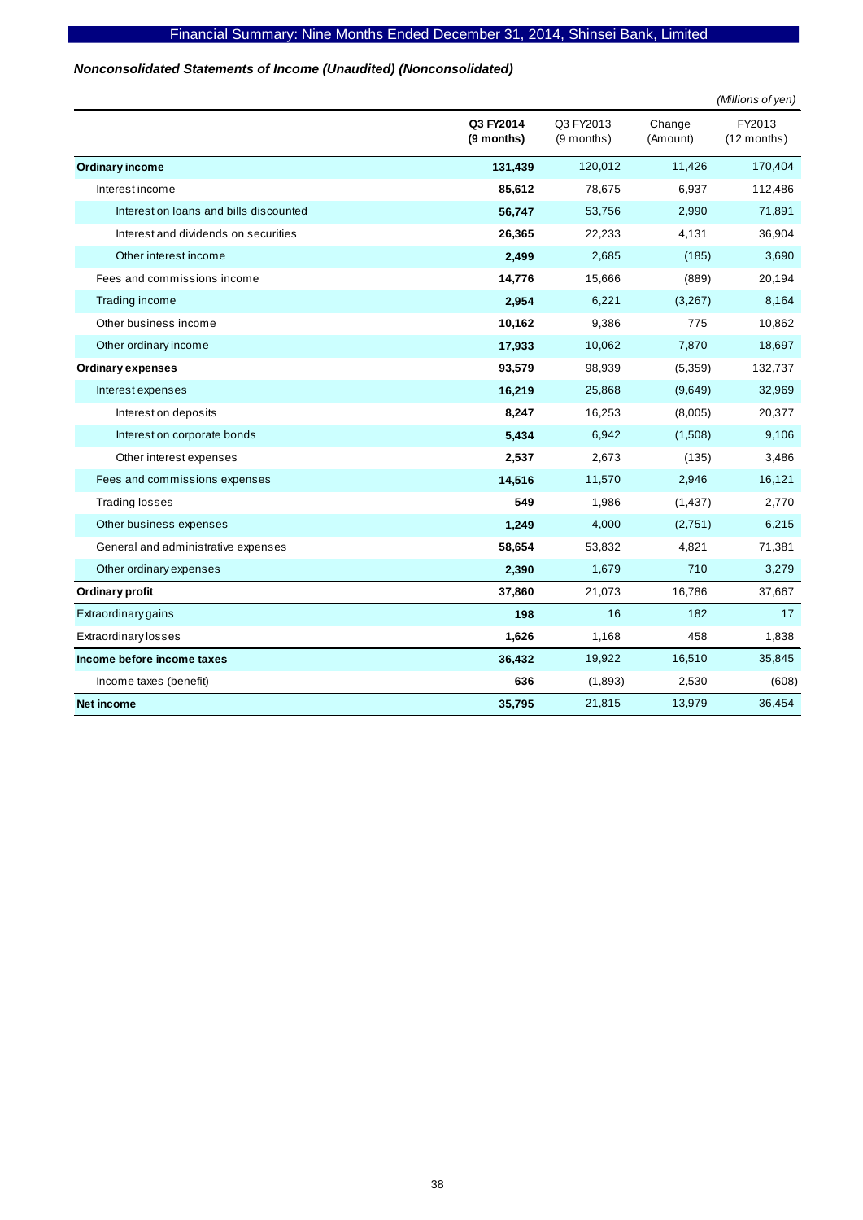*Nonconsolidated Statements of Income (Unaudited) (Nonconsolidated)*

*(Millions of yen)*

| | Q3 FY2014 (9 months) | Q3 FY2013 (9 months) | Change (Amount) | FY2013 (12 months) |
|---|---|---|---|---|
| **Ordinary income** | **131,439** | 120,012 | 11,426 | 170,404 |
| Interest income | **85,612** | 78,675 | 6,937 | 112,486 |
| Interest on loans and bills discounted | **56,747** | 53,756 | 2,990 | 71,891 |
| Interest and dividends on securities | **26,365** | 22,233 | 4,131 | 36,904 |
| Other interest income | **2,499** | 2,685 | (185) | 3,690 |
| Fees and commissions income | **14,776** | 15,666 | (889) | 20,194 |
| Trading income | **2,954** | 6,221 | (3,267) | 8,164 |
| Other business income | **10,162** | 9,386 | 775 | 10,862 |
| Other ordinary income | **17,933** | 10,062 | 7,870 | 18,697 |
| **Ordinary expenses** | **93,579** | 98,939 | (5,359) | 132,737 |
| Interest expenses | **16,219** | 25,868 | (9,649) | 32,969 |
| Interest on deposits | **8,247** | 16,253 | (8,005) | 20,377 |
| Interest on corporate bonds | **5,434** | 6,942 | (1,508) | 9,106 |
| Other interest expenses | **2,537** | 2,673 | (135) | 3,486 |
| Fees and commissions expenses | **14,516** | 11,570 | 2,946 | 16,121 |
| Trading losses | **549** | 1,986 | (1,437) | 2,770 |
| Other business expenses | **1,249** | 4,000 | (2,751) | 6,215 |
| General and administrative expenses | **58,654** | 53,832 | 4,821 | 71,381 |
| Other ordinary expenses | **2,390** | 1,679 | 710 | 3,279 |
| **Ordinary profit** | **37,860** | 21,073 | 16,786 | 37,667 |
| Extraordinary gains | **198** | 16 | 182 | 17 |
| Extraordinary losses | **1,626** | 1,168 | 458 | 1,838 |
| **Income before income taxes** | **36,432** | 19,922 | 16,510 | 35,845 |
| Income taxes (benefit) | **636** | (1,893) | 2,530 | (608) |
| **Net income** | **35,795** | 21,815 | 13,979 | 36,454 |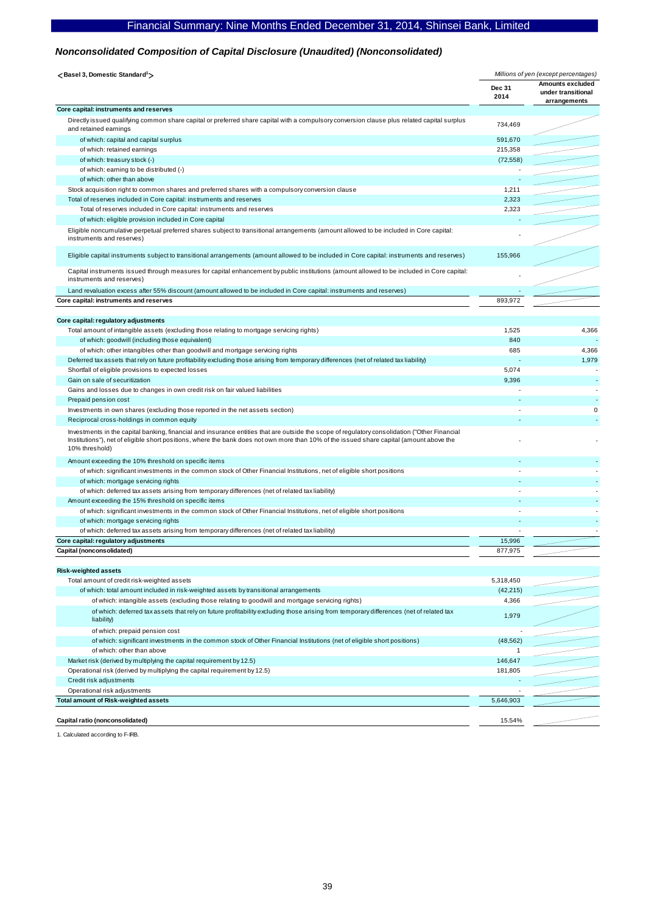## Financial Summary: Nine Months Ended December 31, 2014, Shinsei Bank, Limited

### *Nonconsolidated Composition of Capital Disclosure (Unaudited) (Nonconsolidated)*

**<Basel 3, Domestic Standard[1]>**

*Millions of yen (except percentages)*

| | Dec 31 2014 | Amounts excluded under transitional arrangements |
|---|---|---|
| **Core capital: instruments and reserves** | | |
| Directly issued qualifying common share capital or preferred share capital with a compulsory conversion clause plus related capital surplus and retained earnings | 734,469 | |
| of which: capital and capital surplus | 591,670 | |
| of which: retained earnings | 215,358 | |
| of which: treasury stock (-) | (72,558) | |
| of which: earning to be distributed (-) | - | |
| of which: other than above | - | |
| Stock acquisition right to common shares and preferred shares with a compulsory conversion clause | 1,211 | |
| Total of reserves included in Core capital: instruments and reserves | 2,323 | |
| Total of reserves included in Core capital: instruments and reserves | 2,323 | |
| of which: eligible provision included in Core capital | - | |
| Eligible noncumulative perpetual preferred shares subject to transitional arrangements (amount allowed to be included in Core capital: instruments and reserves) | - | |
| Eligible capital instruments subject to transitional arrangements (amount allowed to be included in Core capital: instruments and reserves) | 155,966 | |
| Capital instruments issued through measures for capital enhancement by public institutions (amount allowed to be included in Core capital: instruments and reserves) | - | |
| Land revaluation excess after 55% discount (amount allowed to be included in Core capital: instruments and reserves) | - | |
| **Core capital: instruments and reserves** | 893,972 | |
| | | |
| **Core capital: regulatory adjustments** | | |
| Total amount of intangible assets (excluding those relating to mortgage servicing rights) | 1,525 | 4,366 |
| of which: goodwill (including those equivalent) | 840 | - |
| of which: other intangibles other than goodwill and mortgage servicing rights | 685 | 4,366 |
| Deferred tax assets that rely on future profitability excluding those arising from temporary differences (net of related tax liability) | - | 1,979 |
| Shortfall of eligible provisions to expected losses | 5,074 | - |
| Gain on sale of securitization | 9,396 | - |
| Gains and losses due to changes in own credit risk on fair valued liabilities | - | - |
| Prepaid pension cost | - | - |
| Investments in own shares (excluding those reported in the net assets section) | - | 0 |
| Reciprocal cross-holdings in common equity | - | - |
| Investments in the capital banking, financial and insurance entities that are outside the scope of regulatory consolidation ("Other Financial Institutions"), net of eligible short positions, where the bank does not own more than 10% of the issued share capital (amount above the 10% threshold) | - | - |
| Amount exceeding the 10% threshold on specific items | - | - |
| of which: significant investments in the common stock of Other Financial Institutions, net of eligible short positions | - | - |
| of which: mortgage servicing rights | - | - |
| of which: deferred tax assets arising from temporary differences (net of related tax liability) | - | - |
| Amount exceeding the 15% threshold on specific items | - | - |
| of which: significant investments in the common stock of Other Financial Institutions, net of eligible short positions | - | - |
| of which: mortgage servicing rights | - | - |
| of which: deferred tax assets arising from temporary differences (net of related tax liability) | - | - |
| **Core capital: regulatory adjustments** | 15,996 | |
| **Capital (nonconsolidated)** | 877,975 | |
| | | |
| **Risk-weighted assets** | | |
| Total amount of credit risk-weighted assets | 5,318,450 | |
| of which: total amount included in risk-weighted assets by transitional arrangements | (42,215) | |
| of which: intangible assets (excluding those relating to goodwill and mortgage servicing rights) | 4,366 | |
| of which: deferred tax assets that rely on future profitability excluding those arising from temporary differences (net of related tax liability) | 1,979 | |
| of which: prepaid pension cost | - | |
| of which: significant investments in the common stock of Other Financial Institutions (net of eligible short positions) | (48,562) | |
| of which: other than above | 1 | |
| Market risk (derived by multiplying the capital requirement by 12.5) | 146,647 | |
| Operational risk (derived by multiplying the capital requirement by 12.5) | 181,805 | |
| Credit risk adjustments | - | |
| Operational risk adjustments | - | |
| **Total amount of Risk-weighted assets** | 5,646,903 | |
| | | |
| **Capital ratio (nonconsolidated)** | 15.54% | |

1. Calculated according to F-IRB.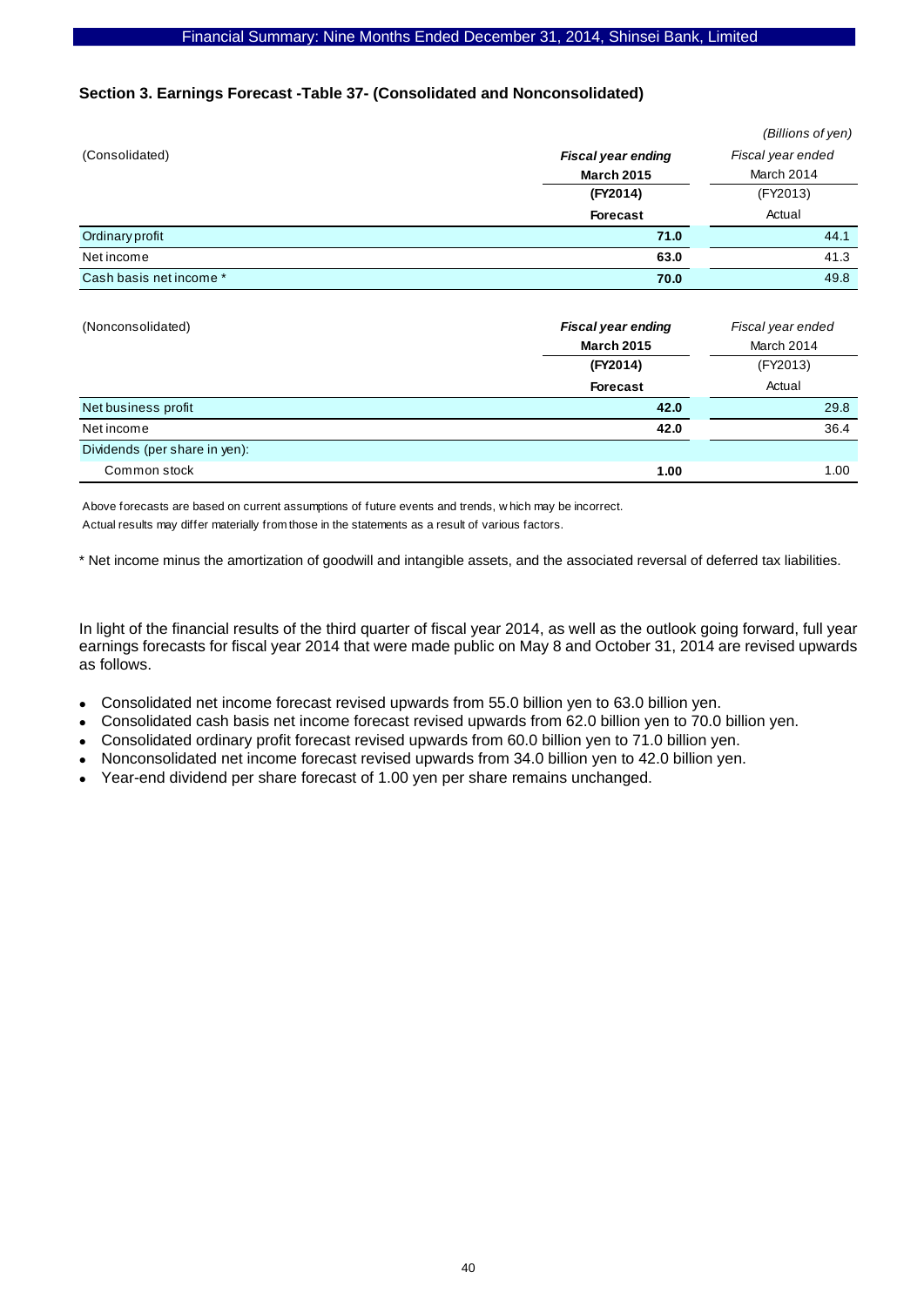## Section 3. Earnings Forecast -Table 37- (Consolidated and Nonconsolidated)

*(Billions of yen)*

| (Consolidated) | ***Fiscal year ending*** **March 2015** **(FY2014)** **Forecast** | *Fiscal year ended* March 2014 (FY2013) Actual |
|---|---|---|
| Ordinary profit | **71.0** | 44.1 |
| Net income | **63.0** | 41.3 |
| Cash basis net income * | **70.0** | 49.8 |

| (Nonconsolidated) | ***Fiscal year ending*** **March 2015** **(FY2014)** **Forecast** | *Fiscal year ended* March 2014 (FY2013) Actual |
|---|---|---|
| Net business profit | **42.0** | 29.8 |
| Net income | **42.0** | 36.4 |
| Dividends (per share in yen): | | |
| Common stock | **1.00** | 1.00 |

Above forecasts are based on current assumptions of future events and trends, which may be incorrect.
Actual results may differ materially from those in the statements as a result of various factors.

* Net income minus the amortization of goodwill and intangible assets, and the associated reversal of deferred tax liabilities.

In light of the financial results of the third quarter of fiscal year 2014, as well as the outlook going forward, full year earnings forecasts for fiscal year 2014 that were made public on May 8 and October 31, 2014 are revised upwards as follows.

- Consolidated net income forecast revised upwards from 55.0 billion yen to 63.0 billion yen.
- Consolidated cash basis net income forecast revised upwards from 62.0 billion yen to 70.0 billion yen.
- Consolidated ordinary profit forecast revised upwards from 60.0 billion yen to 71.0 billion yen.
- Nonconsolidated net income forecast revised upwards from 34.0 billion yen to 42.0 billion yen.
- Year-end dividend per share forecast of 1.00 yen per share remains unchanged.